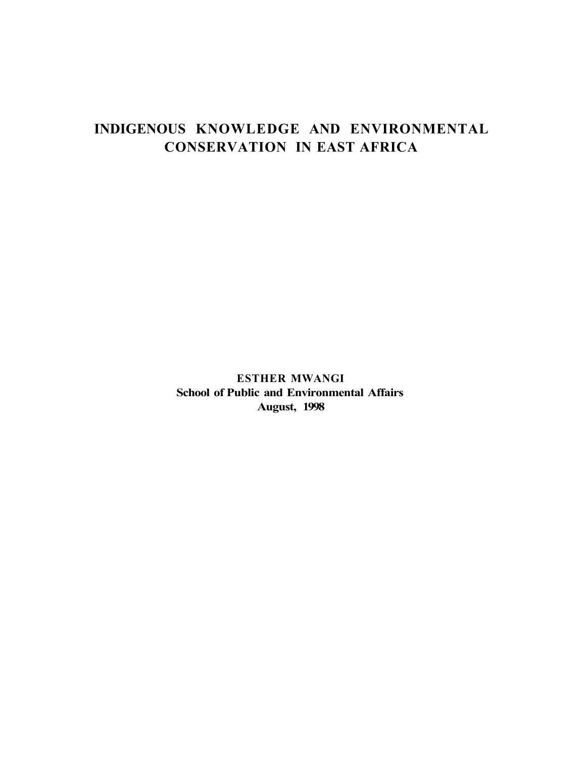# INDIGENOUS KNOWLEDGE AND ENVIRONMENTAL CONSERVATION IN EAST AFRICA

**ESTHER MWANGI**
**School of Public and Environmental Affairs**
**August, 1998**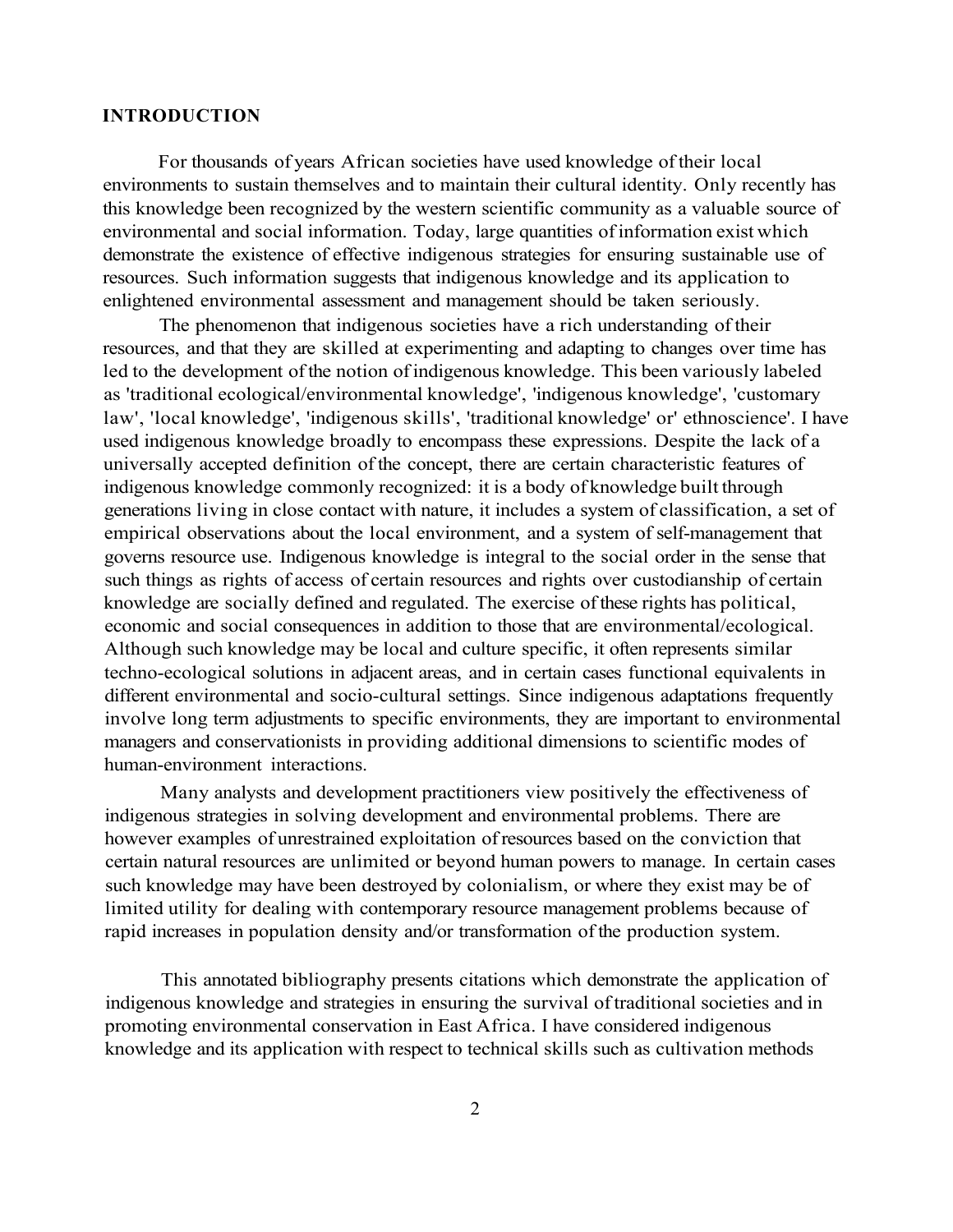**INTRODUCTION**

For thousands of years African societies have used knowledge of their local environments to sustain themselves and to maintain their cultural identity. Only recently has this knowledge been recognized by the western scientific community as a valuable source of environmental and social information. Today, large quantities of information exist which demonstrate the existence of effective indigenous strategies for ensuring sustainable use of resources. Such information suggests that indigenous knowledge and its application to enlightened environmental assessment and management should be taken seriously.

The phenomenon that indigenous societies have a rich understanding of their resources, and that they are skilled at experimenting and adapting to changes over time has led to the development of the notion of indigenous knowledge. This been variously labeled as 'traditional ecological/environmental knowledge', 'indigenous knowledge', 'customary law', 'local knowledge', 'indigenous skills', 'traditional knowledge' or' ethnoscience'. I have used indigenous knowledge broadly to encompass these expressions. Despite the lack of a universally accepted definition of the concept, there are certain characteristic features of indigenous knowledge commonly recognized: it is a body of knowledge built through generations living in close contact with nature, it includes a system of classification, a set of empirical observations about the local environment, and a system of self-management that governs resource use. Indigenous knowledge is integral to the social order in the sense that such things as rights of access of certain resources and rights over custodianship of certain knowledge are socially defined and regulated. The exercise of these rights has political, economic and social consequences in addition to those that are environmental/ecological. Although such knowledge may be local and culture specific, it often represents similar techno-ecological solutions in adjacent areas, and in certain cases functional equivalents in different environmental and socio-cultural settings. Since indigenous adaptations frequently involve long term adjustments to specific environments, they are important to environmental managers and conservationists in providing additional dimensions to scientific modes of human-environment interactions.

Many analysts and development practitioners view positively the effectiveness of indigenous strategies in solving development and environmental problems. There are however examples of unrestrained exploitation of resources based on the conviction that certain natural resources are unlimited or beyond human powers to manage. In certain cases such knowledge may have been destroyed by colonialism, or where they exist may be of limited utility for dealing with contemporary resource management problems because of rapid increases in population density and/or transformation of the production system.

This annotated bibliography presents citations which demonstrate the application of indigenous knowledge and strategies in ensuring the survival of traditional societies and in promoting environmental conservation in East Africa. I have considered indigenous knowledge and its application with respect to technical skills such as cultivation methods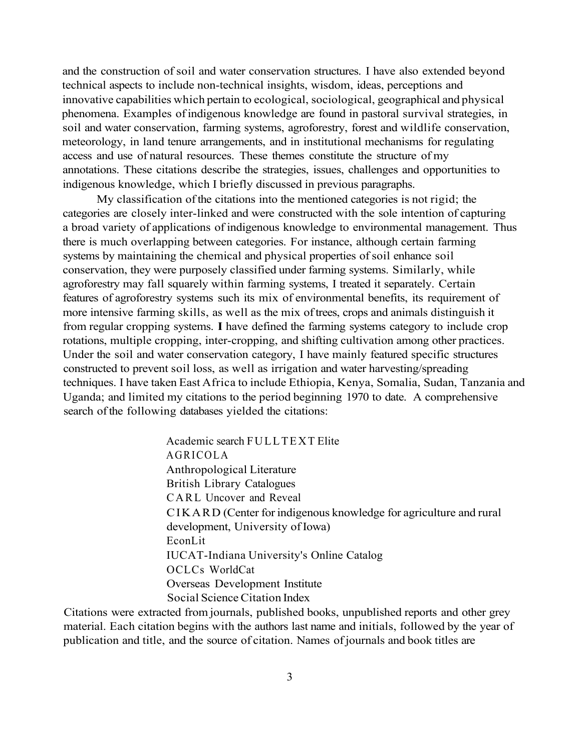and the construction of soil and water conservation structures. I have also extended beyond technical aspects to include non-technical insights, wisdom, ideas, perceptions and innovative capabilities which pertain to ecological, sociological, geographical and physical phenomena. Examples of indigenous knowledge are found in pastoral survival strategies, in soil and water conservation, farming systems, agroforestry, forest and wildlife conservation, meteorology, in land tenure arrangements, and in institutional mechanisms for regulating access and use of natural resources. These themes constitute the structure of my annotations. These citations describe the strategies, issues, challenges and opportunities to indigenous knowledge, which I briefly discussed in previous paragraphs.

My classification of the citations into the mentioned categories is not rigid; the categories are closely inter-linked and were constructed with the sole intention of capturing a broad variety of applications of indigenous knowledge to environmental management. Thus there is much overlapping between categories. For instance, although certain farming systems by maintaining the chemical and physical properties of soil enhance soil conservation, they were purposely classified under farming systems. Similarly, while agroforestry may fall squarely within farming systems, I treated it separately. Certain features of agroforestry systems such its mix of environmental benefits, its requirement of more intensive farming skills, as well as the mix of trees, crops and animals distinguish it from regular cropping systems. I have defined the farming systems category to include crop rotations, multiple cropping, inter-cropping, and shifting cultivation among other practices. Under the soil and water conservation category, I have mainly featured specific structures constructed to prevent soil loss, as well as irrigation and water harvesting/spreading techniques. I have taken East Africa to include Ethiopia, Kenya, Somalia, Sudan, Tanzania and Uganda; and limited my citations to the period beginning 1970 to date. A comprehensive search of the following databases yielded the citations:

- Academic search FULLTEXT Elite
- AGRICOLA
- Anthropological Literature
- British Library Catalogues
- CARL Uncover and Reveal
- CIKARD (Center for indigenous knowledge for agriculture and rural development, University of Iowa)
- EconLit
- IUCAT-Indiana University's Online Catalog
- OCLCs WorldCat
- Overseas Development Institute
- Social Science Citation Index

Citations were extracted from journals, published books, unpublished reports and other grey material. Each citation begins with the authors last name and initials, followed by the year of publication and title, and the source of citation. Names of journals and book titles are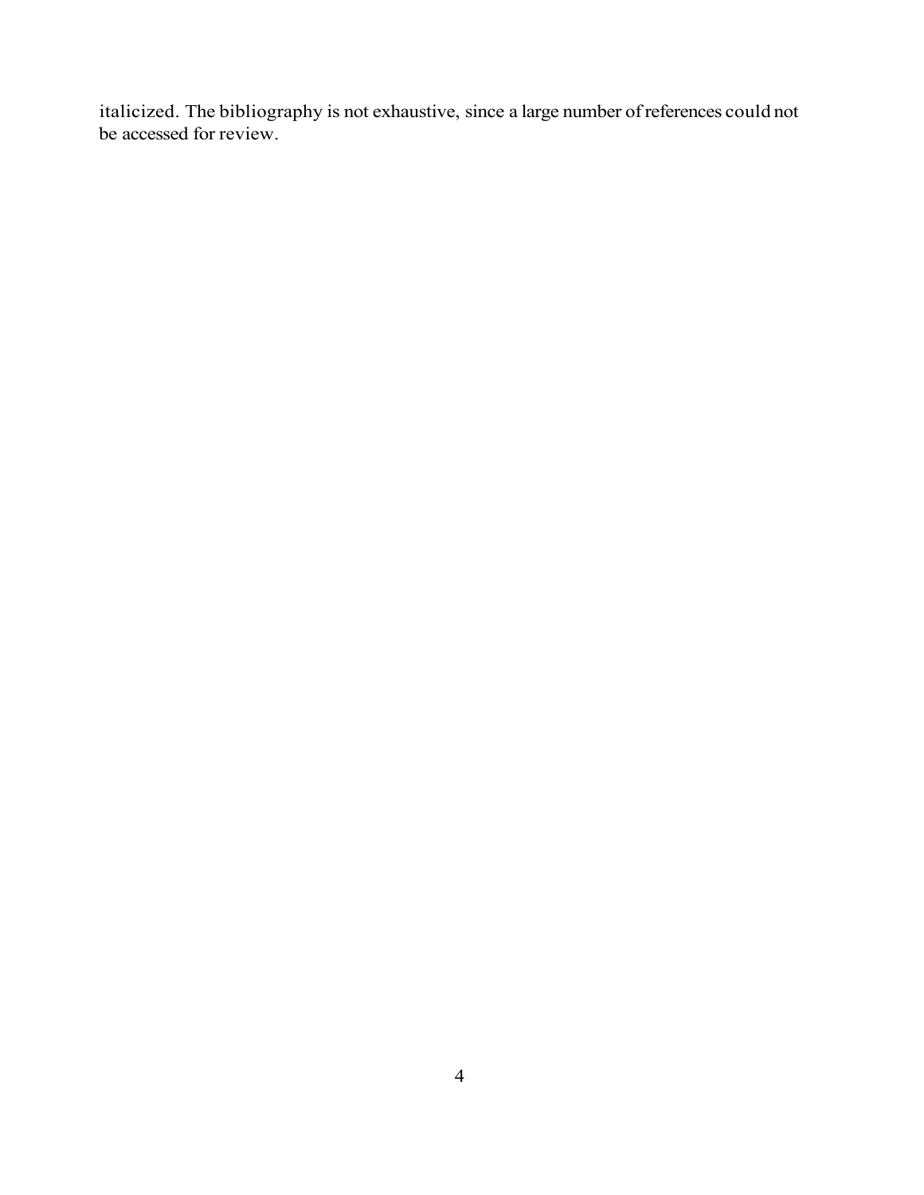italicized. The bibliography is not exhaustive, since a large number of references could not be accessed for review.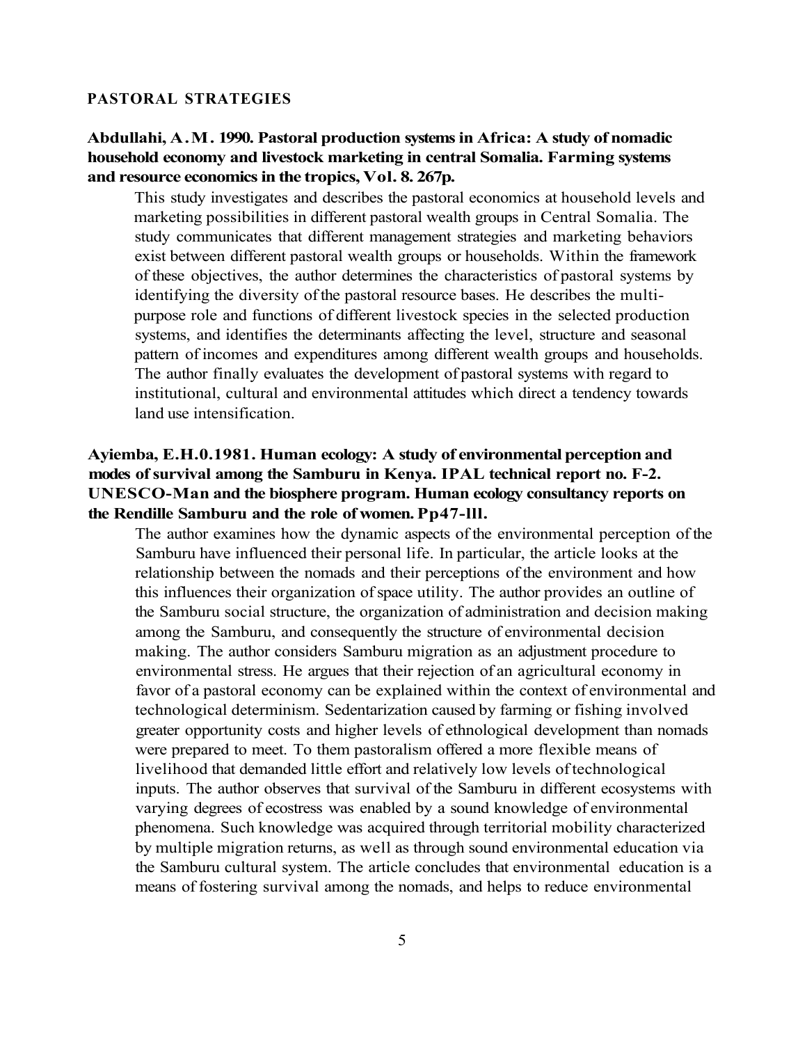## PASTORAL STRATEGIES

**Abdullahi, A.M. 1990. Pastoral production systems in Africa: A study of nomadic household economy and livestock marketing in central Somalia. Farming systems and resource economics in the tropics, Vol. 8. 267p.**

This study investigates and describes the pastoral economics at household levels and marketing possibilities in different pastoral wealth groups in Central Somalia. The study communicates that different management strategies and marketing behaviors exist between different pastoral wealth groups or households. Within the framework of these objectives, the author determines the characteristics of pastoral systems by identifying the diversity of the pastoral resource bases. He describes the multi-purpose role and functions of different livestock species in the selected production systems, and identifies the determinants affecting the level, structure and seasonal pattern of incomes and expenditures among different wealth groups and households. The author finally evaluates the development of pastoral systems with regard to institutional, cultural and environmental attitudes which direct a tendency towards land use intensification.

**Ayiemba, E.H.0.1981. Human ecology: A study of environmental perception and modes of survival among the Samburu in Kenya. IPAL technical report no. F-2. UNESCO-Man and the biosphere program. Human ecology consultancy reports on the Rendille Samburu and the role of women. Pp47-lll.**

The author examines how the dynamic aspects of the environmental perception of the Samburu have influenced their personal life. In particular, the article looks at the relationship between the nomads and their perceptions of the environment and how this influences their organization of space utility. The author provides an outline of the Samburu social structure, the organization of administration and decision making among the Samburu, and consequently the structure of environmental decision making. The author considers Samburu migration as an adjustment procedure to environmental stress. He argues that their rejection of an agricultural economy in favor of a pastoral economy can be explained within the context of environmental and technological determinism. Sedentarization caused by farming or fishing involved greater opportunity costs and higher levels of ethnological development than nomads were prepared to meet. To them pastoralism offered a more flexible means of livelihood that demanded little effort and relatively low levels of technological inputs. The author observes that survival of the Samburu in different ecosystems with varying degrees of ecostress was enabled by a sound knowledge of environmental phenomena. Such knowledge was acquired through territorial mobility characterized by multiple migration returns, as well as through sound environmental education via the Samburu cultural system. The article concludes that environmental education is a means of fostering survival among the nomads, and helps to reduce environmental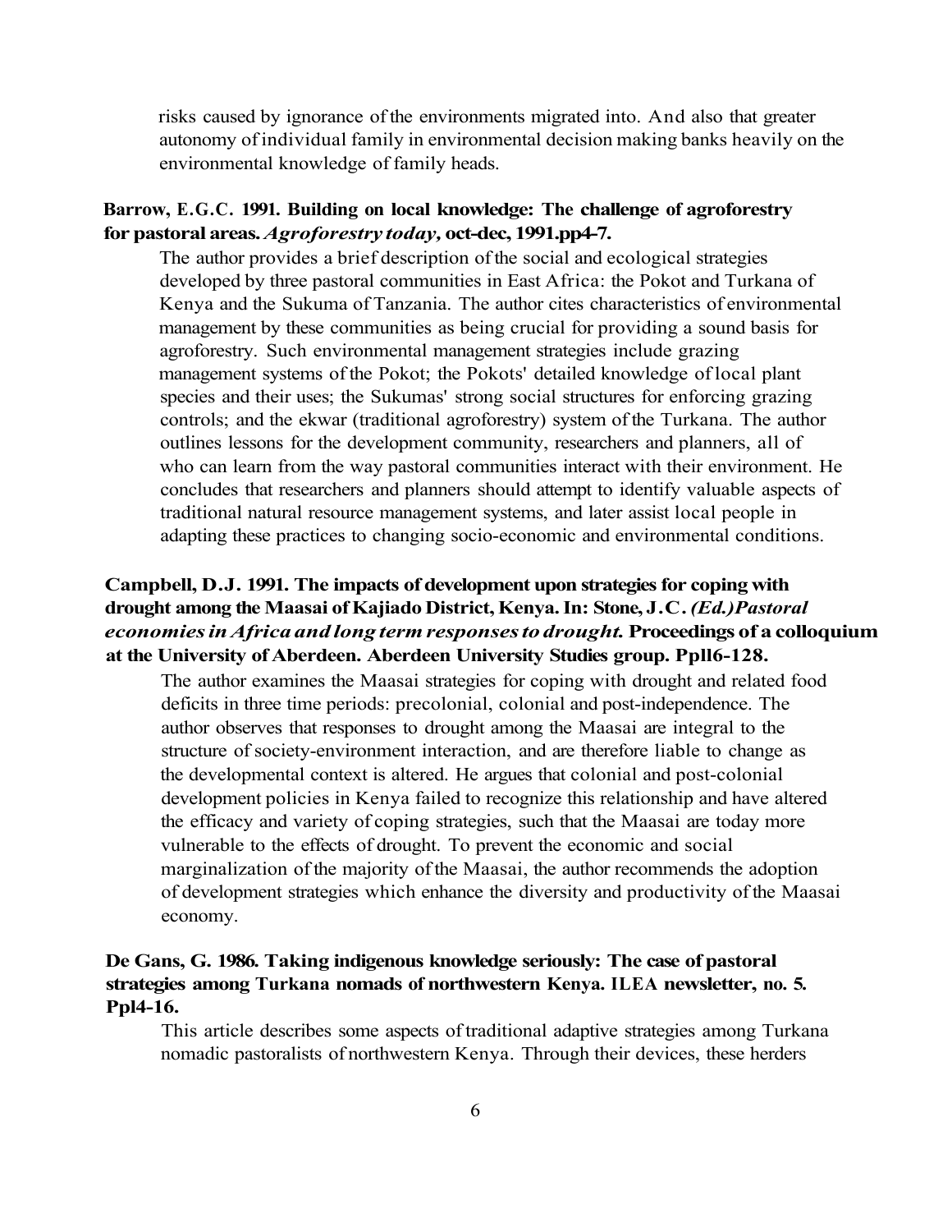risks caused by ignorance of the environments migrated into. And also that greater autonomy of individual family in environmental decision making banks heavily on the environmental knowledge of family heads.

**Barrow, E.G.C. 1991. Building on local knowledge: The challenge of agroforestry for pastoral areas.** ***Agroforestry today*****, oct-dec, 1991.pp4-7.**

The author provides a brief description of the social and ecological strategies developed by three pastoral communities in East Africa: the Pokot and Turkana of Kenya and the Sukuma of Tanzania. The author cites characteristics of environmental management by these communities as being crucial for providing a sound basis for agroforestry. Such environmental management strategies include grazing management systems of the Pokot; the Pokots' detailed knowledge of local plant species and their uses; the Sukumas' strong social structures for enforcing grazing controls; and the ekwar (traditional agroforestry) system of the Turkana. The author outlines lessons for the development community, researchers and planners, all of who can learn from the way pastoral communities interact with their environment. He concludes that researchers and planners should attempt to identify valuable aspects of traditional natural resource management systems, and later assist local people in adapting these practices to changing socio-economic and environmental conditions.

**Campbell, D.J. 1991. The impacts of development upon strategies for coping with drought among the Maasai of Kajiado District, Kenya. In: Stone, J.C.** ***(Ed.)Pastoral economies in Africa and long term responses to drought.*** **Proceedings of a colloquium at the University of Aberdeen. Aberdeen University Studies group. Ppl16-128.**

The author examines the Maasai strategies for coping with drought and related food deficits in three time periods: precolonial, colonial and post-independence. The author observes that responses to drought among the Maasai are integral to the structure of society-environment interaction, and are therefore liable to change as the developmental context is altered. He argues that colonial and post-colonial development policies in Kenya failed to recognize this relationship and have altered the efficacy and variety of coping strategies, such that the Maasai are today more vulnerable to the effects of drought. To prevent the economic and social marginalization of the majority of the Maasai, the author recommends the adoption of development strategies which enhance the diversity and productivity of the Maasai economy.

**De Gans, G. 1986. Taking indigenous knowledge seriously: The case of pastoral strategies among Turkana nomads of northwestern Kenya. ILEA newsletter, no. 5. Ppl4-16.**

This article describes some aspects of traditional adaptive strategies among Turkana nomadic pastoralists of northwestern Kenya. Through their devices, these herders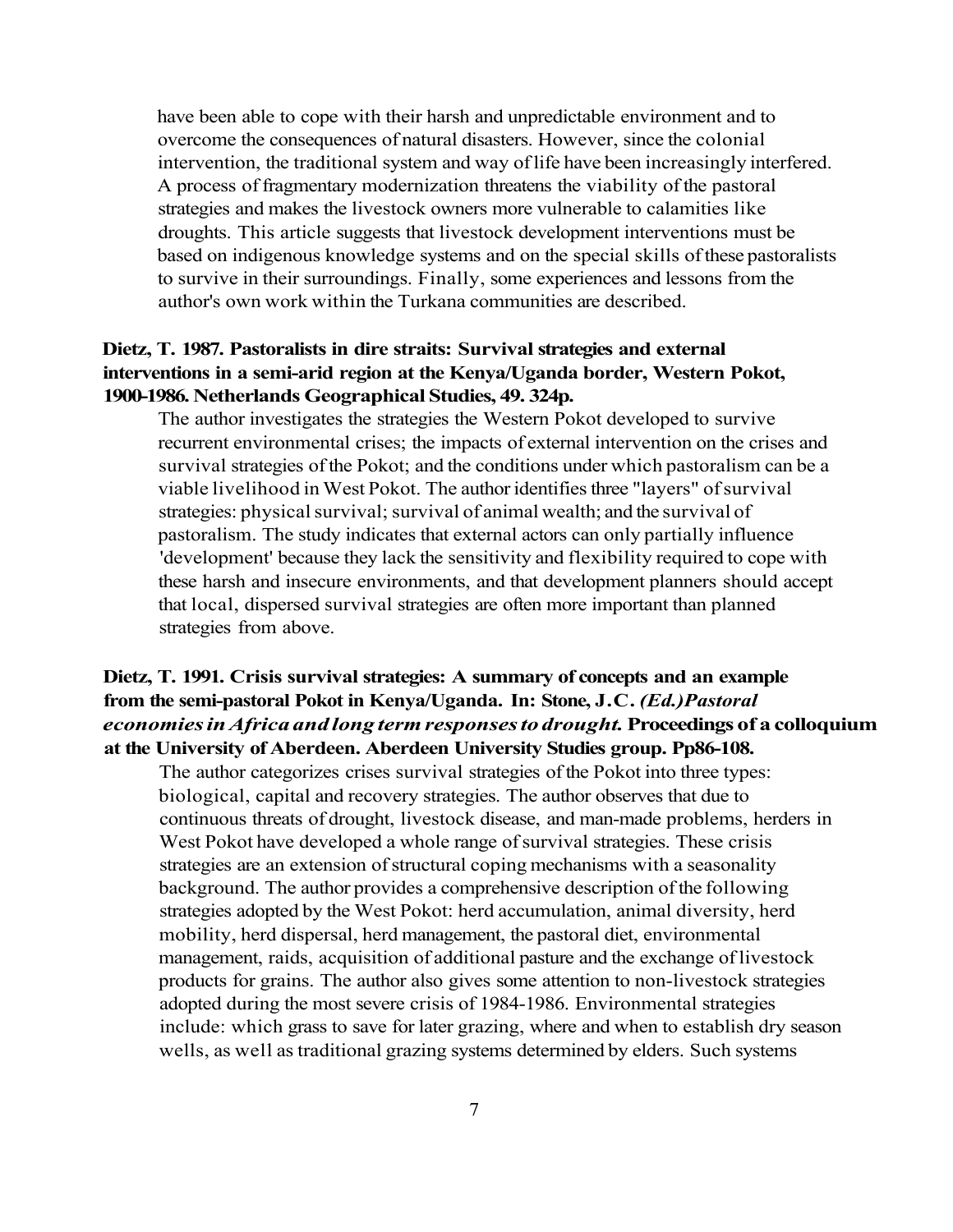have been able to cope with their harsh and unpredictable environment and to overcome the consequences of natural disasters. However, since the colonial intervention, the traditional system and way of life have been increasingly interfered. A process of fragmentary modernization threatens the viability of the pastoral strategies and makes the livestock owners more vulnerable to calamities like droughts. This article suggests that livestock development interventions must be based on indigenous knowledge systems and on the special skills of these pastoralists to survive in their surroundings. Finally, some experiences and lessons from the author's own work within the Turkana communities are described.

**Dietz, T. 1987. Pastoralists in dire straits: Survival strategies and external interventions in a semi-arid region at the Kenya/Uganda border, Western Pokot, 1900-1986. Netherlands Geographical Studies, 49. 324p.**

The author investigates the strategies the Western Pokot developed to survive recurrent environmental crises; the impacts of external intervention on the crises and survival strategies of the Pokot; and the conditions under which pastoralism can be a viable livelihood in West Pokot. The author identifies three "layers" of survival strategies: physical survival; survival of animal wealth; and the survival of pastoralism. The study indicates that external actors can only partially influence 'development' because they lack the sensitivity and flexibility required to cope with these harsh and insecure environments, and that development planners should accept that local, dispersed survival strategies are often more important than planned strategies from above.

**Dietz, T. 1991. Crisis survival strategies: A summary of concepts and an example from the semi-pastoral Pokot in Kenya/Uganda. In: Stone, J.C. *(Ed.) Pastoral economies in Africa and long term responses to drought.* Proceedings of a colloquium at the University of Aberdeen. Aberdeen University Studies group. Pp86-108.**

The author categorizes crises survival strategies of the Pokot into three types: biological, capital and recovery strategies. The author observes that due to continuous threats of drought, livestock disease, and man-made problems, herders in West Pokot have developed a whole range of survival strategies. These crisis strategies are an extension of structural coping mechanisms with a seasonality background. The author provides a comprehensive description of the following strategies adopted by the West Pokot: herd accumulation, animal diversity, herd mobility, herd dispersal, herd management, the pastoral diet, environmental management, raids, acquisition of additional pasture and the exchange of livestock products for grains. The author also gives some attention to non-livestock strategies adopted during the most severe crisis of 1984-1986. Environmental strategies include: which grass to save for later grazing, where and when to establish dry season wells, as well as traditional grazing systems determined by elders. Such systems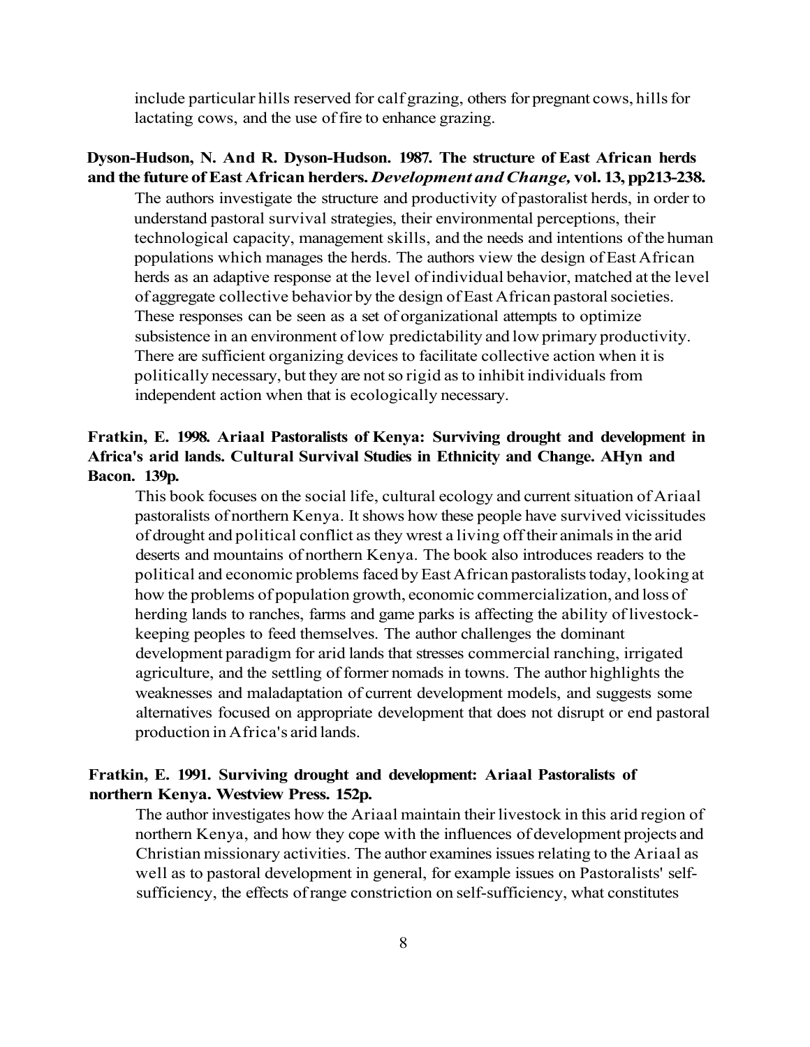include particular hills reserved for calf grazing, others for pregnant cows, hills for lactating cows, and the use of fire to enhance grazing.

**Dyson-Hudson, N. And R. Dyson-Hudson. 1987. The structure of East African herds and the future of East African herders. *Development and Change,* vol. 13, pp213-238.**

The authors investigate the structure and productivity of pastoralist herds, in order to understand pastoral survival strategies, their environmental perceptions, their technological capacity, management skills, and the needs and intentions of the human populations which manages the herds. The authors view the design of East African herds as an adaptive response at the level of individual behavior, matched at the level of aggregate collective behavior by the design of East African pastoral societies. These responses can be seen as a set of organizational attempts to optimize subsistence in an environment of low predictability and low primary productivity. There are sufficient organizing devices to facilitate collective action when it is politically necessary, but they are not so rigid as to inhibit individuals from independent action when that is ecologically necessary.

**Fratkin, E. 1998. Ariaal Pastoralists of Kenya: Surviving drought and development in Africa's arid lands. Cultural Survival Studies in Ethnicity and Change. AHyn and Bacon. 139p.**

This book focuses on the social life, cultural ecology and current situation of Ariaal pastoralists of northern Kenya. It shows how these people have survived vicissitudes of drought and political conflict as they wrest a living off their animals in the arid deserts and mountains of northern Kenya. The book also introduces readers to the political and economic problems faced by East African pastoralists today, looking at how the problems of population growth, economic commercialization, and loss of herding lands to ranches, farms and game parks is affecting the ability of livestock-keeping peoples to feed themselves. The author challenges the dominant development paradigm for arid lands that stresses commercial ranching, irrigated agriculture, and the settling of former nomads in towns. The author highlights the weaknesses and maladaptation of current development models, and suggests some alternatives focused on appropriate development that does not disrupt or end pastoral production in Africa's arid lands.

**Fratkin, E. 1991. Surviving drought and development: Ariaal Pastoralists of northern Kenya. Westview Press. 152p.**

The author investigates how the Ariaal maintain their livestock in this arid region of northern Kenya, and how they cope with the influences of development projects and Christian missionary activities. The author examines issues relating to the Ariaal as well as to pastoral development in general, for example issues on Pastoralists' self-sufficiency, the effects of range constriction on self-sufficiency, what constitutes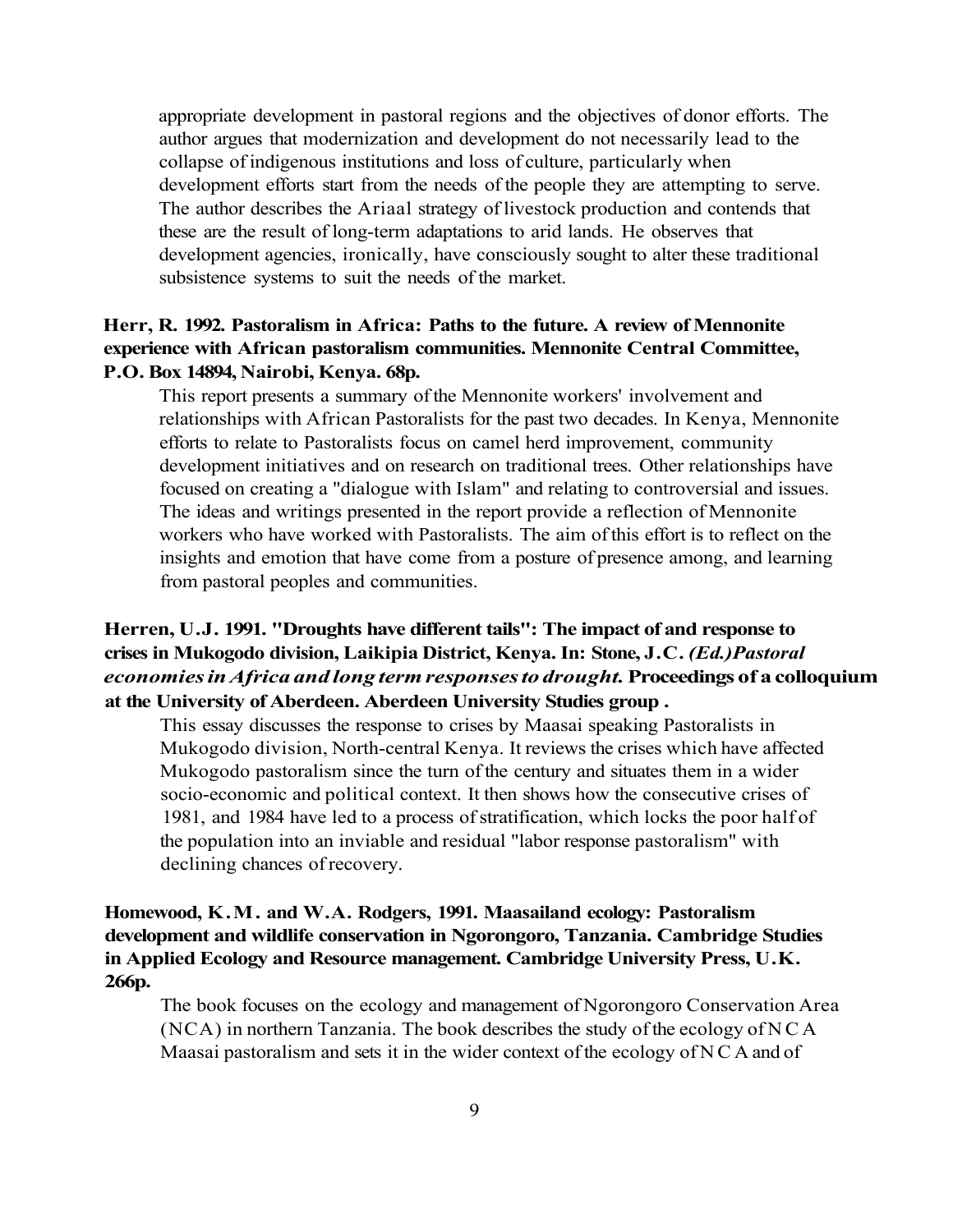appropriate development in pastoral regions and the objectives of donor efforts. The author argues that modernization and development do not necessarily lead to the collapse of indigenous institutions and loss of culture, particularly when development efforts start from the needs of the people they are attempting to serve. The author describes the Ariaal strategy of livestock production and contends that these are the result of long-term adaptations to arid lands. He observes that development agencies, ironically, have consciously sought to alter these traditional subsistence systems to suit the needs of the market.

**Herr, R. 1992. Pastoralism in Africa: Paths to the future. A review of Mennonite experience with African pastoralism communities. Mennonite Central Committee, P.O. Box 14894, Nairobi, Kenya. 68p.**

This report presents a summary of the Mennonite workers' involvement and relationships with African Pastoralists for the past two decades. In Kenya, Mennonite efforts to relate to Pastoralists focus on camel herd improvement, community development initiatives and on research on traditional trees. Other relationships have focused on creating a "dialogue with Islam" and relating to controversial and issues. The ideas and writings presented in the report provide a reflection of Mennonite workers who have worked with Pastoralists. The aim of this effort is to reflect on the insights and emotion that have come from a posture of presence among, and learning from pastoral peoples and communities.

**Herren, U.J. 1991. "Droughts have different tails": The impact of and response to crises in Mukogodo division, Laikipia District, Kenya. In: Stone, J.C. *(Ed.)Pastoral economies in Africa and long term responses to drought.* Proceedings of a colloquium at the University of Aberdeen. Aberdeen University Studies group .**

This essay discusses the response to crises by Maasai speaking Pastoralists in Mukogodo division, North-central Kenya. It reviews the crises which have affected Mukogodo pastoralism since the turn of the century and situates them in a wider socio-economic and political context. It then shows how the consecutive crises of 1981, and 1984 have led to a process of stratification, which locks the poor half of the population into an inviable and residual "labor response pastoralism" with declining chances of recovery.

**Homewood, K.M. and W.A. Rodgers, 1991. Maasailand ecology: Pastoralism development and wildlife conservation in Ngorongoro, Tanzania. Cambridge Studies in Applied Ecology and Resource management. Cambridge University Press, U.K. 266p.**

The book focuses on the ecology and management of Ngorongoro Conservation Area (NCA) in northern Tanzania. The book describes the study of the ecology of N C A Maasai pastoralism and sets it in the wider context of the ecology of N C A and of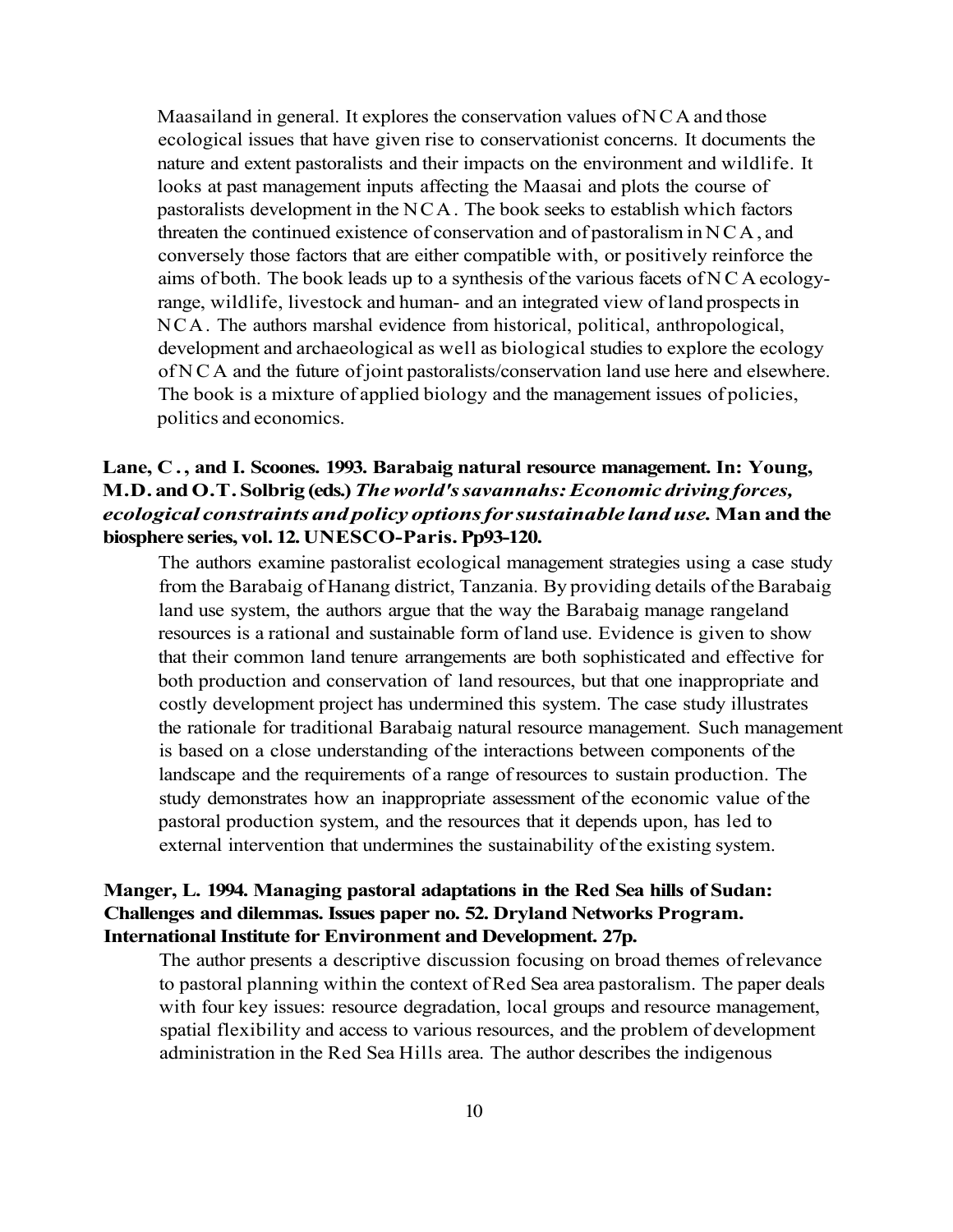Maasailand in general. It explores the conservation values of NCA and those ecological issues that have given rise to conservationist concerns. It documents the nature and extent pastoralists and their impacts on the environment and wildlife. It looks at past management inputs affecting the Maasai and plots the course of pastoralists development in the NCA. The book seeks to establish which factors threaten the continued existence of conservation and of pastoralism in NCA, and conversely those factors that are either compatible with, or positively reinforce the aims of both. The book leads up to a synthesis of the various facets of NCA ecology- range, wildlife, livestock and human- and an integrated view of land prospects in NCA. The authors marshal evidence from historical, political, anthropological, development and archaeological as well as biological studies to explore the ecology of NCA and the future of joint pastoralists/conservation land use here and elsewhere. The book is a mixture of applied biology and the management issues of policies, politics and economics.

**Lane, C., and I. Scoones. 1993. Barabaig natural resource management. In: Young, M.D. and O.T. Solbrig (eds.) *The world's savannahs: Economic driving forces, ecological constraints and policy options for sustainable land use.* Man and the biosphere series, vol. 12. UNESCO-Paris. Pp93-120.**

The authors examine pastoralist ecological management strategies using a case study from the Barabaig of Hanang district, Tanzania. By providing details of the Barabaig land use system, the authors argue that the way the Barabaig manage rangeland resources is a rational and sustainable form of land use. Evidence is given to show that their common land tenure arrangements are both sophisticated and effective for both production and conservation of land resources, but that one inappropriate and costly development project has undermined this system. The case study illustrates the rationale for traditional Barabaig natural resource management. Such management is based on a close understanding of the interactions between components of the landscape and the requirements of a range of resources to sustain production. The study demonstrates how an inappropriate assessment of the economic value of the pastoral production system, and the resources that it depends upon, has led to external intervention that undermines the sustainability of the existing system.

**Manger, L. 1994. Managing pastoral adaptations in the Red Sea hills of Sudan: Challenges and dilemmas. Issues paper no. 52. Dryland Networks Program. International Institute for Environment and Development. 27p.**

The author presents a descriptive discussion focusing on broad themes of relevance to pastoral planning within the context of Red Sea area pastoralism. The paper deals with four key issues: resource degradation, local groups and resource management, spatial flexibility and access to various resources, and the problem of development administration in the Red Sea Hills area. The author describes the indigenous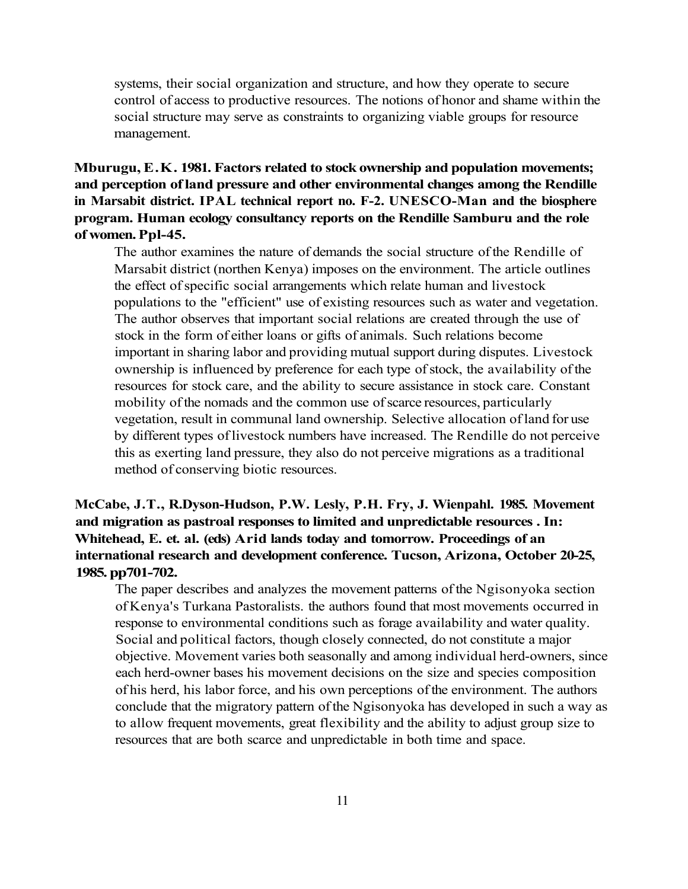systems, their social organization and structure, and how they operate to secure control of access to productive resources. The notions of honor and shame within the social structure may serve as constraints to organizing viable groups for resource management.

**Mburugu, E.K. 1981. Factors related to stock ownership and population movements; and perception of land pressure and other environmental changes among the Rendille in Marsabit district. IPAL technical report no. F-2. UNESCO-Man and the biosphere program. Human ecology consultancy reports on the Rendille Samburu and the role of women. Ppl-45.**

The author examines the nature of demands the social structure of the Rendille of Marsabit district (northen Kenya) imposes on the environment. The article outlines the effect of specific social arrangements which relate human and livestock populations to the "efficient" use of existing resources such as water and vegetation. The author observes that important social relations are created through the use of stock in the form of either loans or gifts of animals. Such relations become important in sharing labor and providing mutual support during disputes. Livestock ownership is influenced by preference for each type of stock, the availability of the resources for stock care, and the ability to secure assistance in stock care. Constant mobility of the nomads and the common use of scarce resources, particularly vegetation, result in communal land ownership. Selective allocation of land for use by different types of livestock numbers have increased. The Rendille do not perceive this as exerting land pressure, they also do not perceive migrations as a traditional method of conserving biotic resources.

**McCabe, J.T., R.Dyson-Hudson, P.W. Lesly, P.H. Fry, J. Wienpahl. 1985. Movement and migration as pastroal responses to limited and unpredictable resources . In: Whitehead, E. et. al. (eds) Arid lands today and tomorrow. Proceedings of an international research and development conference. Tucson, Arizona, October 20-25, 1985. pp701-702.**

The paper describes and analyzes the movement patterns of the Ngisonyoka section of Kenya's Turkana Pastoralists. the authors found that most movements occurred in response to environmental conditions such as forage availability and water quality. Social and political factors, though closely connected, do not constitute a major objective. Movement varies both seasonally and among individual herd-owners, since each herd-owner bases his movement decisions on the size and species composition of his herd, his labor force, and his own perceptions of the environment. The authors conclude that the migratory pattern of the Ngisonyoka has developed in such a way as to allow frequent movements, great flexibility and the ability to adjust group size to resources that are both scarce and unpredictable in both time and space.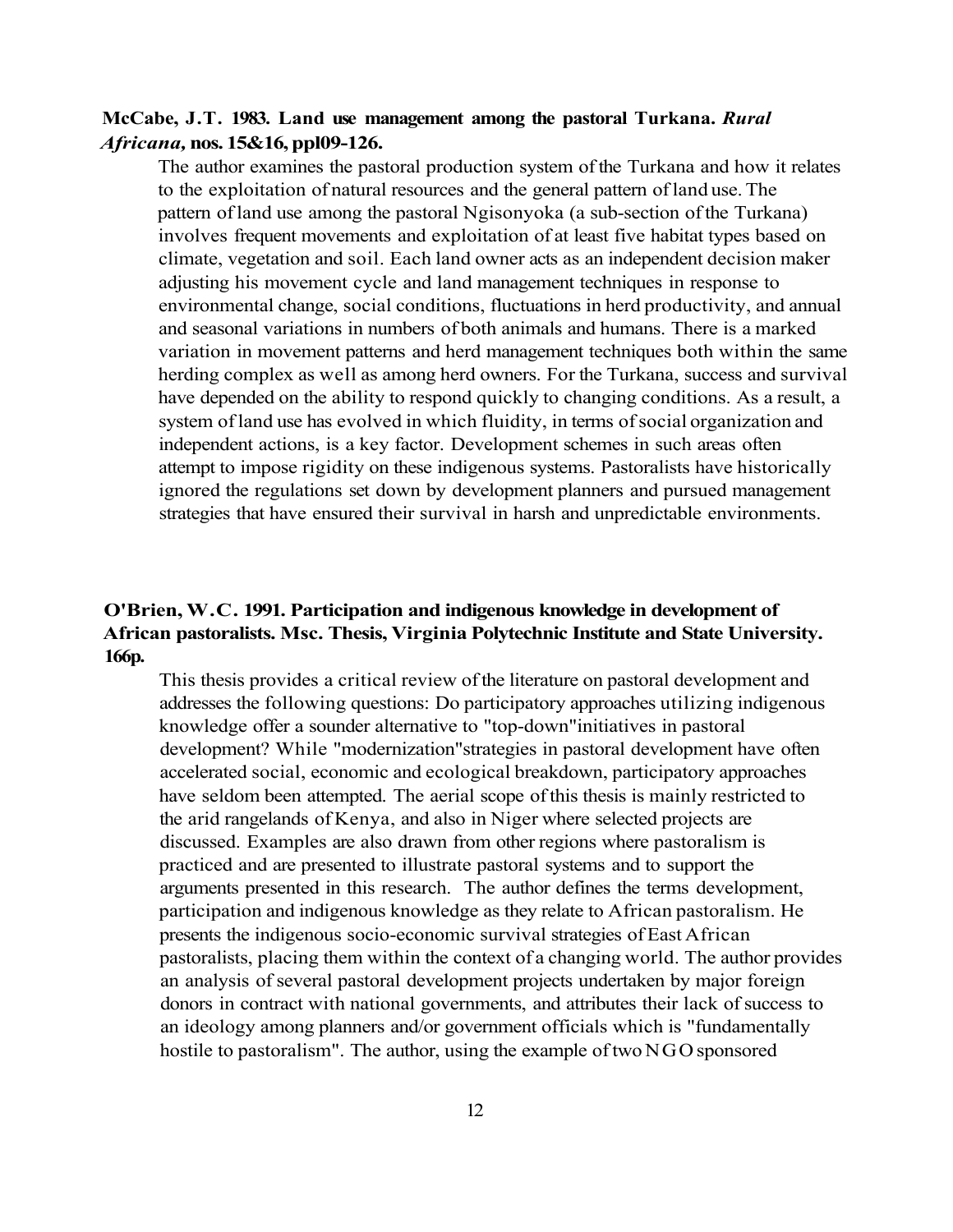**McCabe, J.T. 1983. Land use management among the pastoral Turkana. *Rural Africana,* nos. 15&16, ppl09-126.**

The author examines the pastoral production system of the Turkana and how it relates to the exploitation of natural resources and the general pattern of land use. The pattern of land use among the pastoral Ngisonyoka (a sub-section of the Turkana) involves frequent movements and exploitation of at least five habitat types based on climate, vegetation and soil. Each land owner acts as an independent decision maker adjusting his movement cycle and land management techniques in response to environmental change, social conditions, fluctuations in herd productivity, and annual and seasonal variations in numbers of both animals and humans. There is a marked variation in movement patterns and herd management techniques both within the same herding complex as well as among herd owners. For the Turkana, success and survival have depended on the ability to respond quickly to changing conditions. As a result, a system of land use has evolved in which fluidity, in terms of social organization and independent actions, is a key factor. Development schemes in such areas often attempt to impose rigidity on these indigenous systems. Pastoralists have historically ignored the regulations set down by development planners and pursued management strategies that have ensured their survival in harsh and unpredictable environments.

**O'Brien, W.C. 1991. Participation and indigenous knowledge in development of African pastoralists. Msc. Thesis, Virginia Polytechnic Institute and State University. 166p.**

This thesis provides a critical review of the literature on pastoral development and addresses the following questions: Do participatory approaches utilizing indigenous knowledge offer a sounder alternative to "top-down"initiatives in pastoral development? While "modernization"strategies in pastoral development have often accelerated social, economic and ecological breakdown, participatory approaches have seldom been attempted. The aerial scope of this thesis is mainly restricted to the arid rangelands of Kenya, and also in Niger where selected projects are discussed. Examples are also drawn from other regions where pastoralism is practiced and are presented to illustrate pastoral systems and to support the arguments presented in this research. The author defines the terms development, participation and indigenous knowledge as they relate to African pastoralism. He presents the indigenous socio-economic survival strategies of East African pastoralists, placing them within the context of a changing world. The author provides an analysis of several pastoral development projects undertaken by major foreign donors in contract with national governments, and attributes their lack of success to an ideology among planners and/or government officials which is "fundamentally hostile to pastoralism". The author, using the example of two NGO sponsored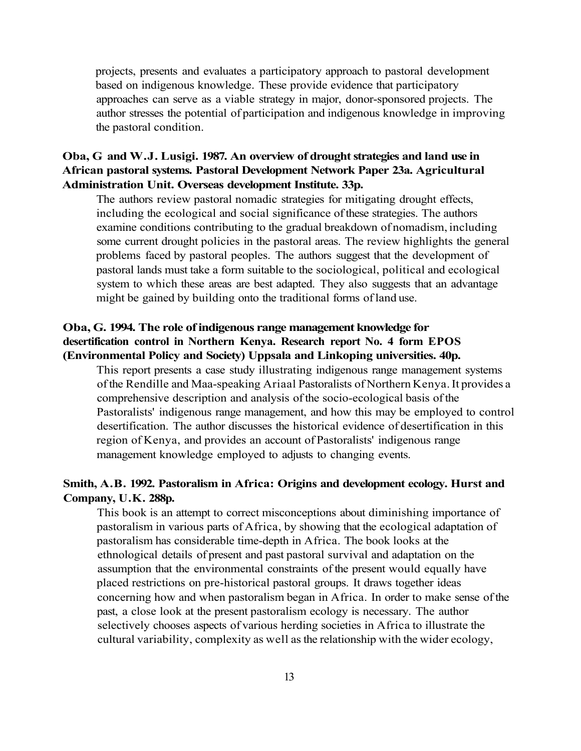projects, presents and evaluates a participatory approach to pastoral development based on indigenous knowledge. These provide evidence that participatory approaches can serve as a viable strategy in major, donor-sponsored projects. The author stresses the potential of participation and indigenous knowledge in improving the pastoral condition.

**Oba, G and W.J. Lusigi. 1987. An overview of drought strategies and land use in African pastoral systems. Pastoral Development Network Paper 23a. Agricultural Administration Unit. Overseas development Institute. 33p.**

The authors review pastoral nomadic strategies for mitigating drought effects, including the ecological and social significance of these strategies. The authors examine conditions contributing to the gradual breakdown of nomadism, including some current drought policies in the pastoral areas. The review highlights the general problems faced by pastoral peoples. The authors suggest that the development of pastoral lands must take a form suitable to the sociological, political and ecological system to which these areas are best adapted. They also suggests that an advantage might be gained by building onto the traditional forms of land use.

**Oba, G. 1994. The role of indigenous range management knowledge for desertification control in Northern Kenya. Research report No. 4 form EPOS (Environmental Policy and Society) Uppsala and Linkoping universities. 40p.**

This report presents a case study illustrating indigenous range management systems of the Rendille and Maa-speaking Ariaal Pastoralists of Northern Kenya. It provides a comprehensive description and analysis of the socio-ecological basis of the Pastoralists' indigenous range management, and how this may be employed to control desertification. The author discusses the historical evidence of desertification in this region of Kenya, and provides an account of Pastoralists' indigenous range management knowledge employed to adjusts to changing events.

**Smith, A.B. 1992. Pastoralism in Africa: Origins and development ecology. Hurst and Company, U.K. 288p.**

This book is an attempt to correct misconceptions about diminishing importance of pastoralism in various parts of Africa, by showing that the ecological adaptation of pastoralism has considerable time-depth in Africa. The book looks at the ethnological details of present and past pastoral survival and adaptation on the assumption that the environmental constraints of the present would equally have placed restrictions on pre-historical pastoral groups. It draws together ideas concerning how and when pastoralism began in Africa. In order to make sense of the past, a close look at the present pastoralism ecology is necessary. The author selectively chooses aspects of various herding societies in Africa to illustrate the cultural variability, complexity as well as the relationship with the wider ecology,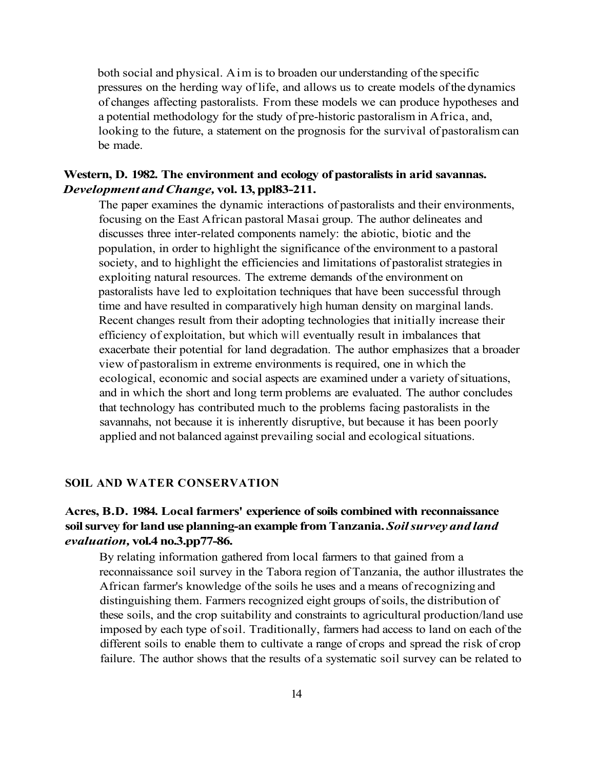both social and physical. Aim is to broaden our understanding of the specific pressures on the herding way of life, and allows us to create models of the dynamics of changes affecting pastoralists. From these models we can produce hypotheses and a potential methodology for the study of pre-historic pastoralism in Africa, and, looking to the future, a statement on the prognosis for the survival of pastoralism can be made.

**Western, D. 1982. The environment and ecology of pastoralists in arid savannas. *Development and Change,* vol. 13, ppl83-211.**

The paper examines the dynamic interactions of pastoralists and their environments, focusing on the East African pastoral Masai group. The author delineates and discusses three inter-related components namely: the abiotic, biotic and the population, in order to highlight the significance of the environment to a pastoral society, and to highlight the efficiencies and limitations of pastoralist strategies in exploiting natural resources. The extreme demands of the environment on pastoralists have led to exploitation techniques that have been successful through time and have resulted in comparatively high human density on marginal lands. Recent changes result from their adopting technologies that initially increase their efficiency of exploitation, but which will eventually result in imbalances that exacerbate their potential for land degradation. The author emphasizes that a broader view of pastoralism in extreme environments is required, one in which the ecological, economic and social aspects are examined under a variety of situations, and in which the short and long term problems are evaluated. The author concludes that technology has contributed much to the problems facing pastoralists in the savannahs, not because it is inherently disruptive, but because it has been poorly applied and not balanced against prevailing social and ecological situations.

## SOIL AND WATER CONSERVATION

**Acres, B.D. 1984. Local farmers' experience of soils combined with reconnaissance soil survey for land use planning-an example from Tanzania. *Soil survey and land evaluation,* vol.4 no.3.pp77-86.**

By relating information gathered from local farmers to that gained from a reconnaissance soil survey in the Tabora region of Tanzania, the author illustrates the African farmer's knowledge of the soils he uses and a means of recognizing and distinguishing them. Farmers recognized eight groups of soils, the distribution of these soils, and the crop suitability and constraints to agricultural production/land use imposed by each type of soil. Traditionally, farmers had access to land on each of the different soils to enable them to cultivate a range of crops and spread the risk of crop failure. The author shows that the results of a systematic soil survey can be related to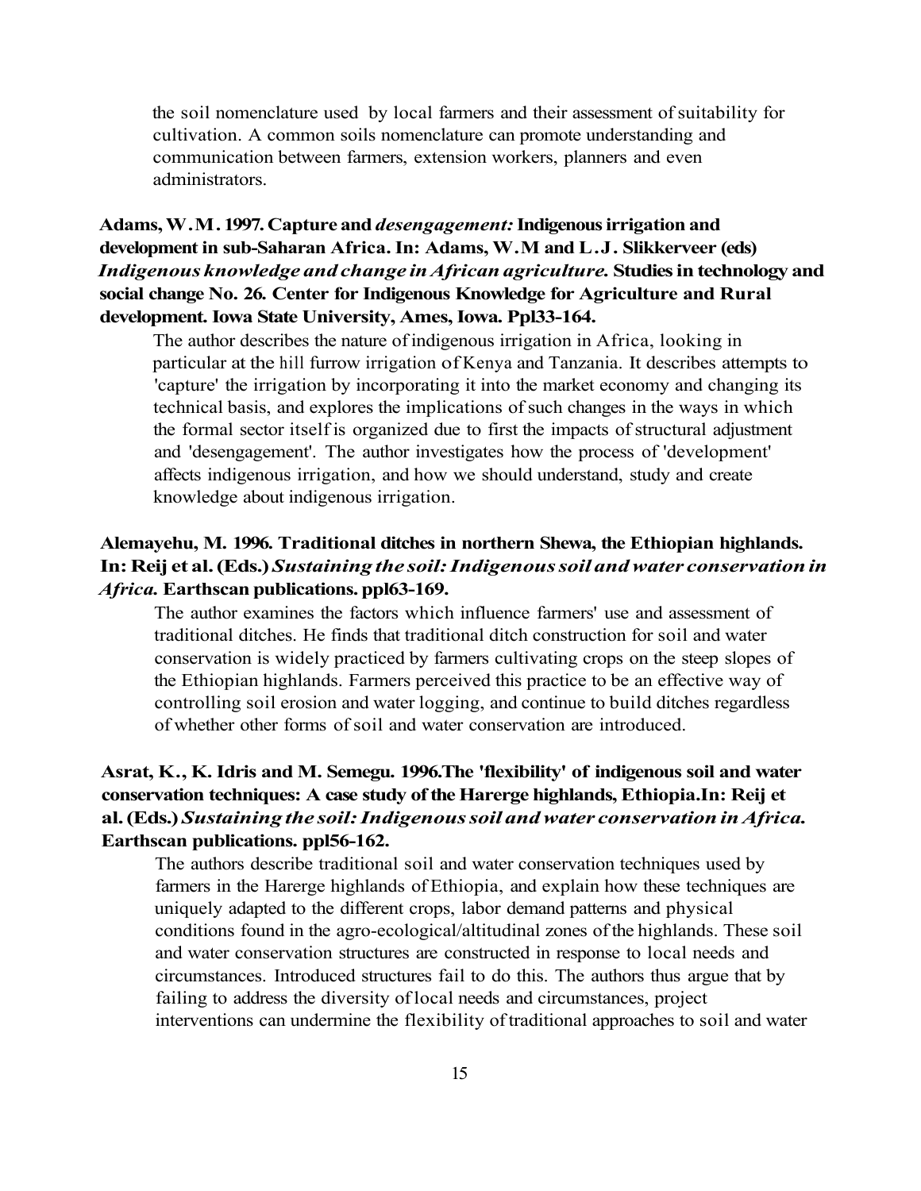the soil nomenclature used by local farmers and their assessment of suitability for cultivation. A common soils nomenclature can promote understanding and communication between farmers, extension workers, planners and even administrators.

**Adams, W.M. 1997. Capture and *desengagement:* Indigenous irrigation and development in sub-Saharan Africa. In: Adams, W.M and L.J. Slikkerveer (eds) *Indigenous knowledge and change in African agriculture.* Studies in technology and social change No. 26. Center for Indigenous Knowledge for Agriculture and Rural development. Iowa State University, Ames, Iowa. Ppl33-164.**

The author describes the nature of indigenous irrigation in Africa, looking in particular at the hill furrow irrigation of Kenya and Tanzania. It describes attempts to 'capture' the irrigation by incorporating it into the market economy and changing its technical basis, and explores the implications of such changes in the ways in which the formal sector itself is organized due to first the impacts of structural adjustment and 'desengagement'. The author investigates how the process of 'development' affects indigenous irrigation, and how we should understand, study and create knowledge about indigenous irrigation.

**Alemayehu, M. 1996. Traditional ditches in northern Shewa, the Ethiopian highlands. In: Reij et al. (Eds.) *Sustaining the soil: Indigenous soil and water conservation in Africa.* Earthscan publications. ppl63-169.**

The author examines the factors which influence farmers' use and assessment of traditional ditches. He finds that traditional ditch construction for soil and water conservation is widely practiced by farmers cultivating crops on the steep slopes of the Ethiopian highlands. Farmers perceived this practice to be an effective way of controlling soil erosion and water logging, and continue to build ditches regardless of whether other forms of soil and water conservation are introduced.

**Asrat, K., K. Idris and M. Semegu. 1996.The 'flexibility' of indigenous soil and water conservation techniques: A case study of the Harerge highlands, Ethiopia.In: Reij et al. (Eds.) *Sustaining the soil: Indigenous soil and water conservation in Africa.* Earthscan publications. ppl56-162.**

The authors describe traditional soil and water conservation techniques used by farmers in the Harerge highlands of Ethiopia, and explain how these techniques are uniquely adapted to the different crops, labor demand patterns and physical conditions found in the agro-ecological/altitudinal zones of the highlands. These soil and water conservation structures are constructed in response to local needs and circumstances. Introduced structures fail to do this. The authors thus argue that by failing to address the diversity of local needs and circumstances, project interventions can undermine the flexibility of traditional approaches to soil and water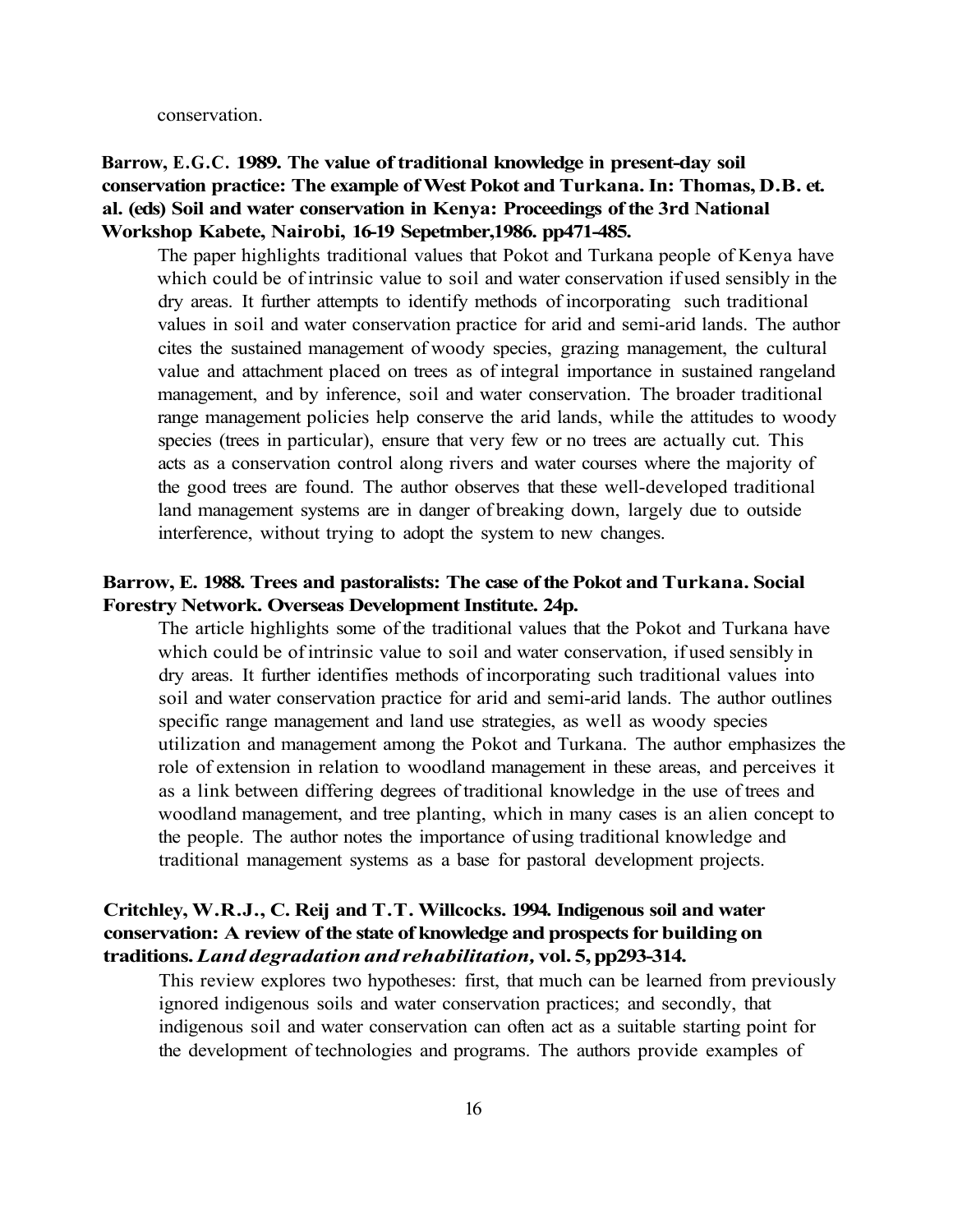conservation.

**Barrow, E.G.C. 1989. The value of traditional knowledge in present-day soil conservation practice: The example of West Pokot and Turkana. In: Thomas, D.B. et. al. (eds) Soil and water conservation in Kenya: Proceedings of the 3rd National Workshop Kabete, Nairobi, 16-19 Sepetmber,1986. pp471-485.**

The paper highlights traditional values that Pokot and Turkana people of Kenya have which could be of intrinsic value to soil and water conservation if used sensibly in the dry areas. It further attempts to identify methods of incorporating such traditional values in soil and water conservation practice for arid and semi-arid lands. The author cites the sustained management of woody species, grazing management, the cultural value and attachment placed on trees as of integral importance in sustained rangeland management, and by inference, soil and water conservation. The broader traditional range management policies help conserve the arid lands, while the attitudes to woody species (trees in particular), ensure that very few or no trees are actually cut. This acts as a conservation control along rivers and water courses where the majority of the good trees are found. The author observes that these well-developed traditional land management systems are in danger of breaking down, largely due to outside interference, without trying to adopt the system to new changes.

**Barrow, E. 1988. Trees and pastoralists: The case of the Pokot and Turkana. Social Forestry Network. Overseas Development Institute. 24p.**

The article highlights some of the traditional values that the Pokot and Turkana have which could be of intrinsic value to soil and water conservation, if used sensibly in dry areas. It further identifies methods of incorporating such traditional values into soil and water conservation practice for arid and semi-arid lands. The author outlines specific range management and land use strategies, as well as woody species utilization and management among the Pokot and Turkana. The author emphasizes the role of extension in relation to woodland management in these areas, and perceives it as a link between differing degrees of traditional knowledge in the use of trees and woodland management, and tree planting, which in many cases is an alien concept to the people. The author notes the importance of using traditional knowledge and traditional management systems as a base for pastoral development projects.

**Critchley, W.R.J., C. Reij and T.T. Willcocks. 1994. Indigenous soil and water conservation: A review of the state of knowledge and prospects for building on traditions. *Land degradation and rehabilitation,* vol. 5, pp293-314.**

This review explores two hypotheses: first, that much can be learned from previously ignored indigenous soils and water conservation practices; and secondly, that indigenous soil and water conservation can often act as a suitable starting point for the development of technologies and programs. The authors provide examples of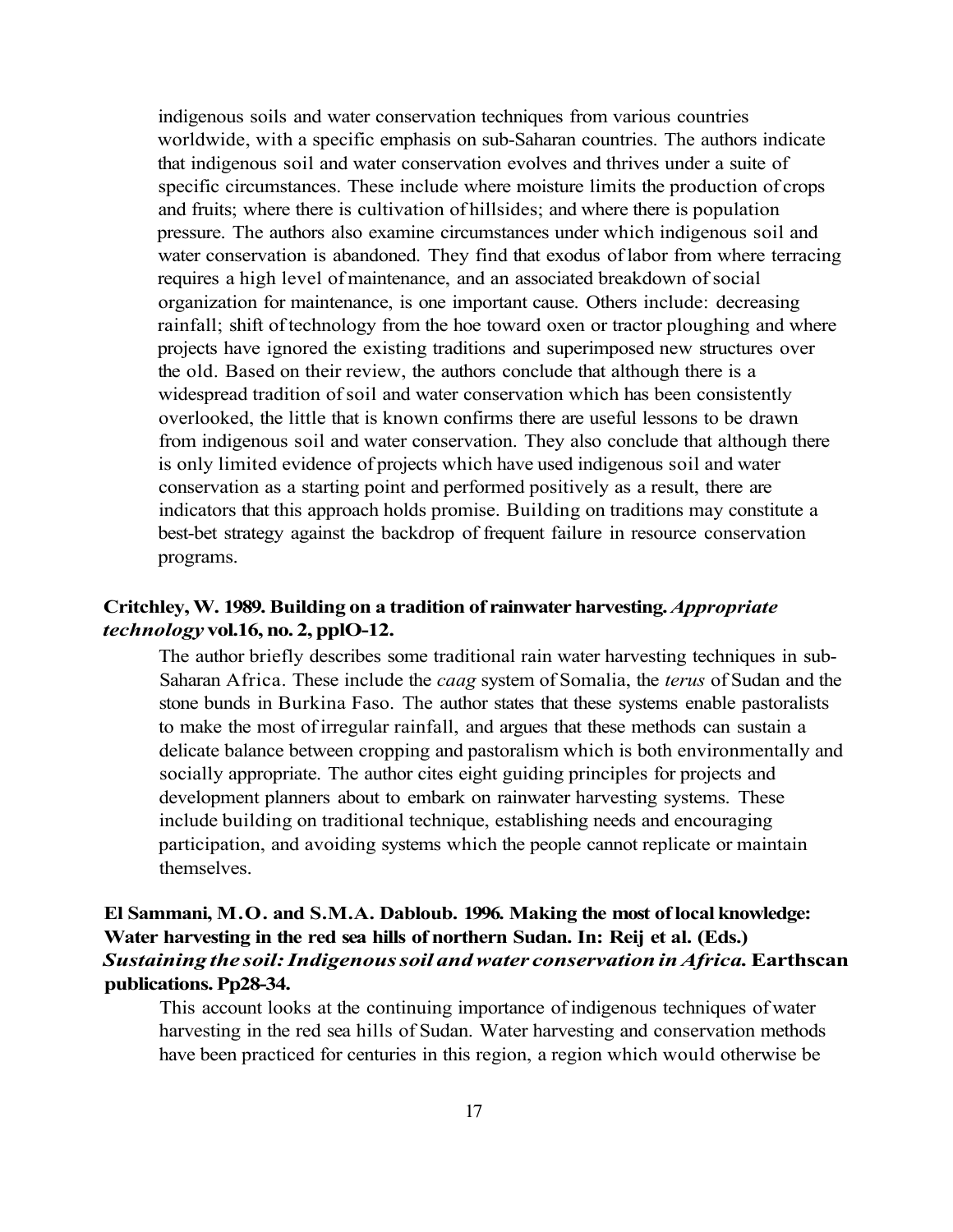indigenous soils and water conservation techniques from various countries worldwide, with a specific emphasis on sub-Saharan countries. The authors indicate that indigenous soil and water conservation evolves and thrives under a suite of specific circumstances. These include where moisture limits the production of crops and fruits; where there is cultivation of hillsides; and where there is population pressure. The authors also examine circumstances under which indigenous soil and water conservation is abandoned. They find that exodus of labor from where terracing requires a high level of maintenance, and an associated breakdown of social organization for maintenance, is one important cause. Others include: decreasing rainfall; shift of technology from the hoe toward oxen or tractor ploughing and where projects have ignored the existing traditions and superimposed new structures over the old. Based on their review, the authors conclude that although there is a widespread tradition of soil and water conservation which has been consistently overlooked, the little that is known confirms there are useful lessons to be drawn from indigenous soil and water conservation. They also conclude that although there is only limited evidence of projects which have used indigenous soil and water conservation as a starting point and performed positively as a result, there are indicators that this approach holds promise. Building on traditions may constitute a best-bet strategy against the backdrop of frequent failure in resource conservation programs.

**Critchley, W. 1989. Building on a tradition of rainwater harvesting.** ***Appropriate technology*** **vol.16, no. 2, pplO-12.**

The author briefly describes some traditional rain water harvesting techniques in sub-Saharan Africa. These include the *caag* system of Somalia, the *terus* of Sudan and the stone bunds in Burkina Faso. The author states that these systems enable pastoralists to make the most of irregular rainfall, and argues that these methods can sustain a delicate balance between cropping and pastoralism which is both environmentally and socially appropriate. The author cites eight guiding principles for projects and development planners about to embark on rainwater harvesting systems. These include building on traditional technique, establishing needs and encouraging participation, and avoiding systems which the people cannot replicate or maintain themselves.

**El Sammani, M.O. and S.M.A. Dabloub. 1996. Making the most of local knowledge: Water harvesting in the red sea hills of northern Sudan. In: Reij et al. (Eds.)** ***Sustaining the soil: Indigenous soil and water conservation in Africa.*** **Earthscan publications. Pp28-34.**

This account looks at the continuing importance of indigenous techniques of water harvesting in the red sea hills of Sudan. Water harvesting and conservation methods have been practiced for centuries in this region, a region which would otherwise be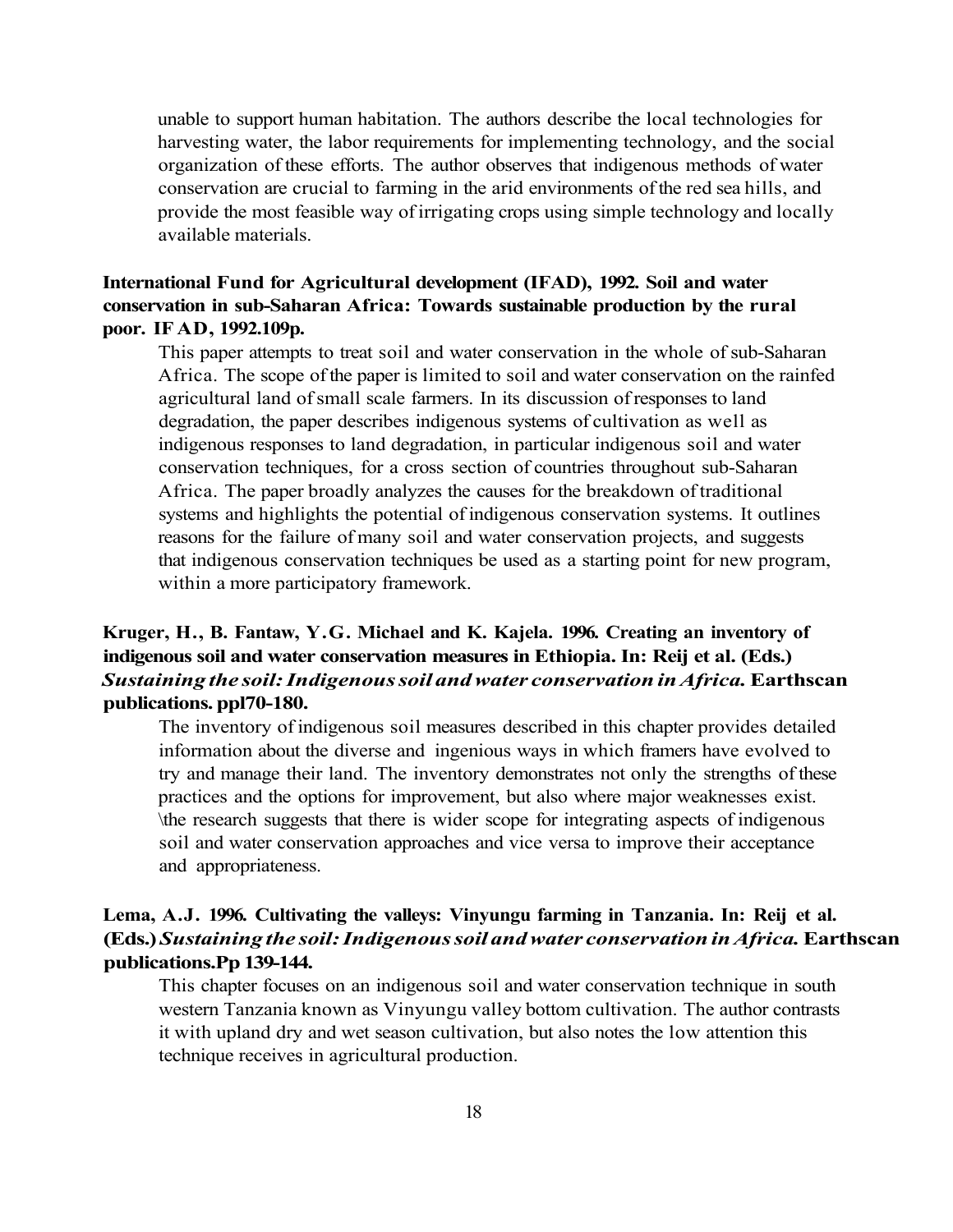unable to support human habitation. The authors describe the local technologies for harvesting water, the labor requirements for implementing technology, and the social organization of these efforts. The author observes that indigenous methods of water conservation are crucial to farming in the arid environments of the red sea hills, and provide the most feasible way of irrigating crops using simple technology and locally available materials.

**International Fund for Agricultural development (IFAD), 1992. Soil and water conservation in sub-Saharan Africa: Towards sustainable production by the rural poor. IF AD, 1992.109p.**

This paper attempts to treat soil and water conservation in the whole of sub-Saharan Africa. The scope of the paper is limited to soil and water conservation on the rainfed agricultural land of small scale farmers. In its discussion of responses to land degradation, the paper describes indigenous systems of cultivation as well as indigenous responses to land degradation, in particular indigenous soil and water conservation techniques, for a cross section of countries throughout sub-Saharan Africa. The paper broadly analyzes the causes for the breakdown of traditional systems and highlights the potential of indigenous conservation systems. It outlines reasons for the failure of many soil and water conservation projects, and suggests that indigenous conservation techniques be used as a starting point for new program, within a more participatory framework.

**Kruger, H., B. Fantaw, Y.G. Michael and K. Kajela. 1996. Creating an inventory of indigenous soil and water conservation measures in Ethiopia. In: Reij et al. (Eds.) *Sustaining the soil: Indigenous soil and water conservation in Africa.* Earthscan publications. ppl70-180.**

The inventory of indigenous soil measures described in this chapter provides detailed information about the diverse and ingenious ways in which framers have evolved to try and manage their land. The inventory demonstrates not only the strengths of these practices and the options for improvement, but also where major weaknesses exist. \the research suggests that there is wider scope for integrating aspects of indigenous soil and water conservation approaches and vice versa to improve their acceptance and appropriateness.

**Lema, A.J. 1996. Cultivating the valleys: Vinyungu farming in Tanzania. In: Reij et al. (Eds.) *Sustaining the soil: Indigenous soil and water conservation in Africa.* Earthscan publications.Pp 139-144.**

This chapter focuses on an indigenous soil and water conservation technique in south western Tanzania known as Vinyungu valley bottom cultivation. The author contrasts it with upland dry and wet season cultivation, but also notes the low attention this technique receives in agricultural production.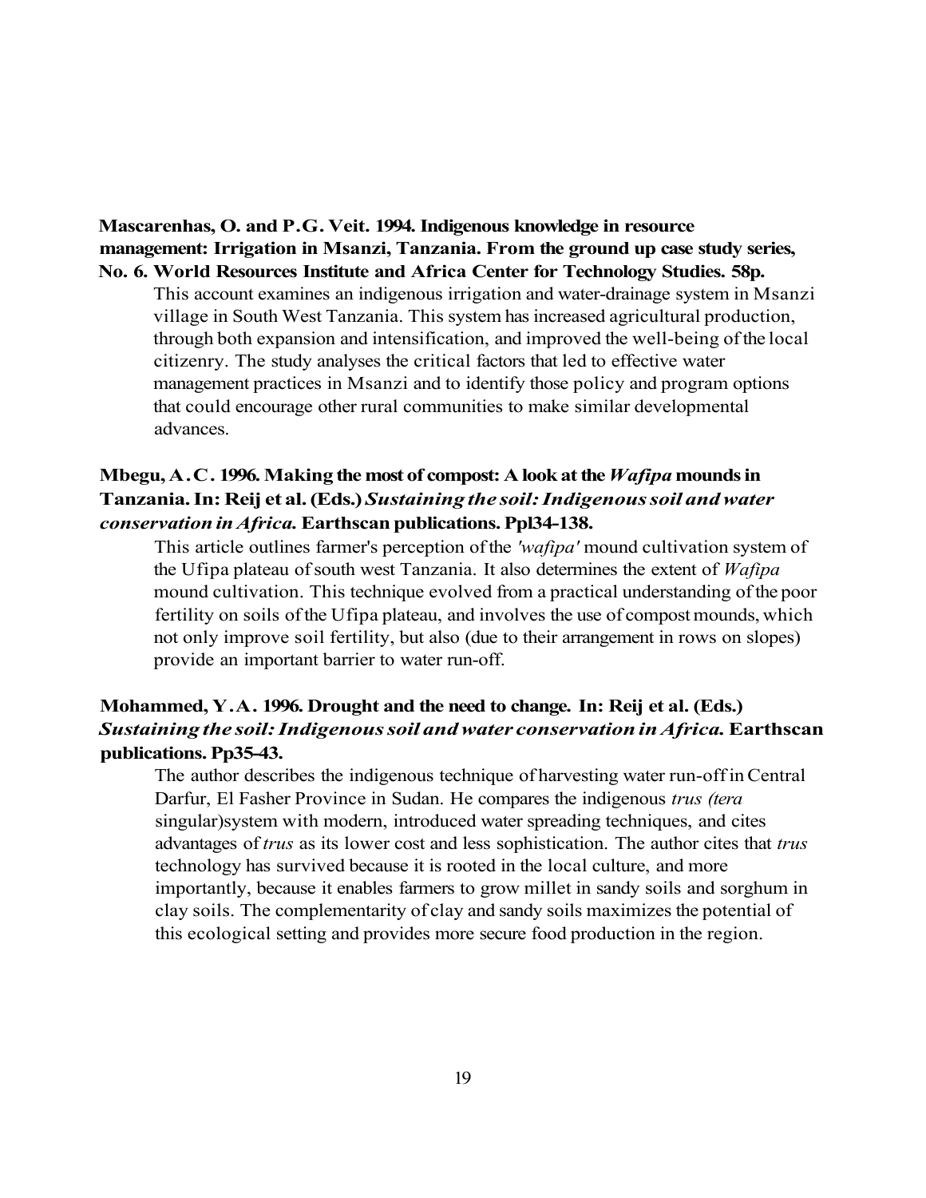**Mascarenhas, O. and P.G. Veit. 1994. Indigenous knowledge in resource management: Irrigation in Msanzi, Tanzania. From the ground up case study series, No. 6. World Resources Institute and Africa Center for Technology Studies. 58p.**

This account examines an indigenous irrigation and water-drainage system in Msanzi village in South West Tanzania. This system has increased agricultural production, through both expansion and intensification, and improved the well-being of the local citizenry. The study analyses the critical factors that led to effective water management practices in Msanzi and to identify those policy and program options that could encourage other rural communities to make similar developmental advances.

**Mbegu, A.C. 1996. Making the most of compost: A look at the *Wafipa* mounds in Tanzania. In: Reij et al. (Eds.) *Sustaining the soil: Indigenous soil and water conservation in Africa.* Earthscan publications. Ppl34-138.**

This article outlines farmer's perception of the *'wafipa'* mound cultivation system of the Ufipa plateau of south west Tanzania. It also determines the extent of *Wafipa* mound cultivation. This technique evolved from a practical understanding of the poor fertility on soils of the Ufipa plateau, and involves the use of compost mounds, which not only improve soil fertility, but also (due to their arrangement in rows on slopes) provide an important barrier to water run-off.

**Mohammed, Y.A. 1996. Drought and the need to change. In: Reij et al. (Eds.) *Sustaining the soil: Indigenous soil and water conservation in Africa.* Earthscan publications. Pp35-43.**

The author describes the indigenous technique of harvesting water run-off in Central Darfur, El Fasher Province in Sudan. He compares the indigenous *trus (tera* singular)system with modern, introduced water spreading techniques, and cites advantages of *trus* as its lower cost and less sophistication. The author cites that *trus* technology has survived because it is rooted in the local culture, and more importantly, because it enables farmers to grow millet in sandy soils and sorghum in clay soils. The complementarity of clay and sandy soils maximizes the potential of this ecological setting and provides more secure food production in the region.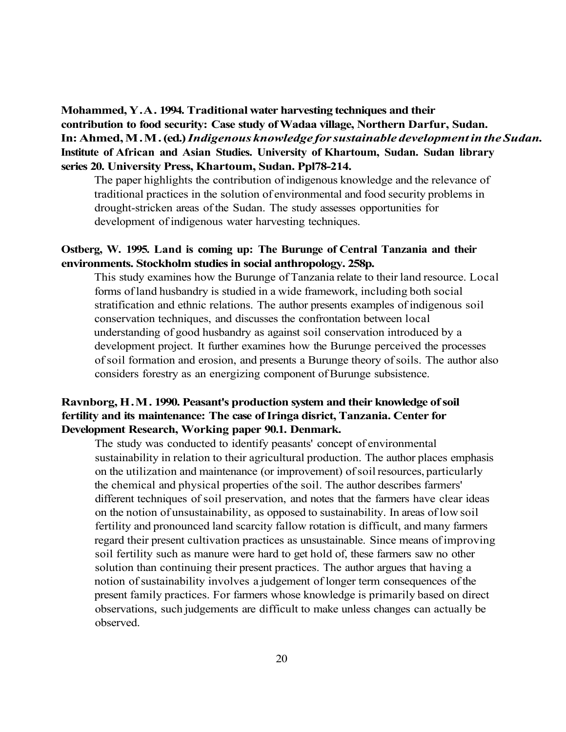**Mohammed, Y.A. 1994. Traditional water harvesting techniques and their contribution to food security: Case study of Wadaa village, Northern Darfur, Sudan. In: Ahmed, M.M. (ed.) *Indigenous knowledge for sustainable development in the Sudan.* Institute of African and Asian Studies. University of Khartoum, Sudan. Sudan library series 20. University Press, Khartoum, Sudan. Ppl78-214.**

The paper highlights the contribution of indigenous knowledge and the relevance of traditional practices in the solution of environmental and food security problems in drought-stricken areas of the Sudan. The study assesses opportunities for development of indigenous water harvesting techniques.

**Ostberg, W. 1995. Land is coming up: The Burunge of Central Tanzania and their environments. Stockholm studies in social anthropology. 258p.**

This study examines how the Burunge of Tanzania relate to their land resource. Local forms of land husbandry is studied in a wide framework, including both social stratification and ethnic relations. The author presents examples of indigenous soil conservation techniques, and discusses the confrontation between local understanding of good husbandry as against soil conservation introduced by a development project. It further examines how the Burunge perceived the processes of soil formation and erosion, and presents a Burunge theory of soils. The author also considers forestry as an energizing component of Burunge subsistence.

**Ravnborg, H.M. 1990. Peasant's production system and their knowledge of soil fertility and its maintenance: The case of Iringa disrict, Tanzania. Center for Development Research, Working paper 90.1. Denmark.**

The study was conducted to identify peasants' concept of environmental sustainability in relation to their agricultural production. The author places emphasis on the utilization and maintenance (or improvement) of soil resources, particularly the chemical and physical properties of the soil. The author describes farmers' different techniques of soil preservation, and notes that the farmers have clear ideas on the notion of unsustainability, as opposed to sustainability. In areas of low soil fertility and pronounced land scarcity fallow rotation is difficult, and many farmers regard their present cultivation practices as unsustainable. Since means of improving soil fertility such as manure were hard to get hold of, these farmers saw no other solution than continuing their present practices. The author argues that having a notion of sustainability involves a judgement of longer term consequences of the present family practices. For farmers whose knowledge is primarily based on direct observations, such judgements are difficult to make unless changes can actually be observed.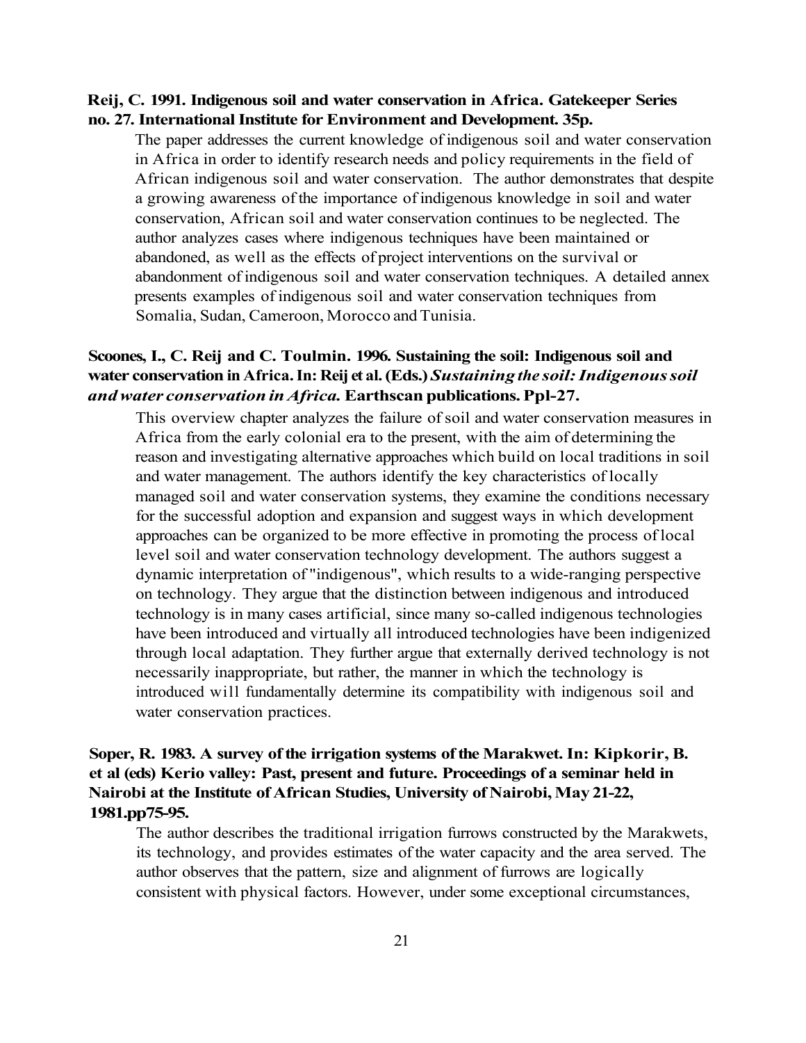**Reij, C. 1991. Indigenous soil and water conservation in Africa. Gatekeeper Series no. 27. International Institute for Environment and Development. 35p.**

The paper addresses the current knowledge of indigenous soil and water conservation in Africa in order to identify research needs and policy requirements in the field of African indigenous soil and water conservation. The author demonstrates that despite a growing awareness of the importance of indigenous knowledge in soil and water conservation, African soil and water conservation continues to be neglected. The author analyzes cases where indigenous techniques have been maintained or abandoned, as well as the effects of project interventions on the survival or abandonment of indigenous soil and water conservation techniques. A detailed annex presents examples of indigenous soil and water conservation techniques from Somalia, Sudan, Cameroon, Morocco and Tunisia.

**Scoones, I., C. Reij and C. Toulmin. 1996. Sustaining the soil: Indigenous soil and water conservation in Africa. In: Reij et al. (Eds.) *Sustaining the soil: Indigenous soil and water conservation in Africa.* Earthscan publications. Ppl-27.**

This overview chapter analyzes the failure of soil and water conservation measures in Africa from the early colonial era to the present, with the aim of determining the reason and investigating alternative approaches which build on local traditions in soil and water management. The authors identify the key characteristics of locally managed soil and water conservation systems, they examine the conditions necessary for the successful adoption and expansion and suggest ways in which development approaches can be organized to be more effective in promoting the process of local level soil and water conservation technology development. The authors suggest a dynamic interpretation of "indigenous", which results to a wide-ranging perspective on technology. They argue that the distinction between indigenous and introduced technology is in many cases artificial, since many so-called indigenous technologies have been introduced and virtually all introduced technologies have been indigenized through local adaptation. They further argue that externally derived technology is not necessarily inappropriate, but rather, the manner in which the technology is introduced will fundamentally determine its compatibility with indigenous soil and water conservation practices.

**Soper, R. 1983. A survey of the irrigation systems of the Marakwet. In: Kipkorir, B. et al (eds) Kerio valley: Past, present and future. Proceedings of a seminar held in Nairobi at the Institute of African Studies, University of Nairobi, May 21-22, 1981.pp75-95.**

The author describes the traditional irrigation furrows constructed by the Marakwets, its technology, and provides estimates of the water capacity and the area served. The author observes that the pattern, size and alignment of furrows are logically consistent with physical factors. However, under some exceptional circumstances,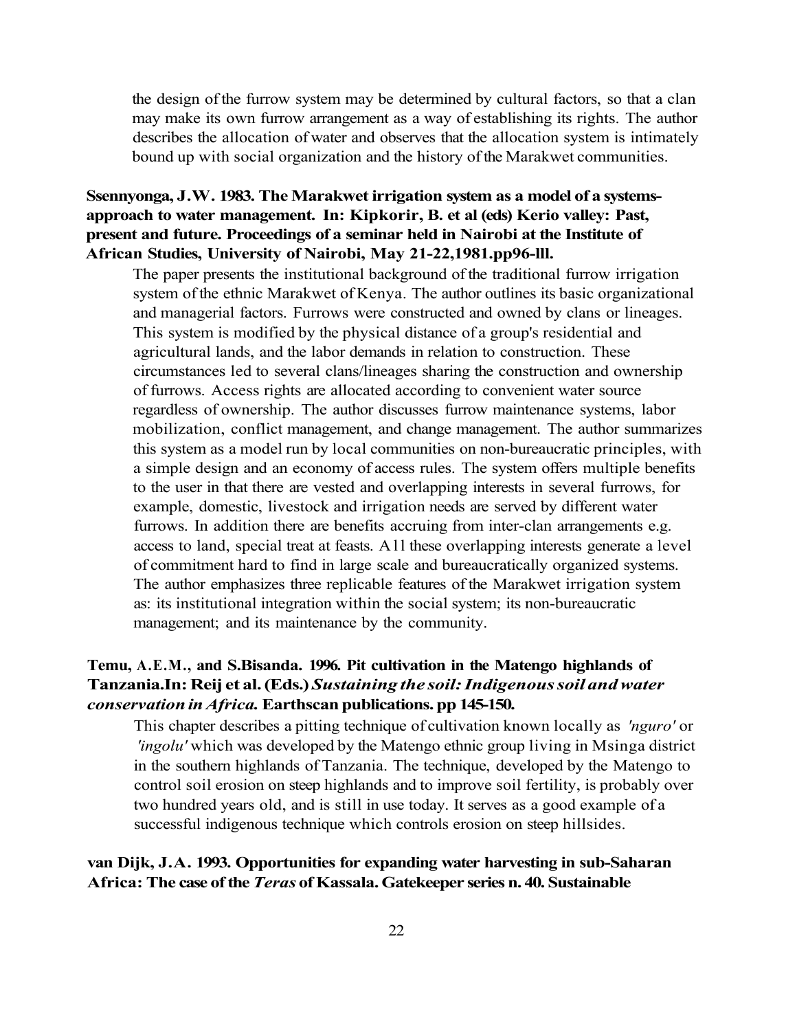the design of the furrow system may be determined by cultural factors, so that a clan may make its own furrow arrangement as a way of establishing its rights. The author describes the allocation of water and observes that the allocation system is intimately bound up with social organization and the history of the Marakwet communities.

**Ssennyonga, J.W. 1983. The Marakwet irrigation system as a model of a systems-approach to water management. In: Kipkorir, B. et al (eds) Kerio valley: Past, present and future. Proceedings of a seminar held in Nairobi at the Institute of African Studies, University of Nairobi, May 21-22,1981.pp96-lll.**

The paper presents the institutional background of the traditional furrow irrigation system of the ethnic Marakwet of Kenya. The author outlines its basic organizational and managerial factors. Furrows were constructed and owned by clans or lineages. This system is modified by the physical distance of a group's residential and agricultural lands, and the labor demands in relation to construction. These circumstances led to several clans/lineages sharing the construction and ownership of furrows. Access rights are allocated according to convenient water source regardless of ownership. The author discusses furrow maintenance systems, labor mobilization, conflict management, and change management. The author summarizes this system as a model run by local communities on non-bureaucratic principles, with a simple design and an economy of access rules. The system offers multiple benefits to the user in that there are vested and overlapping interests in several furrows, for example, domestic, livestock and irrigation needs are served by different water furrows. In addition there are benefits accruing from inter-clan arrangements e.g. access to land, special treat at feasts. A1l these overlapping interests generate a level of commitment hard to find in large scale and bureaucratically organized systems. The author emphasizes three replicable features of the Marakwet irrigation system as: its institutional integration within the social system; its non-bureaucratic management; and its maintenance by the community.

**Temu, A.E.M., and S.Bisanda. 1996. Pit cultivation in the Matengo highlands of Tanzania.In: Reij et al. (Eds.) *Sustaining the soil: Indigenous soil and water conservation in Africa.* Earthscan publications. pp 145-150.**

This chapter describes a pitting technique of cultivation known locally as *'nguro'* or *'ingolu'* which was developed by the Matengo ethnic group living in Msinga district in the southern highlands of Tanzania. The technique, developed by the Matengo to control soil erosion on steep highlands and to improve soil fertility, is probably over two hundred years old, and is still in use today. It serves as a good example of a successful indigenous technique which controls erosion on steep hillsides.

**van Dijk, J.A. 1993. Opportunities for expanding water harvesting in sub-Saharan Africa: The case of the *Teras* of Kassala. Gatekeeper series n. 40. Sustainable**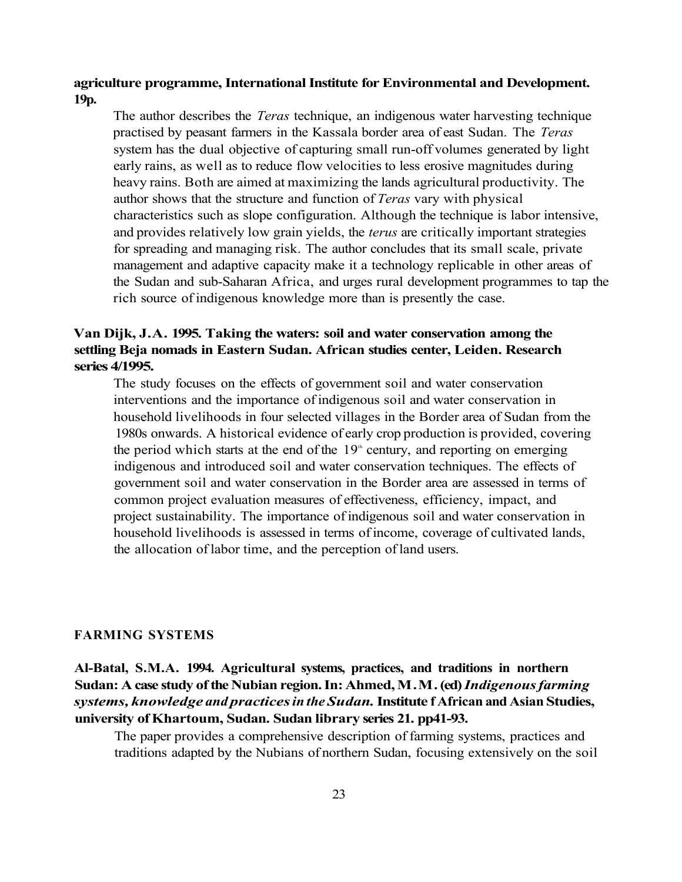**agriculture programme, International Institute for Environmental and Development. 19p.**

The author describes the *Teras* technique, an indigenous water harvesting technique practised by peasant farmers in the Kassala border area of east Sudan. The *Teras* system has the dual objective of capturing small run-off volumes generated by light early rains, as well as to reduce flow velocities to less erosive magnitudes during heavy rains. Both are aimed at maximizing the lands agricultural productivity. The author shows that the structure and function of *Teras* vary with physical characteristics such as slope configuration. Although the technique is labor intensive, and provides relatively low grain yields, the *terus* are critically important strategies for spreading and managing risk. The author concludes that its small scale, private management and adaptive capacity make it a technology replicable in other areas of the Sudan and sub-Saharan Africa, and urges rural development programmes to tap the rich source of indigenous knowledge more than is presently the case.

**Van Dijk, J.A. 1995. Taking the waters: soil and water conservation among the settling Beja nomads in Eastern Sudan. African studies center, Leiden. Research series 4/1995.**

The study focuses on the effects of government soil and water conservation interventions and the importance of indigenous soil and water conservation in household livelihoods in four selected villages in the Border area of Sudan from the 1980s onwards. A historical evidence of early crop production is provided, covering the period which starts at the end of the 19th century, and reporting on emerging indigenous and introduced soil and water conservation techniques. The effects of government soil and water conservation in the Border area are assessed in terms of common project evaluation measures of effectiveness, efficiency, impact, and project sustainability. The importance of indigenous soil and water conservation in household livelihoods is assessed in terms of income, coverage of cultivated lands, the allocation of labor time, and the perception of land users.

## FARMING SYSTEMS

**Al-Batal, S.M.A. 1994. Agricultural systems, practices, and traditions in northern Sudan: A case study of the Nubian region. In: Ahmed, M.M. (ed) *Indigenous farming systems, knowledge and practices in the Sudan.* Institute f African and Asian Studies, university of Khartoum, Sudan. Sudan library series 21. pp41-93.**

The paper provides a comprehensive description of farming systems, practices and traditions adapted by the Nubians of northern Sudan, focusing extensively on the soil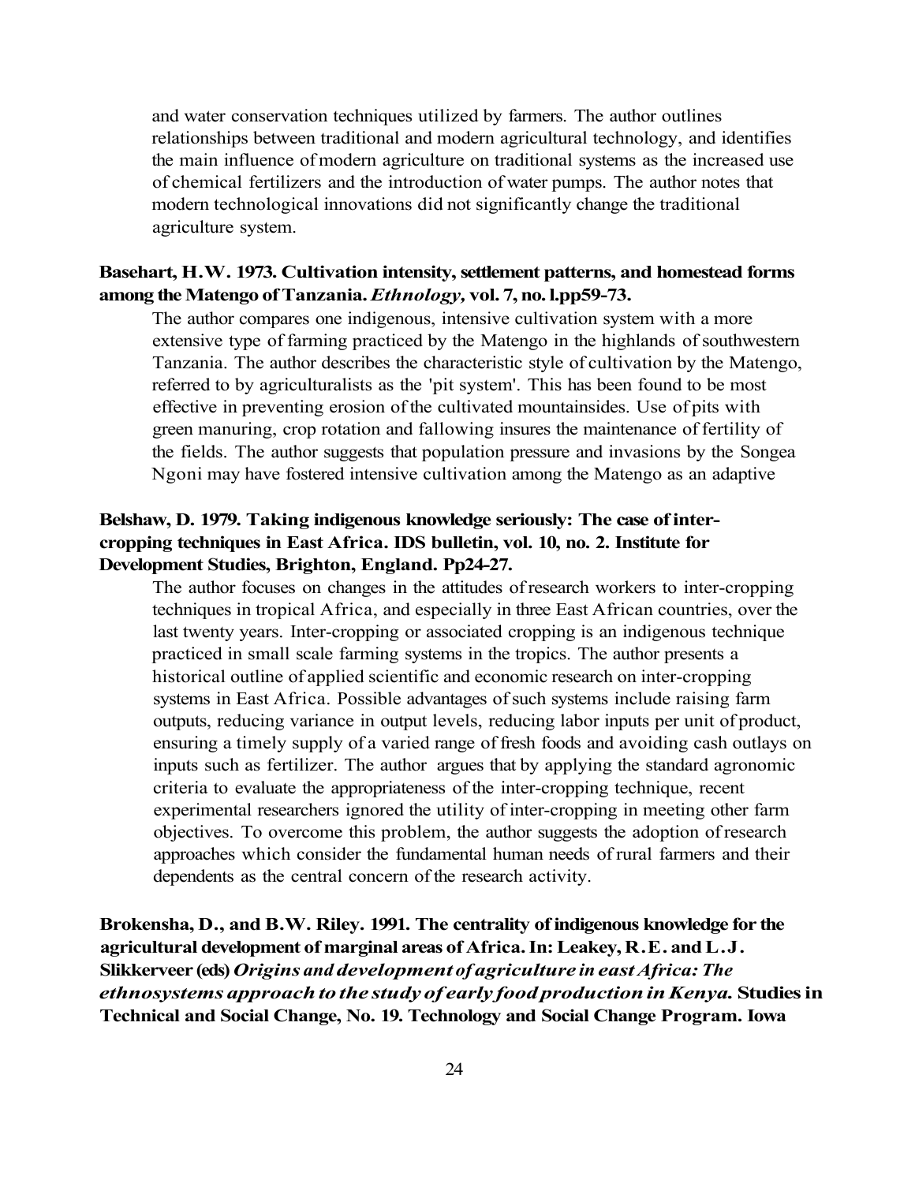and water conservation techniques utilized by farmers. The author outlines relationships between traditional and modern agricultural technology, and identifies the main influence of modern agriculture on traditional systems as the increased use of chemical fertilizers and the introduction of water pumps. The author notes that modern technological innovations did not significantly change the traditional agriculture system.

**Basehart, H.W. 1973. Cultivation intensity, settlement patterns, and homestead forms among the Matengo of Tanzania. *Ethnology,* vol. 7, no. l.pp59-73.**

The author compares one indigenous, intensive cultivation system with a more extensive type of farming practiced by the Matengo in the highlands of southwestern Tanzania. The author describes the characteristic style of cultivation by the Matengo, referred to by agriculturalists as the 'pit system'. This has been found to be most effective in preventing erosion of the cultivated mountainsides. Use of pits with green manuring, crop rotation and fallowing insures the maintenance of fertility of the fields. The author suggests that population pressure and invasions by the Songea Ngoni may have fostered intensive cultivation among the Matengo as an adaptive

**Belshaw, D. 1979. Taking indigenous knowledge seriously: The case of inter-cropping techniques in East Africa. IDS bulletin, vol. 10, no. 2. Institute for Development Studies, Brighton, England. Pp24-27.**

The author focuses on changes in the attitudes of research workers to inter-cropping techniques in tropical Africa, and especially in three East African countries, over the last twenty years. Inter-cropping or associated cropping is an indigenous technique practiced in small scale farming systems in the tropics. The author presents a historical outline of applied scientific and economic research on inter-cropping systems in East Africa. Possible advantages of such systems include raising farm outputs, reducing variance in output levels, reducing labor inputs per unit of product, ensuring a timely supply of a varied range of fresh foods and avoiding cash outlays on inputs such as fertilizer. The author argues that by applying the standard agronomic criteria to evaluate the appropriateness of the inter-cropping technique, recent experimental researchers ignored the utility of inter-cropping in meeting other farm objectives. To overcome this problem, the author suggests the adoption of research approaches which consider the fundamental human needs of rural farmers and their dependents as the central concern of the research activity.

**Brokensha, D., and B.W. Riley. 1991. The centrality of indigenous knowledge for the agricultural development of marginal areas of Africa. In: Leakey, R.E. and L.J. Slikkerveer (eds) *Origins and development of agriculture in east Africa: The ethnosystems approach to the study of early food production in Kenya.* Studies in Technical and Social Change, No. 19. Technology and Social Change Program. Iowa**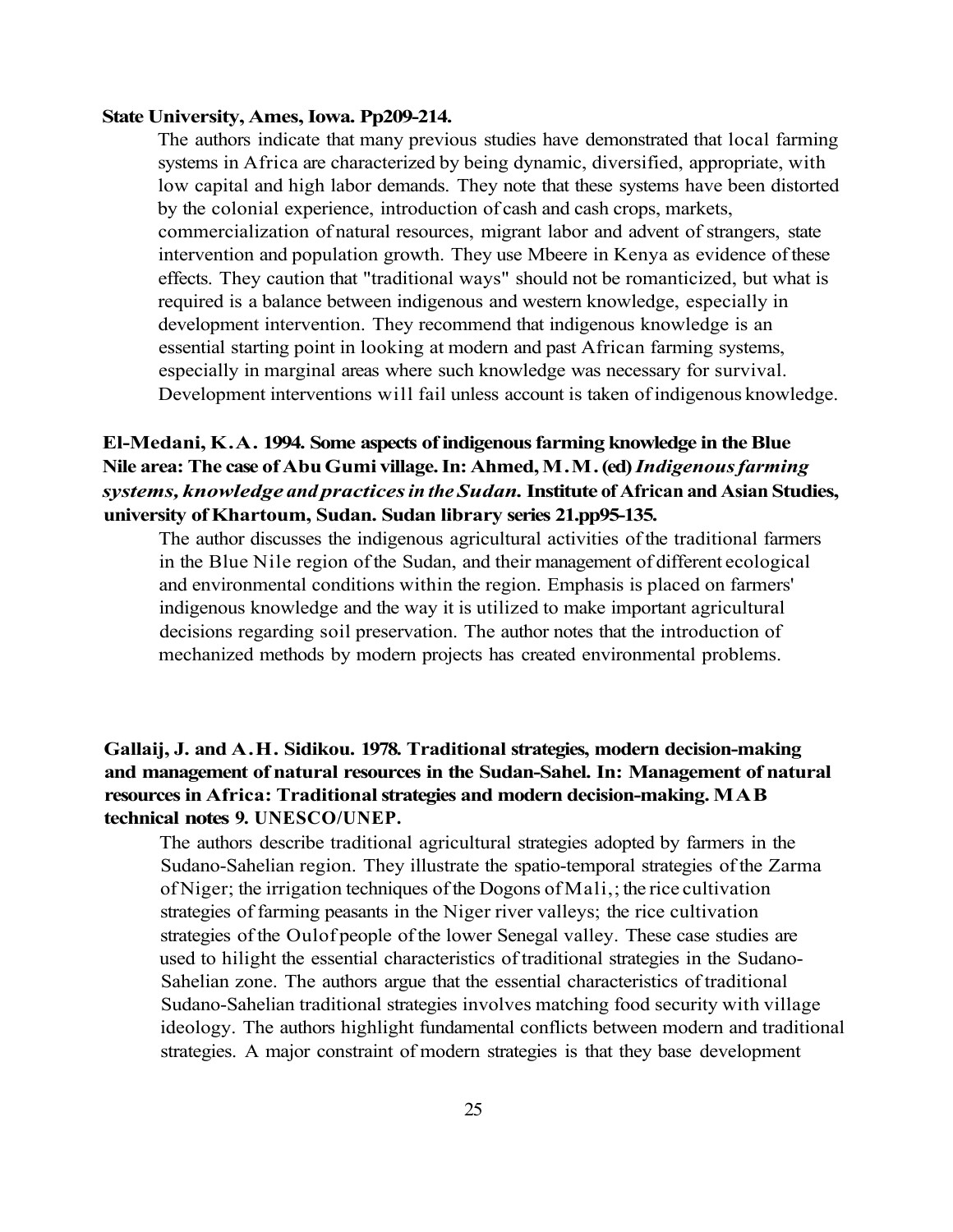**State University, Ames, Iowa. Pp209-214.**

The authors indicate that many previous studies have demonstrated that local farming systems in Africa are characterized by being dynamic, diversified, appropriate, with low capital and high labor demands. They note that these systems have been distorted by the colonial experience, introduction of cash and cash crops, markets, commercialization of natural resources, migrant labor and advent of strangers, state intervention and population growth. They use Mbeere in Kenya as evidence of these effects. They caution that "traditional ways" should not be romanticized, but what is required is a balance between indigenous and western knowledge, especially in development intervention. They recommend that indigenous knowledge is an essential starting point in looking at modern and past African farming systems, especially in marginal areas where such knowledge was necessary for survival. Development interventions will fail unless account is taken of indigenous knowledge.

**El-Medani, K.A. 1994. Some aspects of indigenous farming knowledge in the Blue Nile area: The case of Abu Gumi village. In: Ahmed, M.M. (ed) *Indigenous farming systems, knowledge and practices in the Sudan.* Institute of African and Asian Studies, university of Khartoum, Sudan. Sudan library series 21.pp95-135.**

The author discusses the indigenous agricultural activities of the traditional farmers in the Blue Nile region of the Sudan, and their management of different ecological and environmental conditions within the region. Emphasis is placed on farmers' indigenous knowledge and the way it is utilized to make important agricultural decisions regarding soil preservation. The author notes that the introduction of mechanized methods by modern projects has created environmental problems.

**Gallaij, J. and A.H. Sidikou. 1978. Traditional strategies, modern decision-making and management of natural resources in the Sudan-Sahel. In: Management of natural resources in Africa: Traditional strategies and modern decision-making. MAB technical notes 9. UNESCO/UNEP.**

The authors describe traditional agricultural strategies adopted by farmers in the Sudano-Sahelian region. They illustrate the spatio-temporal strategies of the Zarma of Niger; the irrigation techniques of the Dogons of Mali,; the rice cultivation strategies of farming peasants in the Niger river valleys; the rice cultivation strategies of the Oulof people of the lower Senegal valley. These case studies are used to hilight the essential characteristics of traditional strategies in the Sudano-Sahelian zone. The authors argue that the essential characteristics of traditional Sudano-Sahelian traditional strategies involves matching food security with village ideology. The authors highlight fundamental conflicts between modern and traditional strategies. A major constraint of modern strategies is that they base development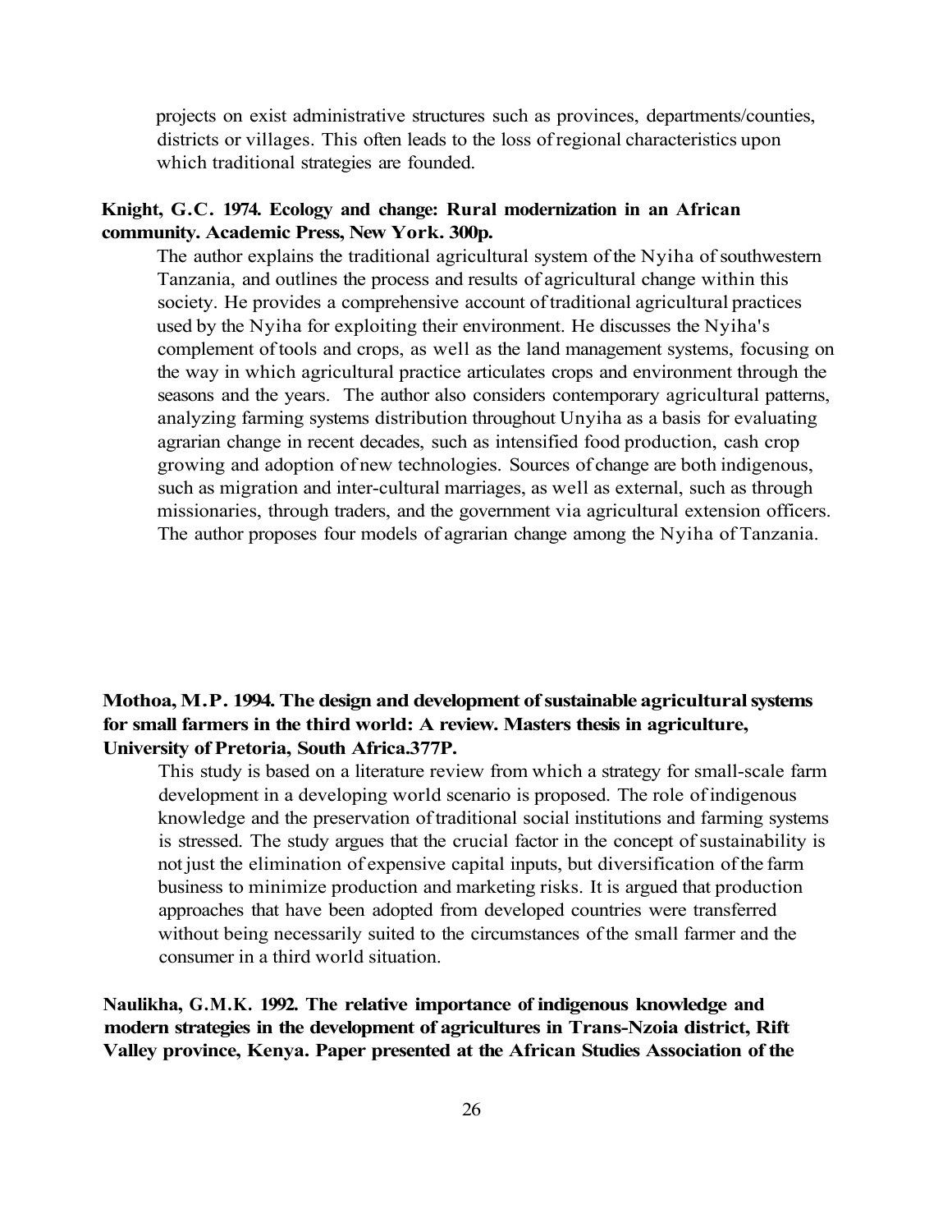projects on exist administrative structures such as provinces, departments/counties, districts or villages. This often leads to the loss of regional characteristics upon which traditional strategies are founded.

**Knight, G.C. 1974. Ecology and change: Rural modernization in an African community. Academic Press, New York. 300p.**

The author explains the traditional agricultural system of the Nyiha of southwestern Tanzania, and outlines the process and results of agricultural change within this society. He provides a comprehensive account of traditional agricultural practices used by the Nyiha for exploiting their environment. He discusses the Nyiha's complement of tools and crops, as well as the land management systems, focusing on the way in which agricultural practice articulates crops and environment through the seasons and the years. The author also considers contemporary agricultural patterns, analyzing farming systems distribution throughout Unyiha as a basis for evaluating agrarian change in recent decades, such as intensified food production, cash crop growing and adoption of new technologies. Sources of change are both indigenous, such as migration and inter-cultural marriages, as well as external, such as through missionaries, through traders, and the government via agricultural extension officers. The author proposes four models of agrarian change among the Nyiha of Tanzania.

**Mothoa, M.P. 1994. The design and development of sustainable agricultural systems for small farmers in the third world: A review. Masters thesis in agriculture, University of Pretoria, South Africa.377P.**

This study is based on a literature review from which a strategy for small-scale farm development in a developing world scenario is proposed. The role of indigenous knowledge and the preservation of traditional social institutions and farming systems is stressed. The study argues that the crucial factor in the concept of sustainability is not just the elimination of expensive capital inputs, but diversification of the farm business to minimize production and marketing risks. It is argued that production approaches that have been adopted from developed countries were transferred without being necessarily suited to the circumstances of the small farmer and the consumer in a third world situation.

**Naulikha, G.M.K. 1992. The relative importance of indigenous knowledge and modern strategies in the development of agricultures in Trans-Nzoia district, Rift Valley province, Kenya. Paper presented at the African Studies Association of the**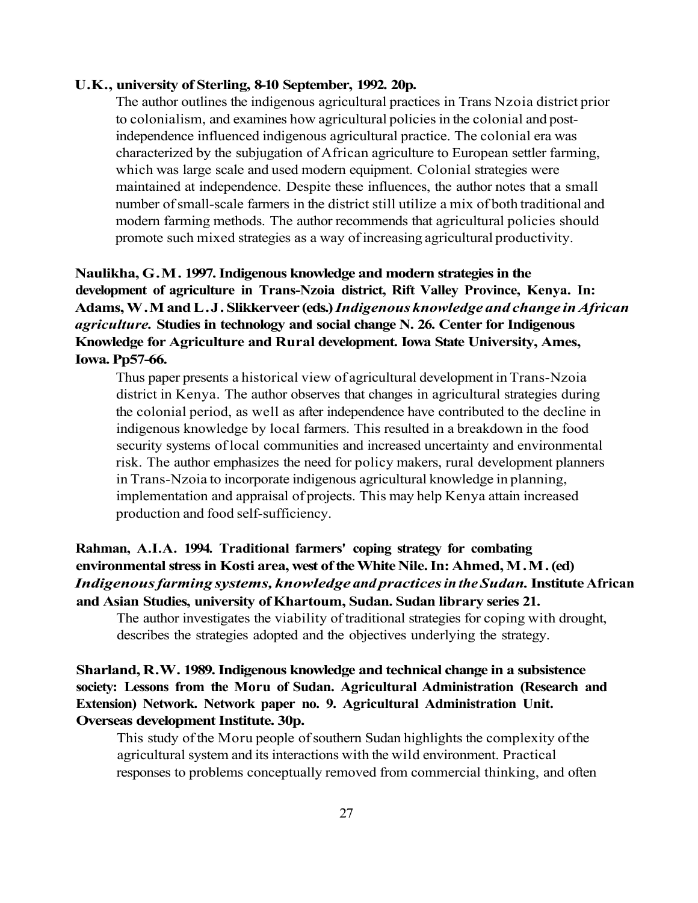**U.K., university of Sterling, 8-10 September, 1992. 20p.**

The author outlines the indigenous agricultural practices in Trans Nzoia district prior to colonialism, and examines how agricultural policies in the colonial and post-independence influenced indigenous agricultural practice. The colonial era was characterized by the subjugation of African agriculture to European settler farming, which was large scale and used modern equipment. Colonial strategies were maintained at independence. Despite these influences, the author notes that a small number of small-scale farmers in the district still utilize a mix of both traditional and modern farming methods. The author recommends that agricultural policies should promote such mixed strategies as a way of increasing agricultural productivity.

**Naulikha, G.M. 1997. Indigenous knowledge and modern strategies in the development of agriculture in Trans-Nzoia district, Rift Valley Province, Kenya. In: Adams, W.M and L.J. Slikkerveer (eds.) *Indigenous knowledge and change in African agriculture.* Studies in technology and social change N. 26. Center for Indigenous Knowledge for Agriculture and Rural development. Iowa State University, Ames, Iowa. Pp57-66.**

Thus paper presents a historical view of agricultural development in Trans-Nzoia district in Kenya. The author observes that changes in agricultural strategies during the colonial period, as well as after independence have contributed to the decline in indigenous knowledge by local farmers. This resulted in a breakdown in the food security systems of local communities and increased uncertainty and environmental risk. The author emphasizes the need for policy makers, rural development planners in Trans-Nzoia to incorporate indigenous agricultural knowledge in planning, implementation and appraisal of projects. This may help Kenya attain increased production and food self-sufficiency.

**Rahman, A.I.A. 1994. Traditional farmers' coping strategy for combating environmental stress in Kosti area, west of the White Nile. In: Ahmed, M.M. (ed) *Indigenous farming systems, knowledge and practices in the Sudan.* Institute African and Asian Studies, university of Khartoum, Sudan. Sudan library series 21.**

The author investigates the viability of traditional strategies for coping with drought, describes the strategies adopted and the objectives underlying the strategy.

**Sharland, R.W. 1989. Indigenous knowledge and technical change in a subsistence society: Lessons from the Moru of Sudan. Agricultural Administration (Research and Extension) Network. Network paper no. 9. Agricultural Administration Unit. Overseas development Institute. 30p.**

This study of the Moru people of southern Sudan highlights the complexity of the agricultural system and its interactions with the wild environment. Practical responses to problems conceptually removed from commercial thinking, and often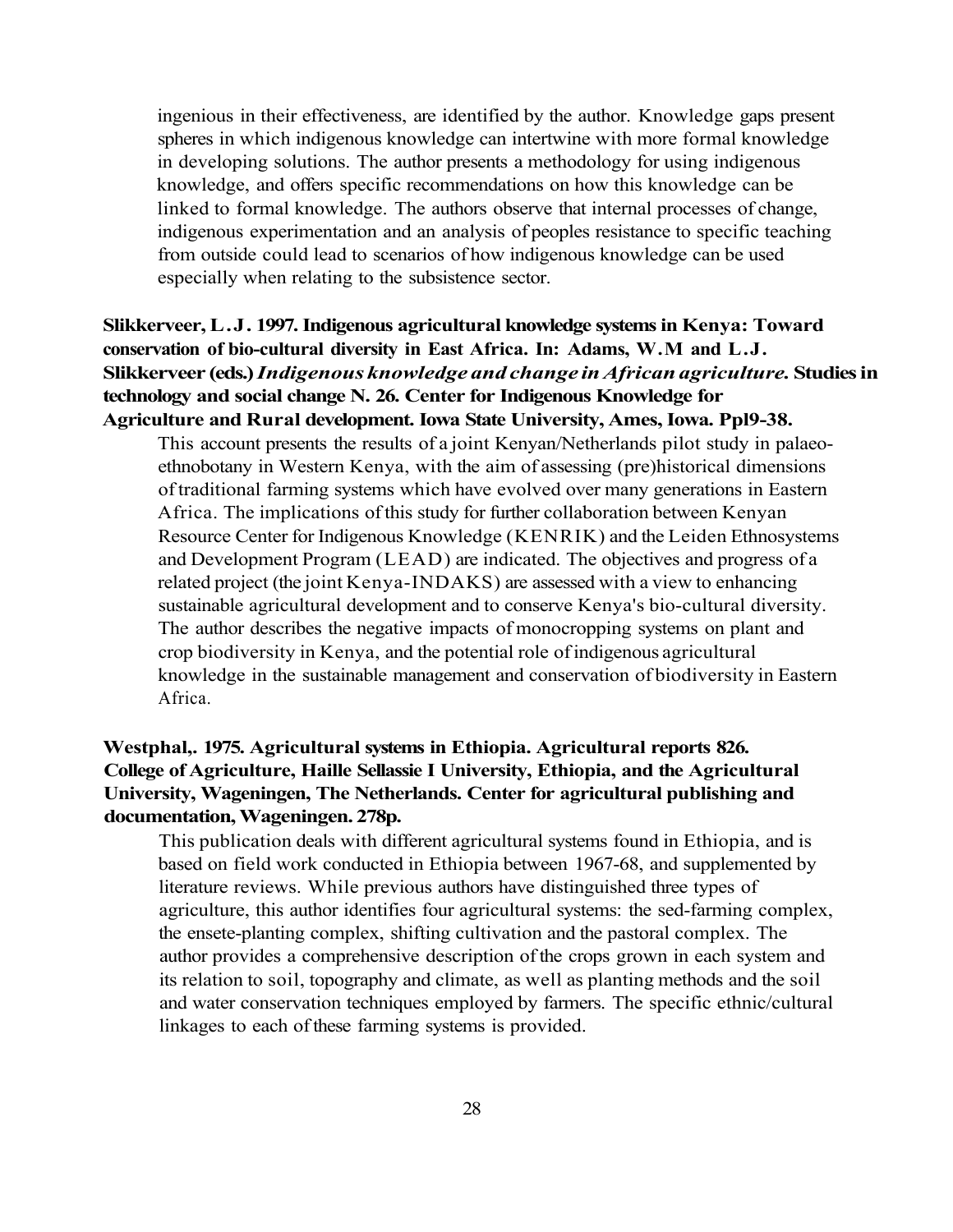ingenious in their effectiveness, are identified by the author. Knowledge gaps present spheres in which indigenous knowledge can intertwine with more formal knowledge in developing solutions. The author presents a methodology for using indigenous knowledge, and offers specific recommendations on how this knowledge can be linked to formal knowledge. The authors observe that internal processes of change, indigenous experimentation and an analysis of peoples resistance to specific teaching from outside could lead to scenarios of how indigenous knowledge can be used especially when relating to the subsistence sector.

**Slikkerveer, L.J. 1997. Indigenous agricultural knowledge systems in Kenya: Toward conservation of bio-cultural diversity in East Africa. In: Adams, W.M and L.J. Slikkerveer (eds.) *Indigenous knowledge and change in African agriculture.* Studies in technology and social change N. 26. Center for Indigenous Knowledge for Agriculture and Rural development. Iowa State University, Ames, Iowa. Ppl9-38.**

This account presents the results of a joint Kenyan/Netherlands pilot study in palaeo-ethnobotany in Western Kenya, with the aim of assessing (pre)historical dimensions of traditional farming systems which have evolved over many generations in Eastern Africa. The implications of this study for further collaboration between Kenyan Resource Center for Indigenous Knowledge (KENRIK) and the Leiden Ethnosystems and Development Program (LEAD) are indicated. The objectives and progress of a related project (the joint Kenya-INDAKS) are assessed with a view to enhancing sustainable agricultural development and to conserve Kenya's bio-cultural diversity. The author describes the negative impacts of monocropping systems on plant and crop biodiversity in Kenya, and the potential role of indigenous agricultural knowledge in the sustainable management and conservation of biodiversity in Eastern Africa.

**Westphal,. 1975. Agricultural systems in Ethiopia. Agricultural reports 826. College of Agriculture, Haille Sellassie I University, Ethiopia, and the Agricultural University, Wageningen, The Netherlands. Center for agricultural publishing and documentation, Wageningen. 278p.**

This publication deals with different agricultural systems found in Ethiopia, and is based on field work conducted in Ethiopia between 1967-68, and supplemented by literature reviews. While previous authors have distinguished three types of agriculture, this author identifies four agricultural systems: the sed-farming complex, the ensete-planting complex, shifting cultivation and the pastoral complex. The author provides a comprehensive description of the crops grown in each system and its relation to soil, topography and climate, as well as planting methods and the soil and water conservation techniques employed by farmers. The specific ethnic/cultural linkages to each of these farming systems is provided.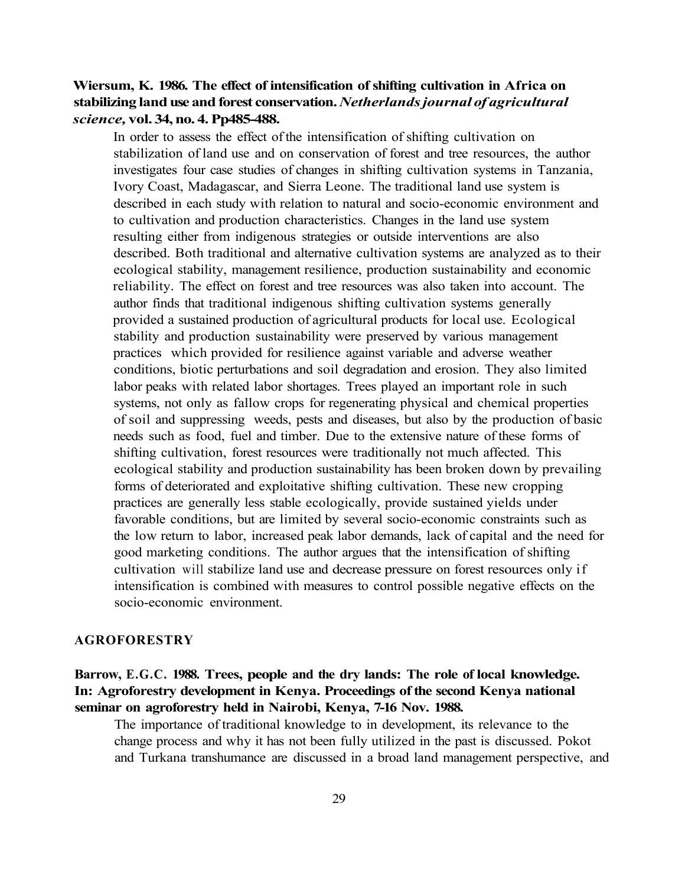**Wiersum, K. 1986. The effect of intensification of shifting cultivation in Africa on stabilizing land use and forest conservation. *Netherlands journal of agricultural science,* vol. 34, no. 4. Pp485-488.**

In order to assess the effect of the intensification of shifting cultivation on stabilization of land use and on conservation of forest and tree resources, the author investigates four case studies of changes in shifting cultivation systems in Tanzania, Ivory Coast, Madagascar, and Sierra Leone. The traditional land use system is described in each study with relation to natural and socio-economic environment and to cultivation and production characteristics. Changes in the land use system resulting either from indigenous strategies or outside interventions are also described. Both traditional and alternative cultivation systems are analyzed as to their ecological stability, management resilience, production sustainability and economic reliability. The effect on forest and tree resources was also taken into account. The author finds that traditional indigenous shifting cultivation systems generally provided a sustained production of agricultural products for local use. Ecological stability and production sustainability were preserved by various management practices which provided for resilience against variable and adverse weather conditions, biotic perturbations and soil degradation and erosion. They also limited labor peaks with related labor shortages. Trees played an important role in such systems, not only as fallow crops for regenerating physical and chemical properties of soil and suppressing weeds, pests and diseases, but also by the production of basic needs such as food, fuel and timber. Due to the extensive nature of these forms of shifting cultivation, forest resources were traditionally not much affected. This ecological stability and production sustainability has been broken down by prevailing forms of deteriorated and exploitative shifting cultivation. These new cropping practices are generally less stable ecologically, provide sustained yields under favorable conditions, but are limited by several socio-economic constraints such as the low return to labor, increased peak labor demands, lack of capital and the need for good marketing conditions. The author argues that the intensification of shifting cultivation will stabilize land use and decrease pressure on forest resources only if intensification is combined with measures to control possible negative effects on the socio-economic environment.

## AGROFORESTRY

**Barrow, E.G.C. 1988. Trees, people and the dry lands: The role of local knowledge. In: Agroforestry development in Kenya. Proceedings of the second Kenya national seminar on agroforestry held in Nairobi, Kenya, 7-16 Nov. 1988.**

The importance of traditional knowledge to in development, its relevance to the change process and why it has not been fully utilized in the past is discussed. Pokot and Turkana transhumance are discussed in a broad land management perspective, and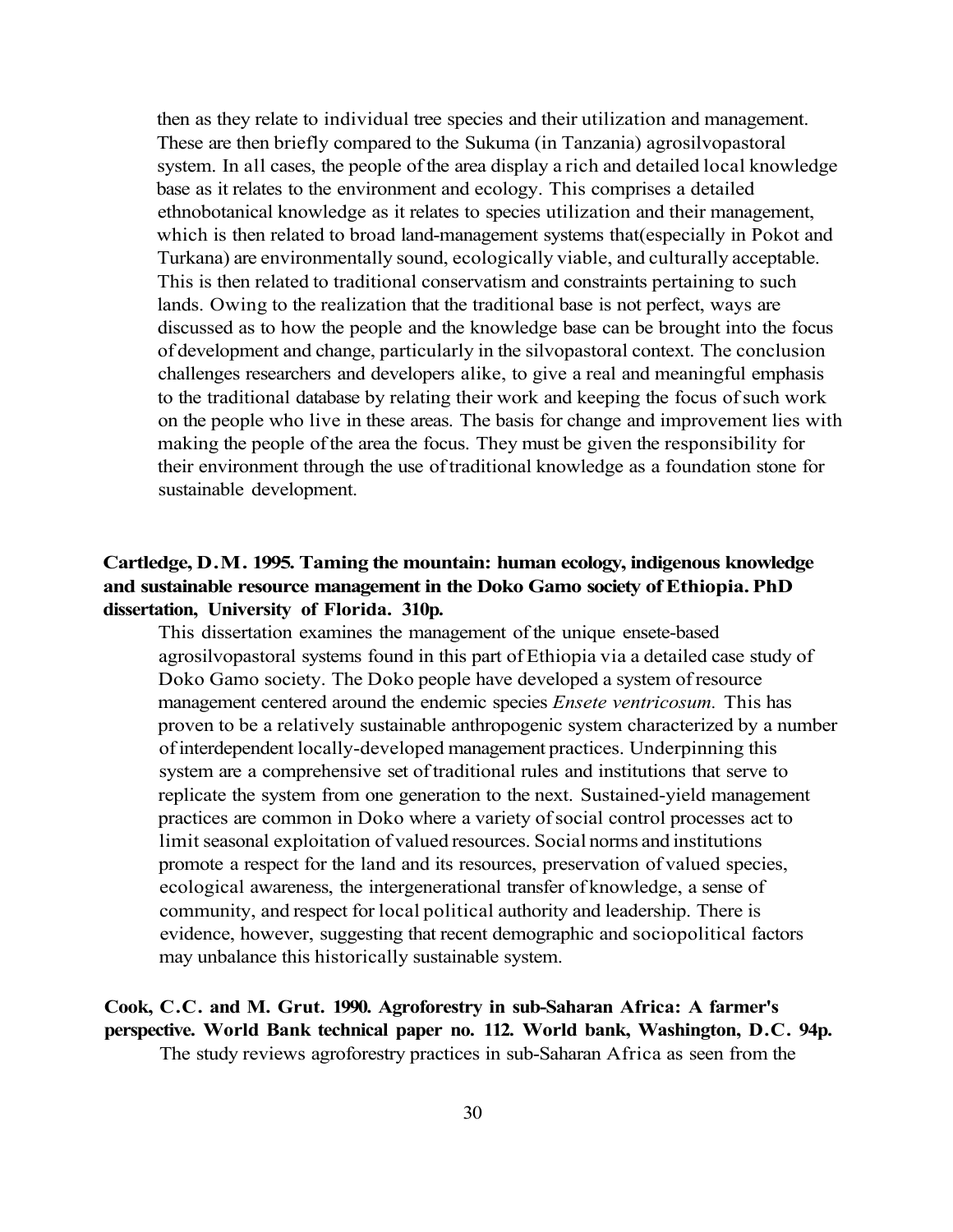then as they relate to individual tree species and their utilization and management. These are then briefly compared to the Sukuma (in Tanzania) agrosilvopastoral system. In all cases, the people of the area display a rich and detailed local knowledge base as it relates to the environment and ecology. This comprises a detailed ethnobotanical knowledge as it relates to species utilization and their management, which is then related to broad land-management systems that(especially in Pokot and Turkana) are environmentally sound, ecologically viable, and culturally acceptable. This is then related to traditional conservatism and constraints pertaining to such lands. Owing to the realization that the traditional base is not perfect, ways are discussed as to how the people and the knowledge base can be brought into the focus of development and change, particularly in the silvopastoral context. The conclusion challenges researchers and developers alike, to give a real and meaningful emphasis to the traditional database by relating their work and keeping the focus of such work on the people who live in these areas. The basis for change and improvement lies with making the people of the area the focus. They must be given the responsibility for their environment through the use of traditional knowledge as a foundation stone for sustainable development.

**Cartledge, D.M. 1995. Taming the mountain: human ecology, indigenous knowledge and sustainable resource management in the Doko Gamo society of Ethiopia. PhD dissertation, University of Florida. 310p.**

This dissertation examines the management of the unique ensete-based agrosilvopastoral systems found in this part of Ethiopia via a detailed case study of Doko Gamo society. The Doko people have developed a system of resource management centered around the endemic species *Ensete ventricosum.* This has proven to be a relatively sustainable anthropogenic system characterized by a number of interdependent locally-developed management practices. Underpinning this system are a comprehensive set of traditional rules and institutions that serve to replicate the system from one generation to the next. Sustained-yield management practices are common in Doko where a variety of social control processes act to limit seasonal exploitation of valued resources. Social norms and institutions promote a respect for the land and its resources, preservation of valued species, ecological awareness, the intergenerational transfer of knowledge, a sense of community, and respect for local political authority and leadership. There is evidence, however, suggesting that recent demographic and sociopolitical factors may unbalance this historically sustainable system.

**Cook, C.C. and M. Grut. 1990. Agroforestry in sub-Saharan Africa: A farmer's perspective. World Bank technical paper no. 112. World bank, Washington, D.C. 94p.**

The study reviews agroforestry practices in sub-Saharan Africa as seen from the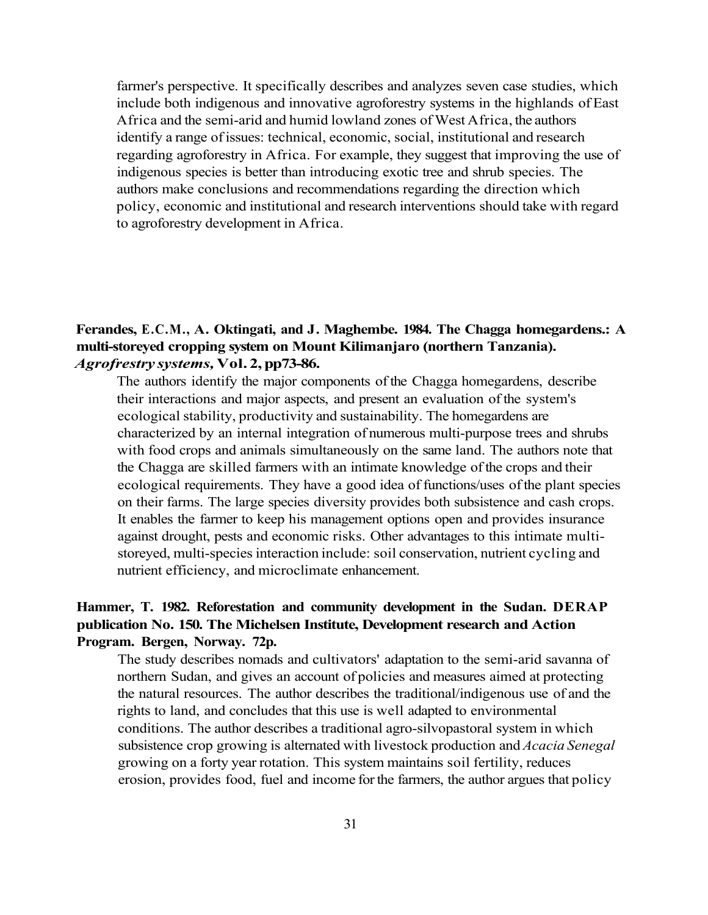farmer's perspective. It specifically describes and analyzes seven case studies, which include both indigenous and innovative agroforestry systems in the highlands of East Africa and the semi-arid and humid lowland zones of West Africa, the authors identify a range of issues: technical, economic, social, institutional and research regarding agroforestry in Africa. For example, they suggest that improving the use of indigenous species is better than introducing exotic tree and shrub species. The authors make conclusions and recommendations regarding the direction which policy, economic and institutional and research interventions should take with regard to agroforestry development in Africa.

**Ferandes, E.C.M., A. Oktingati, and J. Maghembe. 1984. The Chagga homegardens.: A multi-storeyed cropping system on Mount Kilimanjaro (northern Tanzania).** ***Agrofrestry systems,*** **Vol. 2, pp73-86.**

The authors identify the major components of the Chagga homegardens, describe their interactions and major aspects, and present an evaluation of the system's ecological stability, productivity and sustainability. The homegardens are characterized by an internal integration of numerous multi-purpose trees and shrubs with food crops and animals simultaneously on the same land. The authors note that the Chagga are skilled farmers with an intimate knowledge of the crops and their ecological requirements. They have a good idea of functions/uses of the plant species on their farms. The large species diversity provides both subsistence and cash crops. It enables the farmer to keep his management options open and provides insurance against drought, pests and economic risks. Other advantages to this intimate multi-storeyed, multi-species interaction include: soil conservation, nutrient cycling and nutrient efficiency, and microclimate enhancement.

**Hammer, T. 1982. Reforestation and community development in the Sudan. DERAP publication No. 150. The Michelsen Institute, Development research and Action Program. Bergen, Norway. 72p.**

The study describes nomads and cultivators' adaptation to the semi-arid savanna of northern Sudan, and gives an account of policies and measures aimed at protecting the natural resources. The author describes the traditional/indigenous use of and the rights to land, and concludes that this use is well adapted to environmental conditions. The author describes a traditional agro-silvopastoral system in which subsistence crop growing is alternated with livestock production and *Acacia Senegal* growing on a forty year rotation. This system maintains soil fertility, reduces erosion, provides food, fuel and income for the farmers, the author argues that policy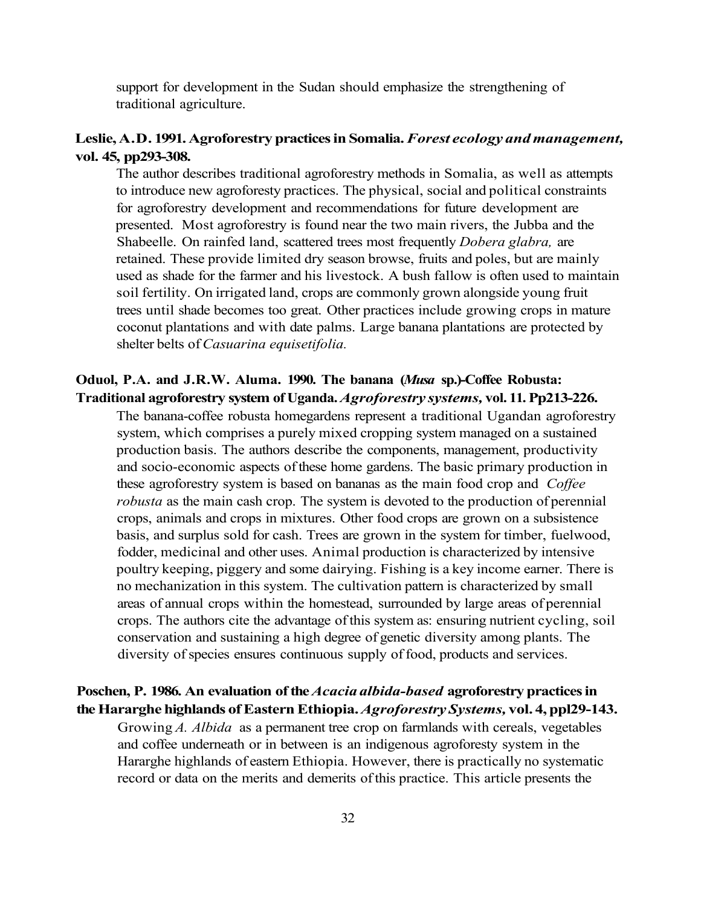support for development in the Sudan should emphasize the strengthening of traditional agriculture.

**Leslie, A.D. 1991. Agroforestry practices in Somalia. *Forest ecology and management,* vol. 45, pp293-308.**

The author describes traditional agroforestry methods in Somalia, as well as attempts to introduce new agroforesty practices. The physical, social and political constraints for agroforestry development and recommendations for future development are presented. Most agroforestry is found near the two main rivers, the Jubba and the Shabeelle. On rainfed land, scattered trees most frequently *Dobera glabra,* are retained. These provide limited dry season browse, fruits and poles, but are mainly used as shade for the farmer and his livestock. A bush fallow is often used to maintain soil fertility. On irrigated land, crops are commonly grown alongside young fruit trees until shade becomes too great. Other practices include growing crops in mature coconut plantations and with date palms. Large banana plantations are protected by shelter belts of *Casuarina equisetifolia.*

**Oduol, P.A. and J.R.W. Aluma. 1990. The banana (*Musa* sp.)-Coffee Robusta: Traditional agroforestry system of Uganda. *Agroforestry systems,* vol. 11. Pp213-226.**

The banana-coffee robusta homegardens represent a traditional Ugandan agroforestry system, which comprises a purely mixed cropping system managed on a sustained production basis. The authors describe the components, management, productivity and socio-economic aspects of these home gardens. The basic primary production in these agroforestry system is based on bananas as the main food crop and *Coffee robusta* as the main cash crop. The system is devoted to the production of perennial crops, animals and crops in mixtures. Other food crops are grown on a subsistence basis, and surplus sold for cash. Trees are grown in the system for timber, fuelwood, fodder, medicinal and other uses. Animal production is characterized by intensive poultry keeping, piggery and some dairying. Fishing is a key income earner. There is no mechanization in this system. The cultivation pattern is characterized by small areas of annual crops within the homestead, surrounded by large areas of perennial crops. The authors cite the advantage of this system as: ensuring nutrient cycling, soil conservation and sustaining a high degree of genetic diversity among plants. The diversity of species ensures continuous supply of food, products and services.

**Poschen, P. 1986. An evaluation of the *Acacia albida-based* agroforestry practices in the Hararghe highlands of Eastern Ethiopia. *Agroforestry Systems,* vol. 4, ppl29-143.**

Growing *A. Albida* as a permanent tree crop on farmlands with cereals, vegetables and coffee underneath or in between is an indigenous agroforesty system in the Hararghe highlands of eastern Ethiopia. However, there is practically no systematic record or data on the merits and demerits of this practice. This article presents the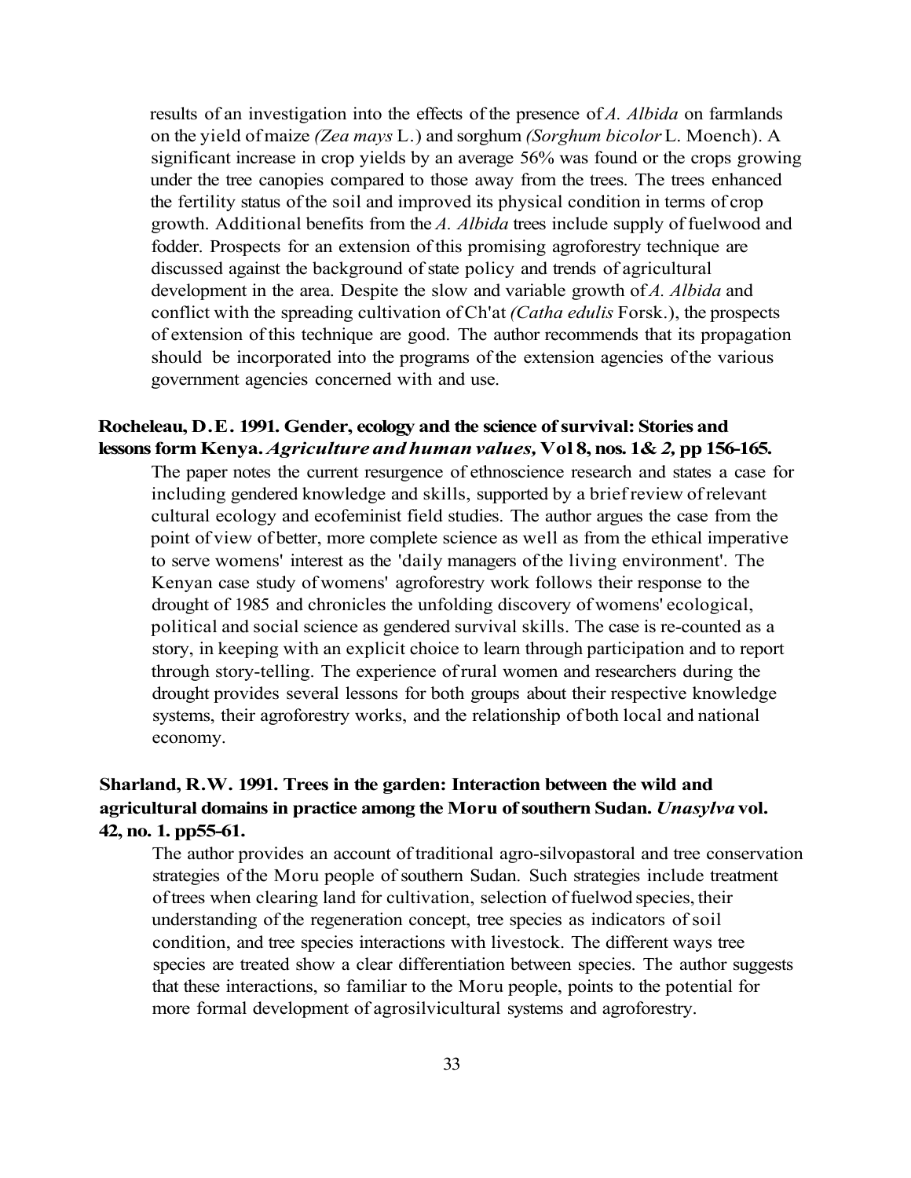results of an investigation into the effects of the presence of *A. Albida* on farmlands on the yield of maize *(Zea mays* L.) and sorghum *(Sorghum bicolor* L. Moench). A significant increase in crop yields by an average 56% was found or the crops growing under the tree canopies compared to those away from the trees. The trees enhanced the fertility status of the soil and improved its physical condition in terms of crop growth. Additional benefits from the *A. Albida* trees include supply of fuelwood and fodder. Prospects for an extension of this promising agroforestry technique are discussed against the background of state policy and trends of agricultural development in the area. Despite the slow and variable growth of *A. Albida* and conflict with the spreading cultivation of Ch'at *(Catha edulis* Forsk.), the prospects of extension of this technique are good. The author recommends that its propagation should be incorporated into the programs of the extension agencies of the various government agencies concerned with and use.

**Rocheleau, D.E. 1991. Gender, ecology and the science of survival: Stories and lessons form Kenya. *Agriculture and human values,* Vol 8, nos. 1& *2,* pp 156-165.**

The paper notes the current resurgence of ethnoscience research and states a case for including gendered knowledge and skills, supported by a brief review of relevant cultural ecology and ecofeminist field studies. The author argues the case from the point of view of better, more complete science as well as from the ethical imperative to serve womens' interest as the 'daily managers of the living environment'. The Kenyan case study of womens' agroforestry work follows their response to the drought of 1985 and chronicles the unfolding discovery of womens' ecological, political and social science as gendered survival skills. The case is re-counted as a story, in keeping with an explicit choice to learn through participation and to report through story-telling. The experience of rural women and researchers during the drought provides several lessons for both groups about their respective knowledge systems, their agroforestry works, and the relationship of both local and national economy.

**Sharland, R.W. 1991. Trees in the garden: Interaction between the wild and agricultural domains in practice among the Moru of southern Sudan. *Unasylva* vol. 42, no. 1. pp55-61.**

The author provides an account of traditional agro-silvopastoral and tree conservation strategies of the Moru people of southern Sudan. Such strategies include treatment of trees when clearing land for cultivation, selection of fuelwod species, their understanding of the regeneration concept, tree species as indicators of soil condition, and tree species interactions with livestock. The different ways tree species are treated show a clear differentiation between species. The author suggests that these interactions, so familiar to the Moru people, points to the potential for more formal development of agrosilvicultural systems and agroforestry.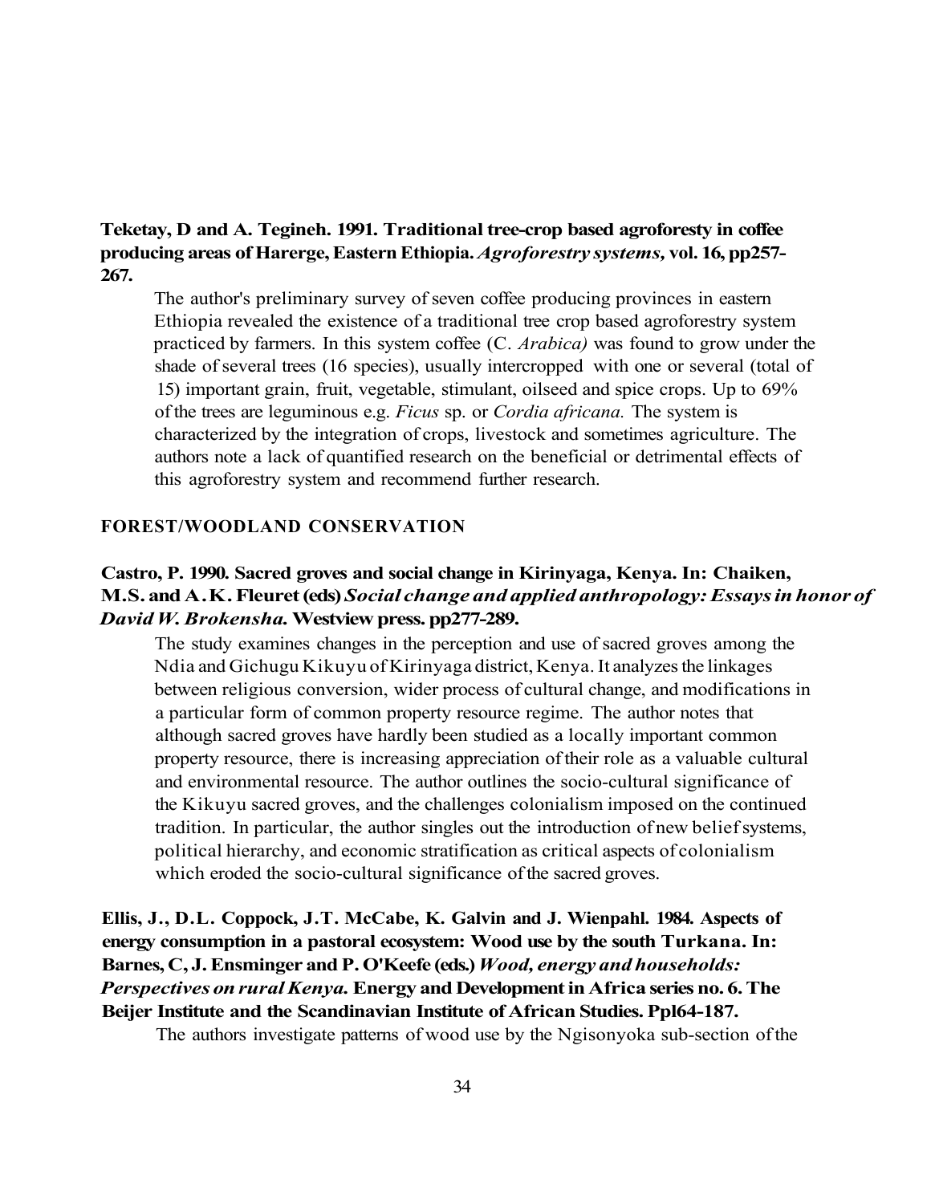**Teketay, D and A. Tegineh. 1991. Traditional tree-crop based agroforesty in coffee producing areas of Harerge, Eastern Ethiopia. *Agroforestry systems,* vol. 16, pp257-267.**

The author's preliminary survey of seven coffee producing provinces in eastern Ethiopia revealed the existence of a traditional tree crop based agroforestry system practiced by farmers. In this system coffee (C. *Arabica)* was found to grow under the shade of several trees (16 species), usually intercropped with one or several (total of 15) important grain, fruit, vegetable, stimulant, oilseed and spice crops. Up to 69% of the trees are leguminous e.g. *Ficus* sp. or *Cordia africana.* The system is characterized by the integration of crops, livestock and sometimes agriculture. The authors note a lack of quantified research on the beneficial or detrimental effects of this agroforestry system and recommend further research.

## FOREST/WOODLAND CONSERVATION

**Castro, P. 1990. Sacred groves and social change in Kirinyaga, Kenya. In: Chaiken, M.S. and A.K. Fleuret (eds) *Social change and applied anthropology: Essays in honor of David W. Brokensha.* Westview press. pp277-289.**

The study examines changes in the perception and use of sacred groves among the Ndia and Gichugu Kikuyu of Kirinyaga district, Kenya. It analyzes the linkages between religious conversion, wider process of cultural change, and modifications in a particular form of common property resource regime. The author notes that although sacred groves have hardly been studied as a locally important common property resource, there is increasing appreciation of their role as a valuable cultural and environmental resource. The author outlines the socio-cultural significance of the Kikuyu sacred groves, and the challenges colonialism imposed on the continued tradition. In particular, the author singles out the introduction of new belief systems, political hierarchy, and economic stratification as critical aspects of colonialism which eroded the socio-cultural significance of the sacred groves.

**Ellis, J., D.L. Coppock, J.T. McCabe, K. Galvin and J. Wienpahl. 1984. Aspects of energy consumption in a pastoral ecosystem: Wood use by the south Turkana. In: Barnes, C, J. Ensminger and P. O'Keefe (eds.) *Wood, energy and households: Perspectives on rural Kenya.* Energy and Development in Africa series no. 6. The Beijer Institute and the Scandinavian Institute of African Studies. Ppl64-187.**

The authors investigate patterns of wood use by the Ngisonyoka sub-section of the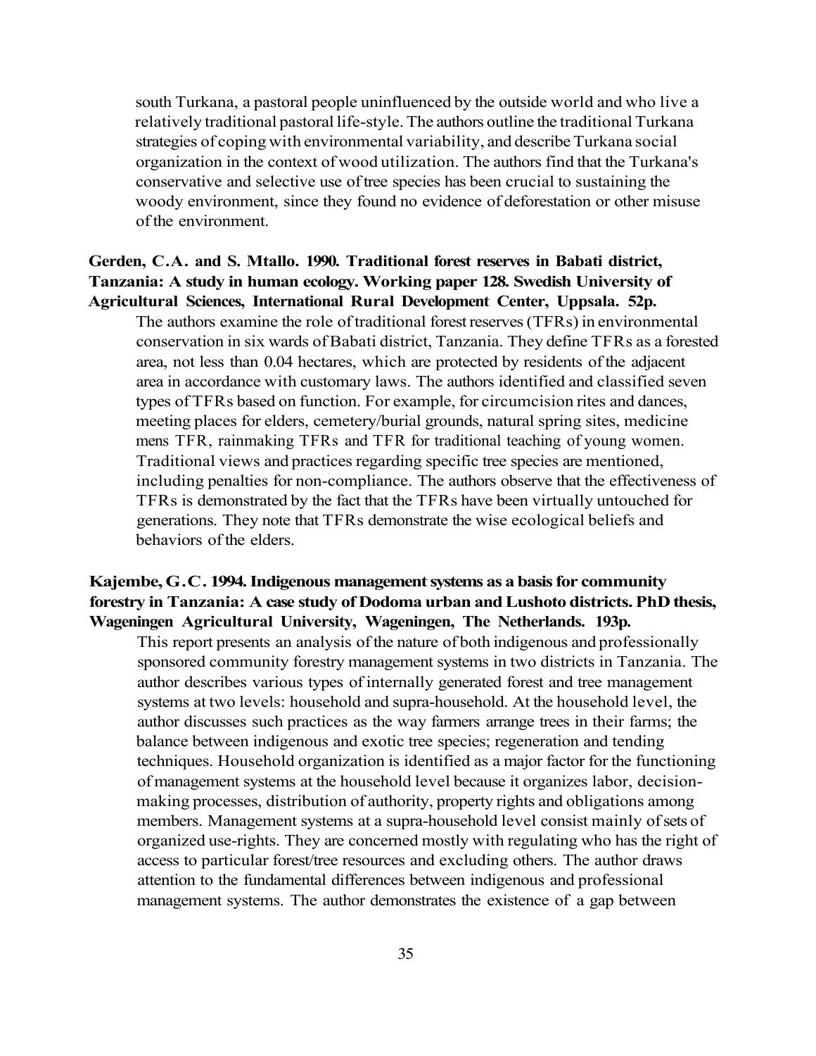south Turkana, a pastoral people uninfluenced by the outside world and who live a relatively traditional pastoral life-style. The authors outline the traditional Turkana strategies of coping with environmental variability, and describe Turkana social organization in the context of wood utilization. The authors find that the Turkana's conservative and selective use of tree species has been crucial to sustaining the woody environment, since they found no evidence of deforestation or other misuse of the environment.

**Gerden, C.A. and S. Mtallo. 1990. Traditional forest reserves in Babati district, Tanzania: A study in human ecology. Working paper 128. Swedish University of Agricultural Sciences, International Rural Development Center, Uppsala. 52p.**

The authors examine the role of traditional forest reserves (TFRs) in environmental conservation in six wards of Babati district, Tanzania. They define TFRs as a forested area, not less than 0.04 hectares, which are protected by residents of the adjacent area in accordance with customary laws. The authors identified and classified seven types of TFRs based on function. For example, for circumcision rites and dances, meeting places for elders, cemetery/burial grounds, natural spring sites, medicine mens TFR, rainmaking TFRs and TFR for traditional teaching of young women. Traditional views and practices regarding specific tree species are mentioned, including penalties for non-compliance. The authors observe that the effectiveness of TFRs is demonstrated by the fact that the TFRs have been virtually untouched for generations. They note that TFRs demonstrate the wise ecological beliefs and behaviors of the elders.

**Kajembe, G.C. 1994. Indigenous management systems as a basis for community forestry in Tanzania: A case study of Dodoma urban and Lushoto districts. PhD thesis, Wageningen Agricultural University, Wageningen, The Netherlands. 193p.**

This report presents an analysis of the nature of both indigenous and professionally sponsored community forestry management systems in two districts in Tanzania. The author describes various types of internally generated forest and tree management systems at two levels: household and supra-household. At the household level, the author discusses such practices as the way farmers arrange trees in their farms; the balance between indigenous and exotic tree species; regeneration and tending techniques. Household organization is identified as a major factor for the functioning of management systems at the household level because it organizes labor, decision-making processes, distribution of authority, property rights and obligations among members. Management systems at a supra-household level consist mainly of sets of organized use-rights. They are concerned mostly with regulating who has the right of access to particular forest/tree resources and excluding others. The author draws attention to the fundamental differences between indigenous and professional management systems. The author demonstrates the existence of a gap between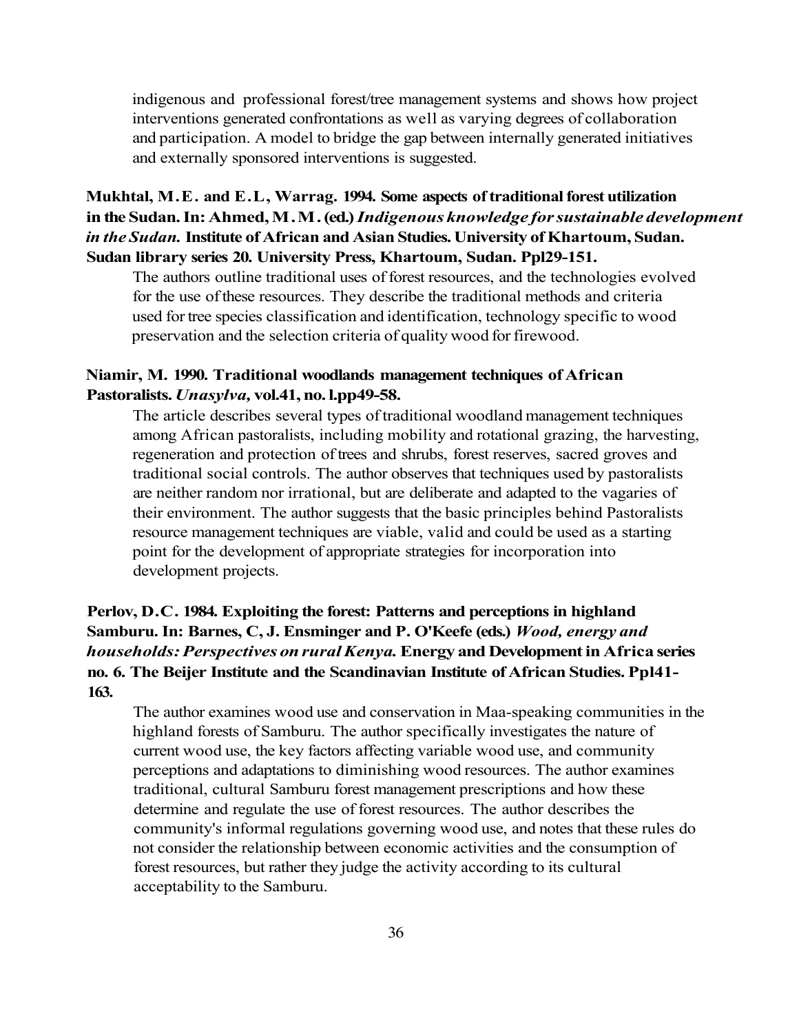indigenous and professional forest/tree management systems and shows how project interventions generated confrontations as well as varying degrees of collaboration and participation. A model to bridge the gap between internally generated initiatives and externally sponsored interventions is suggested.

**Mukhtal, M.E. and E.L, Warrag. 1994. Some aspects of traditional forest utilization in the Sudan. In: Ahmed, M.M. (ed.) *Indigenous knowledge for sustainable development in the Sudan.* Institute of African and Asian Studies. University of Khartoum, Sudan. Sudan library series 20. University Press, Khartoum, Sudan. Ppl29-151.**

The authors outline traditional uses of forest resources, and the technologies evolved for the use of these resources. They describe the traditional methods and criteria used for tree species classification and identification, technology specific to wood preservation and the selection criteria of quality wood for firewood.

**Niamir, M. 1990. Traditional woodlands management techniques of African Pastoralists. *Unasylva,* vol.41, no. l.pp49-58.**

The article describes several types of traditional woodland management techniques among African pastoralists, including mobility and rotational grazing, the harvesting, regeneration and protection of trees and shrubs, forest reserves, sacred groves and traditional social controls. The author observes that techniques used by pastoralists are neither random nor irrational, but are deliberate and adapted to the vagaries of their environment. The author suggests that the basic principles behind Pastoralists resource management techniques are viable, valid and could be used as a starting point for the development of appropriate strategies for incorporation into development projects.

**Perlov, D.C. 1984. Exploiting the forest: Patterns and perceptions in highland Samburu. In: Barnes, C, J. Ensminger and P. O'Keefe (eds.) *Wood, energy and households: Perspectives on rural Kenya.* Energy and Development in Africa series no. 6. The Beijer Institute and the Scandinavian Institute of African Studies. Ppl41-163.**

The author examines wood use and conservation in Maa-speaking communities in the highland forests of Samburu. The author specifically investigates the nature of current wood use, the key factors affecting variable wood use, and community perceptions and adaptations to diminishing wood resources. The author examines traditional, cultural Samburu forest management prescriptions and how these determine and regulate the use of forest resources. The author describes the community's informal regulations governing wood use, and notes that these rules do not consider the relationship between economic activities and the consumption of forest resources, but rather they judge the activity according to its cultural acceptability to the Samburu.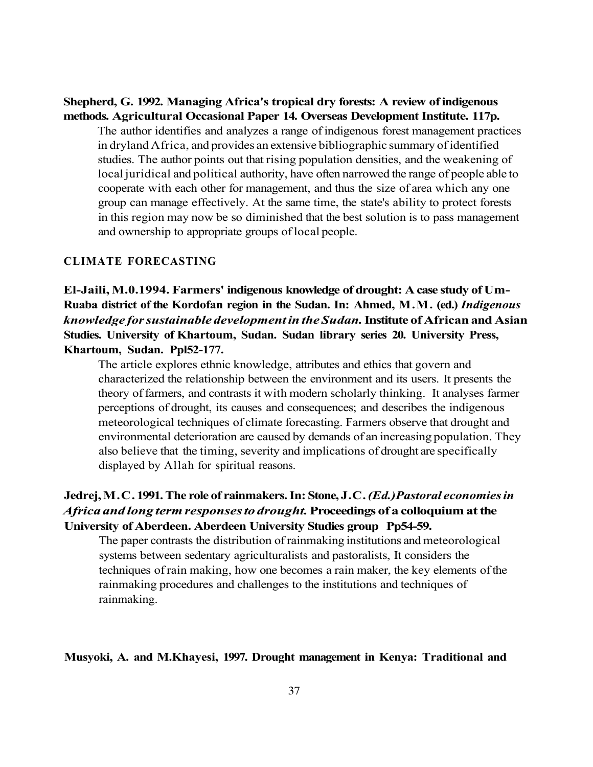**Shepherd, G. 1992. Managing Africa's tropical dry forests: A review of indigenous methods. Agricultural Occasional Paper 14. Overseas Development Institute. 117p.**

The author identifies and analyzes a range of indigenous forest management practices in dryland Africa, and provides an extensive bibliographic summary of identified studies. The author points out that rising population densities, and the weakening of local juridical and political authority, have often narrowed the range of people able to cooperate with each other for management, and thus the size of area which any one group can manage effectively. At the same time, the state's ability to protect forests in this region may now be so diminished that the best solution is to pass management and ownership to appropriate groups of local people.

## CLIMATE FORECASTING

**El-Jaili, M.0.1994. Farmers' indigenous knowledge of drought: A case study of Um-Ruaba district of the Kordofan region in the Sudan. In: Ahmed, M.M. (ed.) *Indigenous knowledge for sustainable development in the Sudan.* Institute of African and Asian Studies. University of Khartoum, Sudan. Sudan library series 20. University Press, Khartoum, Sudan. Ppl52-177.**

The article explores ethnic knowledge, attributes and ethics that govern and characterized the relationship between the environment and its users. It presents the theory of farmers, and contrasts it with modern scholarly thinking. It analyses farmer perceptions of drought, its causes and consequences; and describes the indigenous meteorological techniques of climate forecasting. Farmers observe that drought and environmental deterioration are caused by demands of an increasing population. They also believe that the timing, severity and implications of drought are specifically displayed by Allah for spiritual reasons.

**Jedrej, M.C. 1991. The role of rainmakers. In: Stone, J.C. *(Ed.) Pastoral economies in Africa and long term responses to drought.* Proceedings of a colloquium at the University of Aberdeen. Aberdeen University Studies group Pp54-59.**

The paper contrasts the distribution of rainmaking institutions and meteorological systems between sedentary agriculturalists and pastoralists, It considers the techniques of rain making, how one becomes a rain maker, the key elements of the rainmaking procedures and challenges to the institutions and techniques of rainmaking.

**Musyoki, A. and M.Khayesi, 1997. Drought management in Kenya: Traditional and**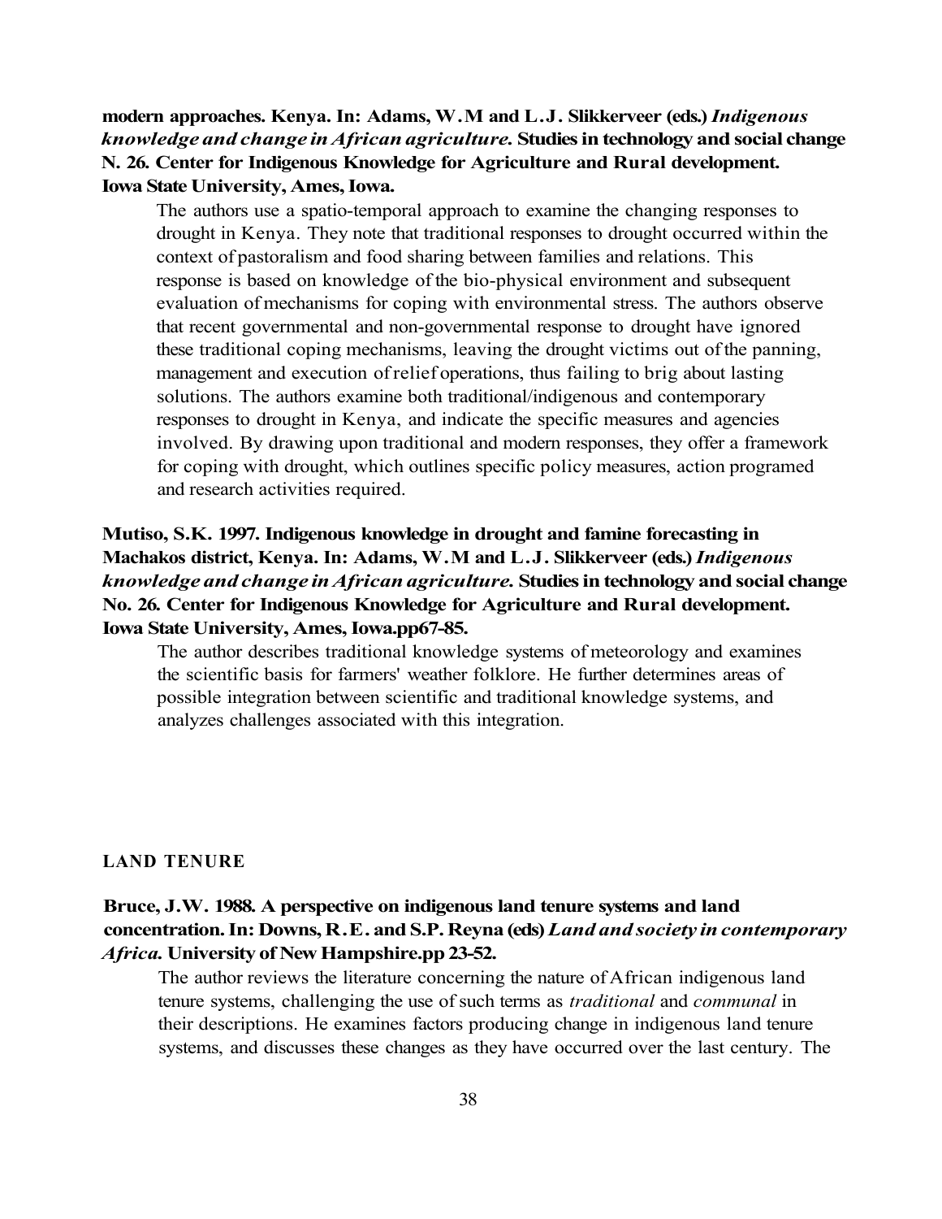**modern approaches. Kenya. In: Adams, W.M and L.J. Slikkerveer (eds.) *Indigenous knowledge and change in African agriculture.* Studies in technology and social change N. 26. Center for Indigenous Knowledge for Agriculture and Rural development. Iowa State University, Ames, Iowa.**

The authors use a spatio-temporal approach to examine the changing responses to drought in Kenya. They note that traditional responses to drought occurred within the context of pastoralism and food sharing between families and relations. This response is based on knowledge of the bio-physical environment and subsequent evaluation of mechanisms for coping with environmental stress. The authors observe that recent governmental and non-governmental response to drought have ignored these traditional coping mechanisms, leaving the drought victims out of the panning, management and execution of relief operations, thus failing to brig about lasting solutions. The authors examine both traditional/indigenous and contemporary responses to drought in Kenya, and indicate the specific measures and agencies involved. By drawing upon traditional and modern responses, they offer a framework for coping with drought, which outlines specific policy measures, action programed and research activities required.

**Mutiso, S.K. 1997. Indigenous knowledge in drought and famine forecasting in Machakos district, Kenya. In: Adams, W.M and L.J. Slikkerveer (eds.) *Indigenous knowledge and change in African agriculture.* Studies in technology and social change No. 26. Center for Indigenous Knowledge for Agriculture and Rural development. Iowa State University, Ames, Iowa.pp67-85.**

The author describes traditional knowledge systems of meteorology and examines the scientific basis for farmers' weather folklore. He further determines areas of possible integration between scientific and traditional knowledge systems, and analyzes challenges associated with this integration.

## LAND TENURE

**Bruce, J.W. 1988. A perspective on indigenous land tenure systems and land concentration. In: Downs, R.E. and S.P. Reyna (eds) *Land and society in contemporary Africa.* University of New Hampshire.pp 23-52.**

The author reviews the literature concerning the nature of African indigenous land tenure systems, challenging the use of such terms as *traditional* and *communal* in their descriptions. He examines factors producing change in indigenous land tenure systems, and discusses these changes as they have occurred over the last century. The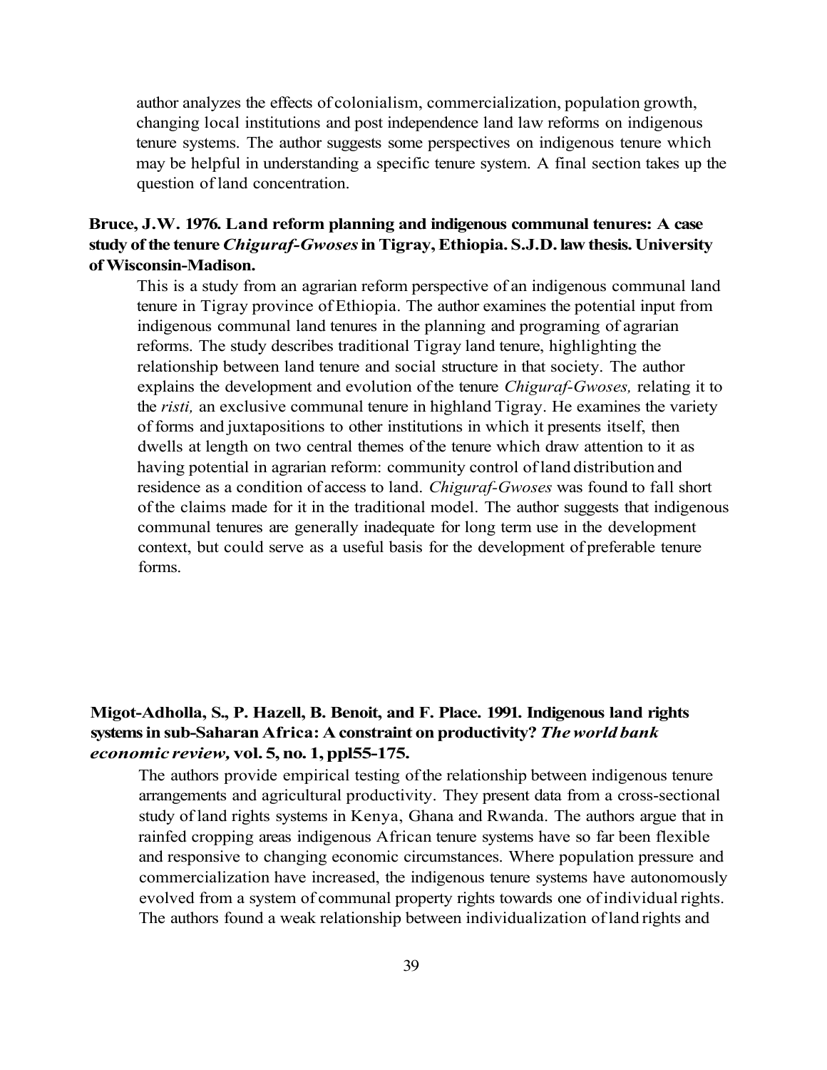author analyzes the effects of colonialism, commercialization, population growth, changing local institutions and post independence land law reforms on indigenous tenure systems. The author suggests some perspectives on indigenous tenure which may be helpful in understanding a specific tenure system. A final section takes up the question of land concentration.

**Bruce, J.W. 1976. Land reform planning and indigenous communal tenures: A case study of the tenure *Chiguraf-Gwoses* in Tigray, Ethiopia. S.J.D. law thesis. University of Wisconsin-Madison.**

This is a study from an agrarian reform perspective of an indigenous communal land tenure in Tigray province of Ethiopia. The author examines the potential input from indigenous communal land tenures in the planning and programing of agrarian reforms. The study describes traditional Tigray land tenure, highlighting the relationship between land tenure and social structure in that society. The author explains the development and evolution of the tenure *Chiguraf-Gwoses,* relating it to the *risti,* an exclusive communal tenure in highland Tigray. He examines the variety of forms and juxtapositions to other institutions in which it presents itself, then dwells at length on two central themes of the tenure which draw attention to it as having potential in agrarian reform: community control of land distribution and residence as a condition of access to land. *Chiguraf-Gwoses* was found to fall short of the claims made for it in the traditional model. The author suggests that indigenous communal tenures are generally inadequate for long term use in the development context, but could serve as a useful basis for the development of preferable tenure forms.

**Migot-Adholla, S., P. Hazell, B. Benoit, and F. Place. 1991. Indigenous land rights systems in sub-Saharan Africa: A constraint on productivity? *The world bank economic review,* vol. 5, no. 1, ppl55-175.**

The authors provide empirical testing of the relationship between indigenous tenure arrangements and agricultural productivity. They present data from a cross-sectional study of land rights systems in Kenya, Ghana and Rwanda. The authors argue that in rainfed cropping areas indigenous African tenure systems have so far been flexible and responsive to changing economic circumstances. Where population pressure and commercialization have increased, the indigenous tenure systems have autonomously evolved from a system of communal property rights towards one of individual rights. The authors found a weak relationship between individualization of land rights and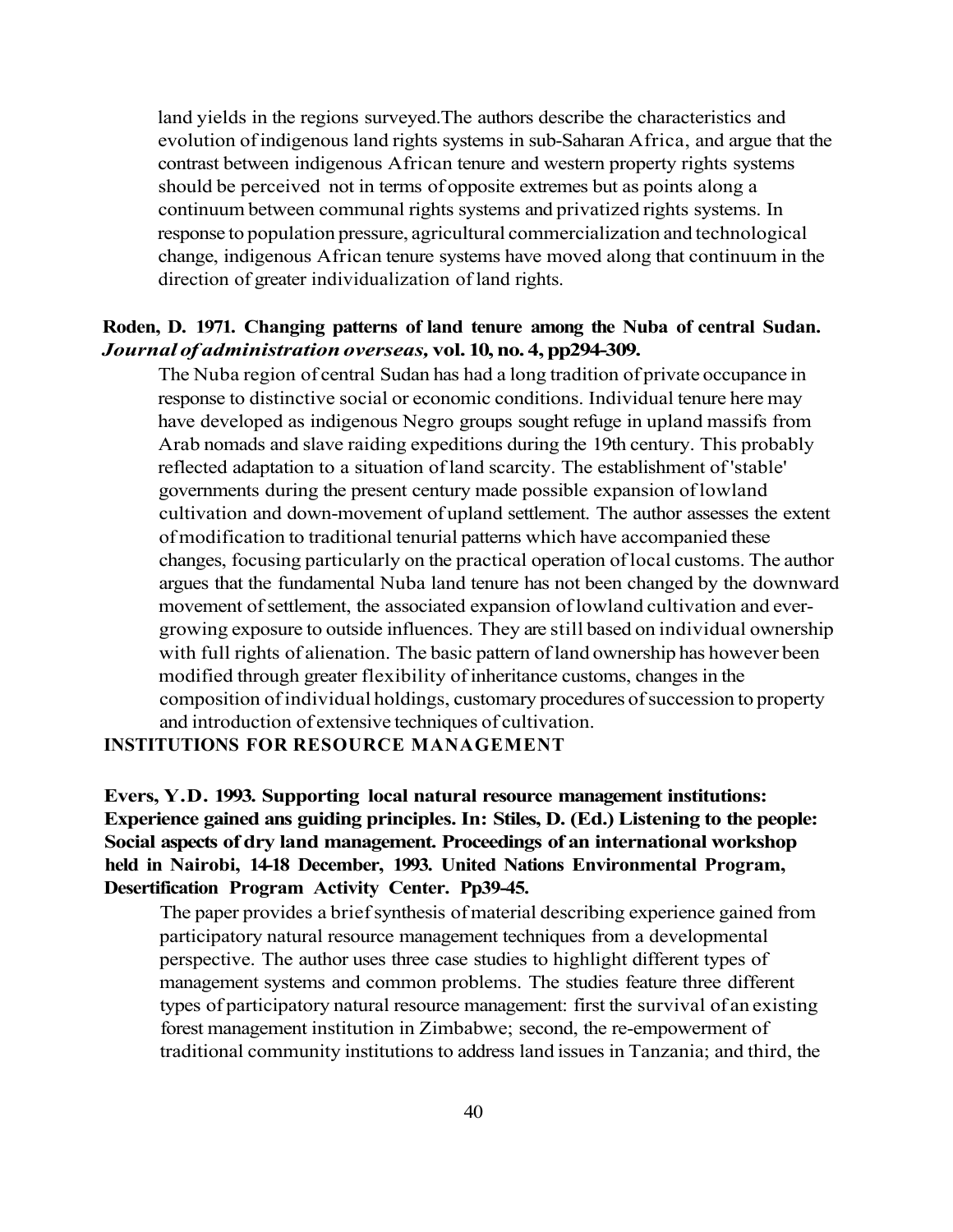land yields in the regions surveyed.The authors describe the characteristics and evolution of indigenous land rights systems in sub-Saharan Africa, and argue that the contrast between indigenous African tenure and western property rights systems should be perceived not in terms of opposite extremes but as points along a continuum between communal rights systems and privatized rights systems. In response to population pressure, agricultural commercialization and technological change, indigenous African tenure systems have moved along that continuum in the direction of greater individualization of land rights.

**Roden, D. 1971. Changing patterns of land tenure among the Nuba of central Sudan. *Journal of administration overseas,* vol. 10, no. 4, pp294-309.**

The Nuba region of central Sudan has had a long tradition of private occupance in response to distinctive social or economic conditions. Individual tenure here may have developed as indigenous Negro groups sought refuge in upland massifs from Arab nomads and slave raiding expeditions during the 19th century. This probably reflected adaptation to a situation of land scarcity. The establishment of 'stable' governments during the present century made possible expansion of lowland cultivation and down-movement of upland settlement. The author assesses the extent of modification to traditional tenurial patterns which have accompanied these changes, focusing particularly on the practical operation of local customs. The author argues that the fundamental Nuba land tenure has not been changed by the downward movement of settlement, the associated expansion of lowland cultivation and ever-growing exposure to outside influences. They are still based on individual ownership with full rights of alienation. The basic pattern of land ownership has however been modified through greater flexibility of inheritance customs, changes in the composition of individual holdings, customary procedures of succession to property and introduction of extensive techniques of cultivation.

## INSTITUTIONS FOR RESOURCE MANAGEMENT

**Evers, Y.D. 1993. Supporting local natural resource management institutions: Experience gained ans guiding principles. In: Stiles, D. (Ed.) Listening to the people: Social aspects of dry land management. Proceedings of an international workshop held in Nairobi, 14-18 December, 1993. United Nations Environmental Program, Desertification Program Activity Center. Pp39-45.**

The paper provides a brief synthesis of material describing experience gained from participatory natural resource management techniques from a developmental perspective. The author uses three case studies to highlight different types of management systems and common problems. The studies feature three different types of participatory natural resource management: first the survival of an existing forest management institution in Zimbabwe; second, the re-empowerment of traditional community institutions to address land issues in Tanzania; and third, the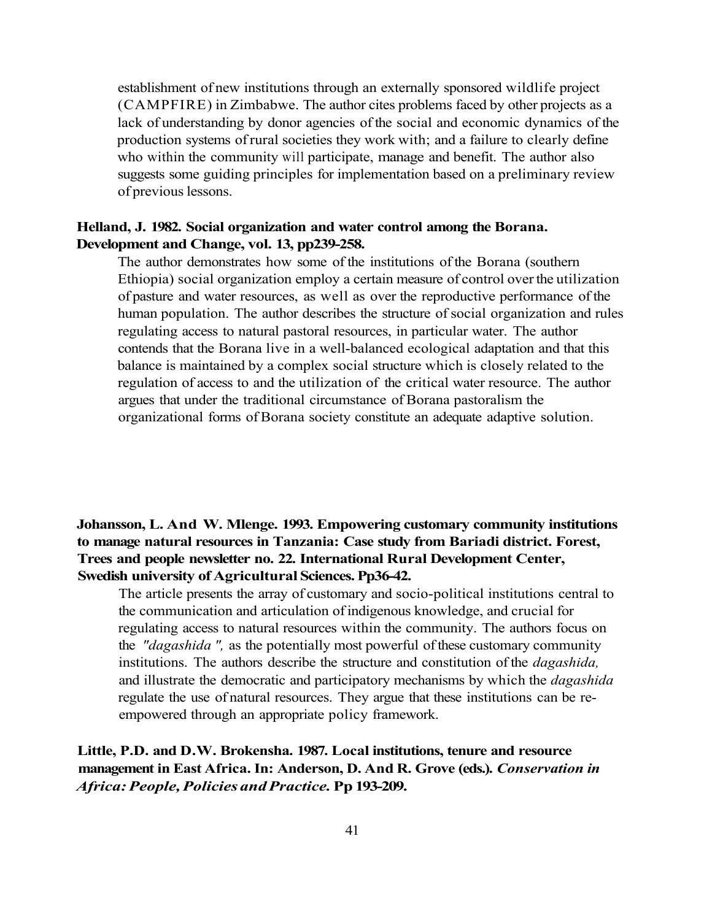establishment of new institutions through an externally sponsored wildlife project (CAMPFIRE) in Zimbabwe. The author cites problems faced by other projects as a lack of understanding by donor agencies of the social and economic dynamics of the production systems of rural societies they work with; and a failure to clearly define who within the community will participate, manage and benefit. The author also suggests some guiding principles for implementation based on a preliminary review of previous lessons.

**Helland, J. 1982. Social organization and water control among the Borana. Development and Change, vol. 13, pp239-258.**

The author demonstrates how some of the institutions of the Borana (southern Ethiopia) social organization employ a certain measure of control over the utilization of pasture and water resources, as well as over the reproductive performance of the human population. The author describes the structure of social organization and rules regulating access to natural pastoral resources, in particular water. The author contends that the Borana live in a well-balanced ecological adaptation and that this balance is maintained by a complex social structure which is closely related to the regulation of access to and the utilization of the critical water resource. The author argues that under the traditional circumstance of Borana pastoralism the organizational forms of Borana society constitute an adequate adaptive solution.

**Johansson, L. And W. Mlenge. 1993. Empowering customary community institutions to manage natural resources in Tanzania: Case study from Bariadi district. Forest, Trees and people newsletter no. 22. International Rural Development Center, Swedish university of Agricultural Sciences. Pp36-42.**

The article presents the array of customary and socio-political institutions central to the communication and articulation of indigenous knowledge, and crucial for regulating access to natural resources within the community. The authors focus on the *"dagashida",* as the potentially most powerful of these customary community institutions. The authors describe the structure and constitution of the *dagashida,* and illustrate the democratic and participatory mechanisms by which the *dagashida* regulate the use of natural resources. They argue that these institutions can be re-empowered through an appropriate policy framework.

**Little, P.D. and D.W. Brokensha. 1987. Local institutions, tenure and resource management in East Africa. In: Anderson, D. And R. Grove (eds.). *Conservation in Africa: People, Policies and Practice.* Pp 193-209.**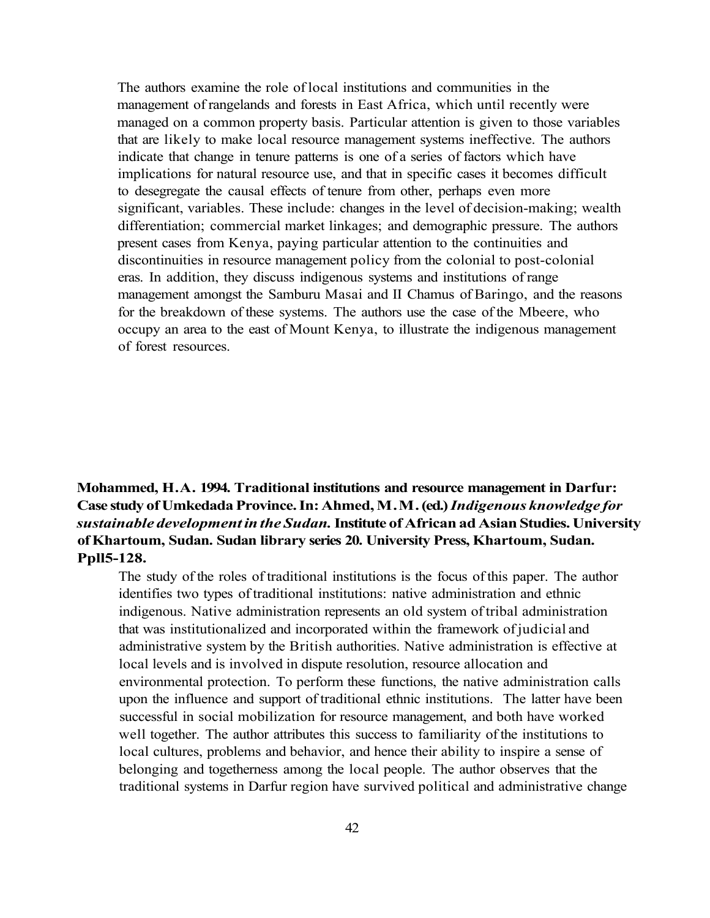The authors examine the role of local institutions and communities in the management of rangelands and forests in East Africa, which until recently were managed on a common property basis. Particular attention is given to those variables that are likely to make local resource management systems ineffective. The authors indicate that change in tenure patterns is one of a series of factors which have implications for natural resource use, and that in specific cases it becomes difficult to desegregate the causal effects of tenure from other, perhaps even more significant, variables. These include: changes in the level of decision-making; wealth differentiation; commercial market linkages; and demographic pressure. The authors present cases from Kenya, paying particular attention to the continuities and discontinuities in resource management policy from the colonial to post-colonial eras. In addition, they discuss indigenous systems and institutions of range management amongst the Samburu Masai and II Chamus of Baringo, and the reasons for the breakdown of these systems. The authors use the case of the Mbeere, who occupy an area to the east of Mount Kenya, to illustrate the indigenous management of forest resources.

**Mohammed, H.A. 1994. Traditional institutions and resource management in Darfur: Case study of Umkedada Province. In: Ahmed, M.M. (ed.) *Indigenous knowledge for sustainable development in the Sudan.* Institute of African ad Asian Studies. University of Khartoum, Sudan. Sudan library series 20. University Press, Khartoum, Sudan. Ppl15-128.**

The study of the roles of traditional institutions is the focus of this paper. The author identifies two types of traditional institutions: native administration and ethnic indigenous. Native administration represents an old system of tribal administration that was institutionalized and incorporated within the framework of judicial and administrative system by the British authorities. Native administration is effective at local levels and is involved in dispute resolution, resource allocation and environmental protection. To perform these functions, the native administration calls upon the influence and support of traditional ethnic institutions. The latter have been successful in social mobilization for resource management, and both have worked well together. The author attributes this success to familiarity of the institutions to local cultures, problems and behavior, and hence their ability to inspire a sense of belonging and togetherness among the local people. The author observes that the traditional systems in Darfur region have survived political and administrative change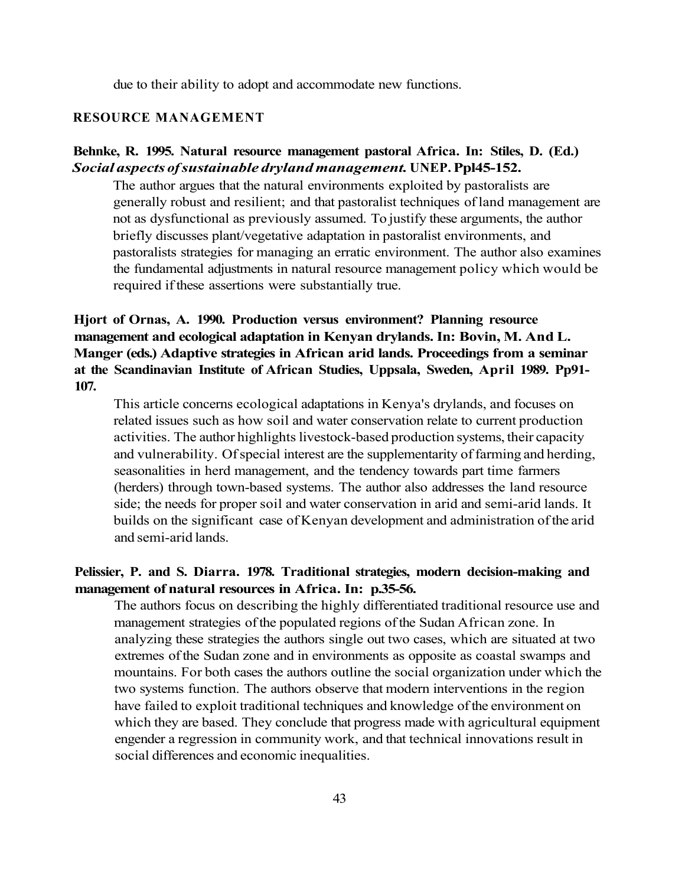due to their ability to adopt and accommodate new functions.

## RESOURCE MANAGEMENT

**Behnke, R. 1995. Natural resource management pastoral Africa. In: Stiles, D. (Ed.) *Social aspects of sustainable dryland management.* UNEP. Ppl45-152.**

The author argues that the natural environments exploited by pastoralists are generally robust and resilient; and that pastoralist techniques of land management are not as dysfunctional as previously assumed. To justify these arguments, the author briefly discusses plant/vegetative adaptation in pastoralist environments, and pastoralists strategies for managing an erratic environment. The author also examines the fundamental adjustments in natural resource management policy which would be required if these assertions were substantially true.

**Hjort of Ornas, A. 1990. Production versus environment? Planning resource management and ecological adaptation in Kenyan drylands. In: Bovin, M. And L. Manger (eds.) Adaptive strategies in African arid lands. Proceedings from a seminar at the Scandinavian Institute of African Studies, Uppsala, Sweden, April 1989. Pp91-107.**

This article concerns ecological adaptations in Kenya's drylands, and focuses on related issues such as how soil and water conservation relate to current production activities. The author highlights livestock-based production systems, their capacity and vulnerability. Of special interest are the supplementarity of farming and herding, seasonalities in herd management, and the tendency towards part time farmers (herders) through town-based systems. The author also addresses the land resource side; the needs for proper soil and water conservation in arid and semi-arid lands. It builds on the significant case of Kenyan development and administration of the arid and semi-arid lands.

**Pelissier, P. and S. Diarra. 1978. Traditional strategies, modern decision-making and management of natural resources in Africa. In: p.35-56.**

The authors focus on describing the highly differentiated traditional resource use and management strategies of the populated regions of the Sudan African zone. In analyzing these strategies the authors single out two cases, which are situated at two extremes of the Sudan zone and in environments as opposite as coastal swamps and mountains. For both cases the authors outline the social organization under which the two systems function. The authors observe that modern interventions in the region have failed to exploit traditional techniques and knowledge of the environment on which they are based. They conclude that progress made with agricultural equipment engender a regression in community work, and that technical innovations result in social differences and economic inequalities.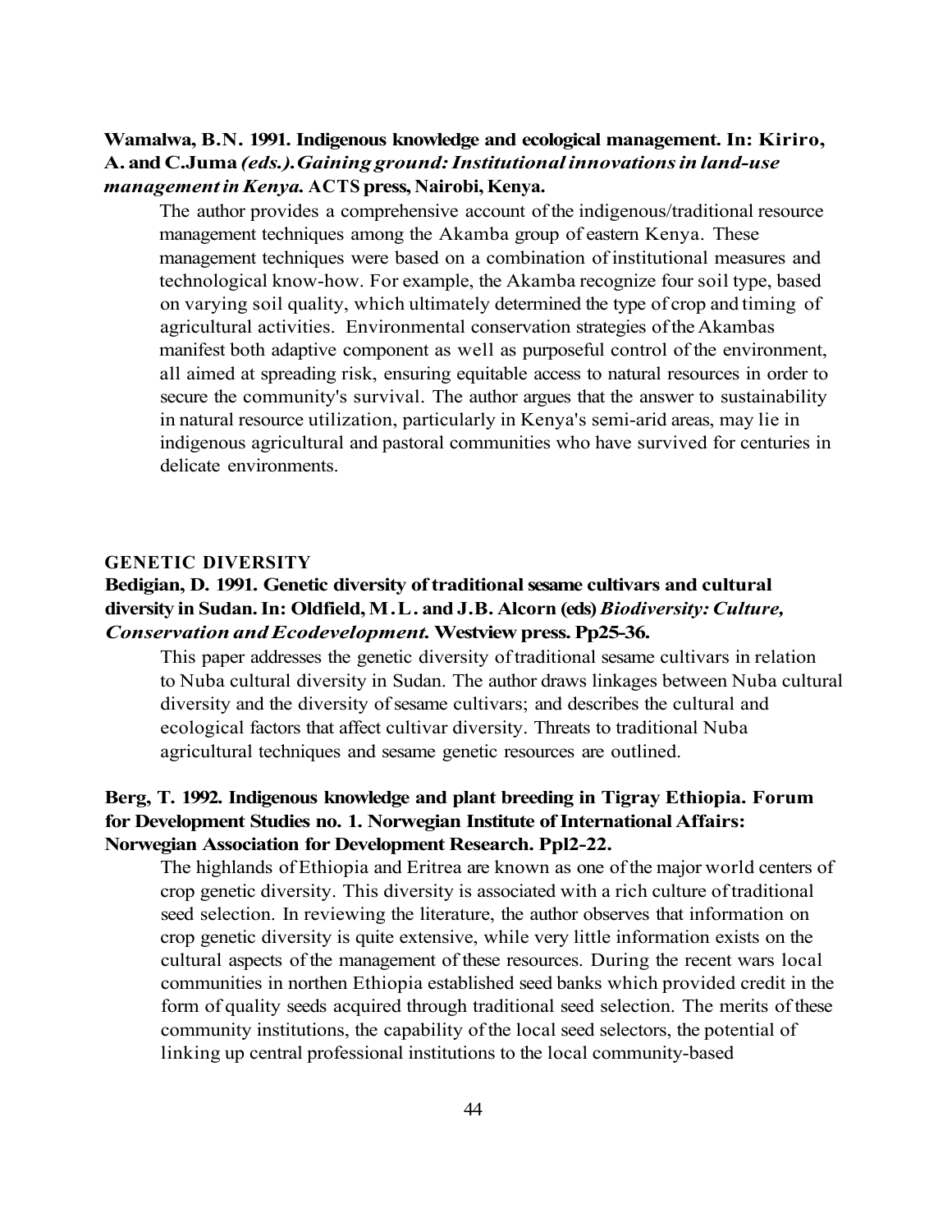**Wamalwa, B.N. 1991. Indigenous knowledge and ecological management. In: Kiriro, A. and C.Juma *(eds.). Gaining ground: Institutional innovations in land-use management in Kenya.* ACTS press, Nairobi, Kenya.**

The author provides a comprehensive account of the indigenous/traditional resource management techniques among the Akamba group of eastern Kenya. These management techniques were based on a combination of institutional measures and technological know-how. For example, the Akamba recognize four soil type, based on varying soil quality, which ultimately determined the type of crop and timing of agricultural activities. Environmental conservation strategies of the Akambas manifest both adaptive component as well as purposeful control of the environment, all aimed at spreading risk, ensuring equitable access to natural resources in order to secure the community's survival. The author argues that the answer to sustainability in natural resource utilization, particularly in Kenya's semi-arid areas, may lie in indigenous agricultural and pastoral communities who have survived for centuries in delicate environments.

## GENETIC DIVERSITY

**Bedigian, D. 1991. Genetic diversity of traditional sesame cultivars and cultural diversity in Sudan. In: Oldfield, M.L. and J.B. Alcorn (eds) *Biodiversity: Culture, Conservation and Ecodevelopment.* Westview press. Pp25-36.**

This paper addresses the genetic diversity of traditional sesame cultivars in relation to Nuba cultural diversity in Sudan. The author draws linkages between Nuba cultural diversity and the diversity of sesame cultivars; and describes the cultural and ecological factors that affect cultivar diversity. Threats to traditional Nuba agricultural techniques and sesame genetic resources are outlined.

**Berg, T. 1992. Indigenous knowledge and plant breeding in Tigray Ethiopia. Forum for Development Studies no. 1. Norwegian Institute of International Affairs: Norwegian Association for Development Research. Pp12-22.**

The highlands of Ethiopia and Eritrea are known as one of the major world centers of crop genetic diversity. This diversity is associated with a rich culture of traditional seed selection. In reviewing the literature, the author observes that information on crop genetic diversity is quite extensive, while very little information exists on the cultural aspects of the management of these resources. During the recent wars local communities in northen Ethiopia established seed banks which provided credit in the form of quality seeds acquired through traditional seed selection. The merits of these community institutions, the capability of the local seed selectors, the potential of linking up central professional institutions to the local community-based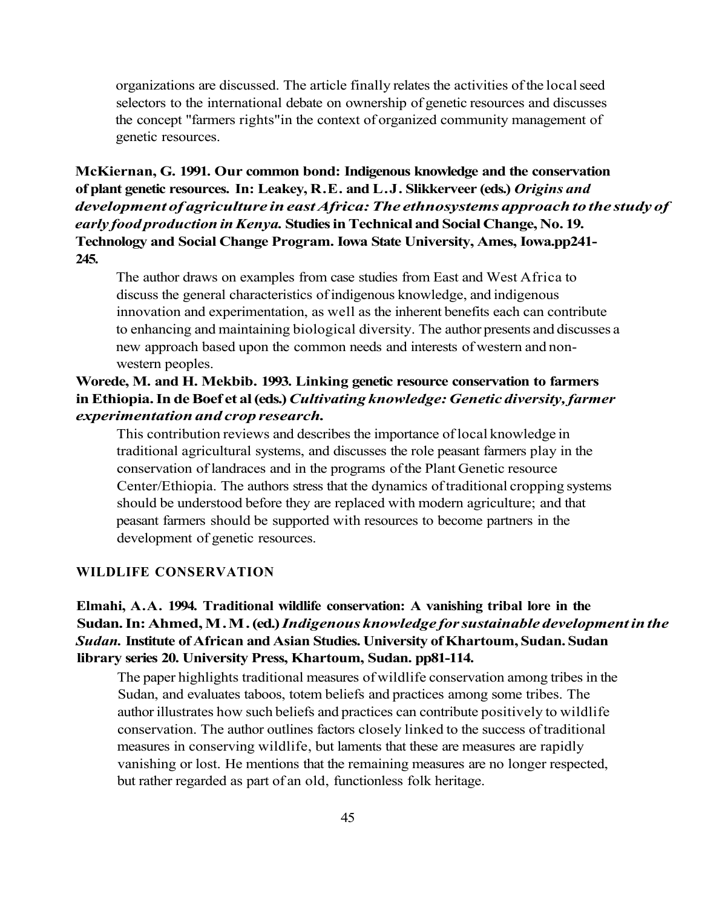organizations are discussed. The article finally relates the activities of the local seed selectors to the international debate on ownership of genetic resources and discusses the concept "farmers rights"in the context of organized community management of genetic resources.

**McKiernan, G. 1991. Our common bond: Indigenous knowledge and the conservation of plant genetic resources. In: Leakey, R.E. and L.J. Slikkerveer (eds.) *Origins and development of agriculture in east Africa: The ethnosystems approach to the study of early food production in Kenya.* Studies in Technical and Social Change, No. 19. Technology and Social Change Program. Iowa State University, Ames, Iowa.pp241-245.**

The author draws on examples from case studies from East and West Africa to discuss the general characteristics of indigenous knowledge, and indigenous innovation and experimentation, as well as the inherent benefits each can contribute to enhancing and maintaining biological diversity. The author presents and discusses a new approach based upon the common needs and interests of western and non-western peoples.

**Worede, M. and H. Mekbib. 1993. Linking genetic resource conservation to farmers in Ethiopia. In de Boef et al (eds.) *Cultivating knowledge: Genetic diversity, farmer experimentation and crop research.***

This contribution reviews and describes the importance of local knowledge in traditional agricultural systems, and discusses the role peasant farmers play in the conservation of landraces and in the programs of the Plant Genetic resource Center/Ethiopia. The authors stress that the dynamics of traditional cropping systems should be understood before they are replaced with modern agriculture; and that peasant farmers should be supported with resources to become partners in the development of genetic resources.

## WILDLIFE CONSERVATION

**Elmahi, A.A. 1994. Traditional wildlife conservation: A vanishing tribal lore in the Sudan. In: Ahmed, M.M. (ed.) *Indigenous knowledge for sustainable development in the Sudan.* Institute of African and Asian Studies. University of Khartoum, Sudan. Sudan library series 20. University Press, Khartoum, Sudan. pp81-114.**

The paper highlights traditional measures of wildlife conservation among tribes in the Sudan, and evaluates taboos, totem beliefs and practices among some tribes. The author illustrates how such beliefs and practices can contribute positively to wildlife conservation. The author outlines factors closely linked to the success of traditional measures in conserving wildlife, but laments that these are measures are rapidly vanishing or lost. He mentions that the remaining measures are no longer respected, but rather regarded as part of an old, functionless folk heritage.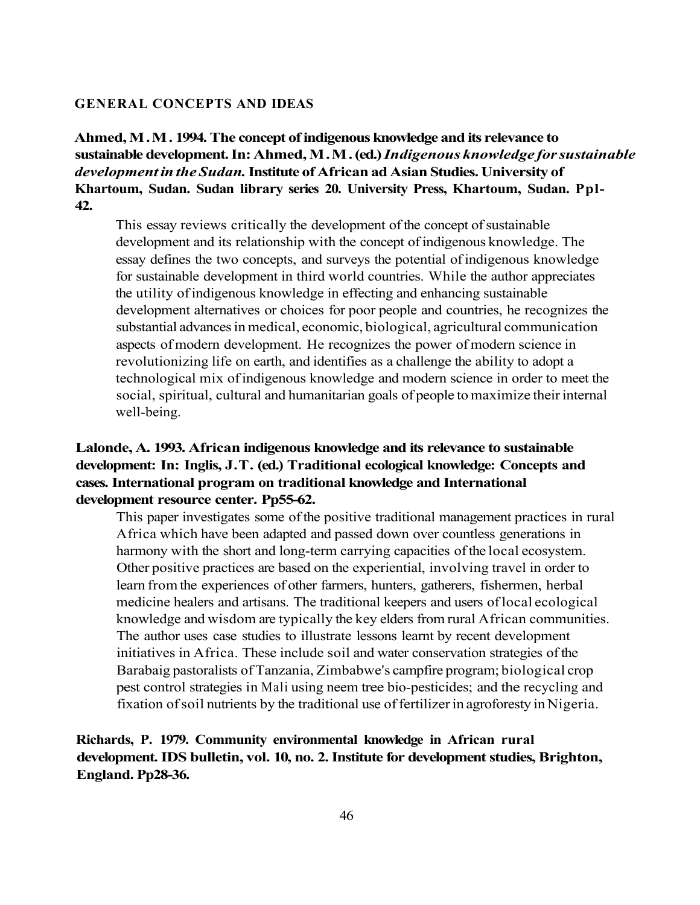## GENERAL CONCEPTS AND IDEAS

**Ahmed, M.M. 1994. The concept of indigenous knowledge and its relevance to sustainable development. In: Ahmed, M.M. (ed.) *Indigenous knowledge for sustainable development in the Sudan.* Institute of African ad Asian Studies. University of Khartoum, Sudan. Sudan library series 20. University Press, Khartoum, Sudan. Ppl-42.**

This essay reviews critically the development of the concept of sustainable development and its relationship with the concept of indigenous knowledge. The essay defines the two concepts, and surveys the potential of indigenous knowledge for sustainable development in third world countries. While the author appreciates the utility of indigenous knowledge in effecting and enhancing sustainable development alternatives or choices for poor people and countries, he recognizes the substantial advances in medical, economic, biological, agricultural communication aspects of modern development. He recognizes the power of modern science in revolutionizing life on earth, and identifies as a challenge the ability to adopt a technological mix of indigenous knowledge and modern science in order to meet the social, spiritual, cultural and humanitarian goals of people to maximize their internal well-being.

**Lalonde, A. 1993. African indigenous knowledge and its relevance to sustainable development: In: Inglis, J.T. (ed.) Traditional ecological knowledge: Concepts and cases. International program on traditional knowledge and International development resource center. Pp55-62.**

This paper investigates some of the positive traditional management practices in rural Africa which have been adapted and passed down over countless generations in harmony with the short and long-term carrying capacities of the local ecosystem. Other positive practices are based on the experiential, involving travel in order to learn from the experiences of other farmers, hunters, gatherers, fishermen, herbal medicine healers and artisans. The traditional keepers and users of local ecological knowledge and wisdom are typically the key elders from rural African communities. The author uses case studies to illustrate lessons learnt by recent development initiatives in Africa. These include soil and water conservation strategies of the Barabaig pastoralists of Tanzania, Zimbabwe's campfire program; biological crop pest control strategies in Mali using neem tree bio-pesticides; and the recycling and fixation of soil nutrients by the traditional use of fertilizer in agroforesty in Nigeria.

**Richards, P. 1979. Community environmental knowledge in African rural development. IDS bulletin, vol. 10, no. 2. Institute for development studies, Brighton, England. Pp28-36.**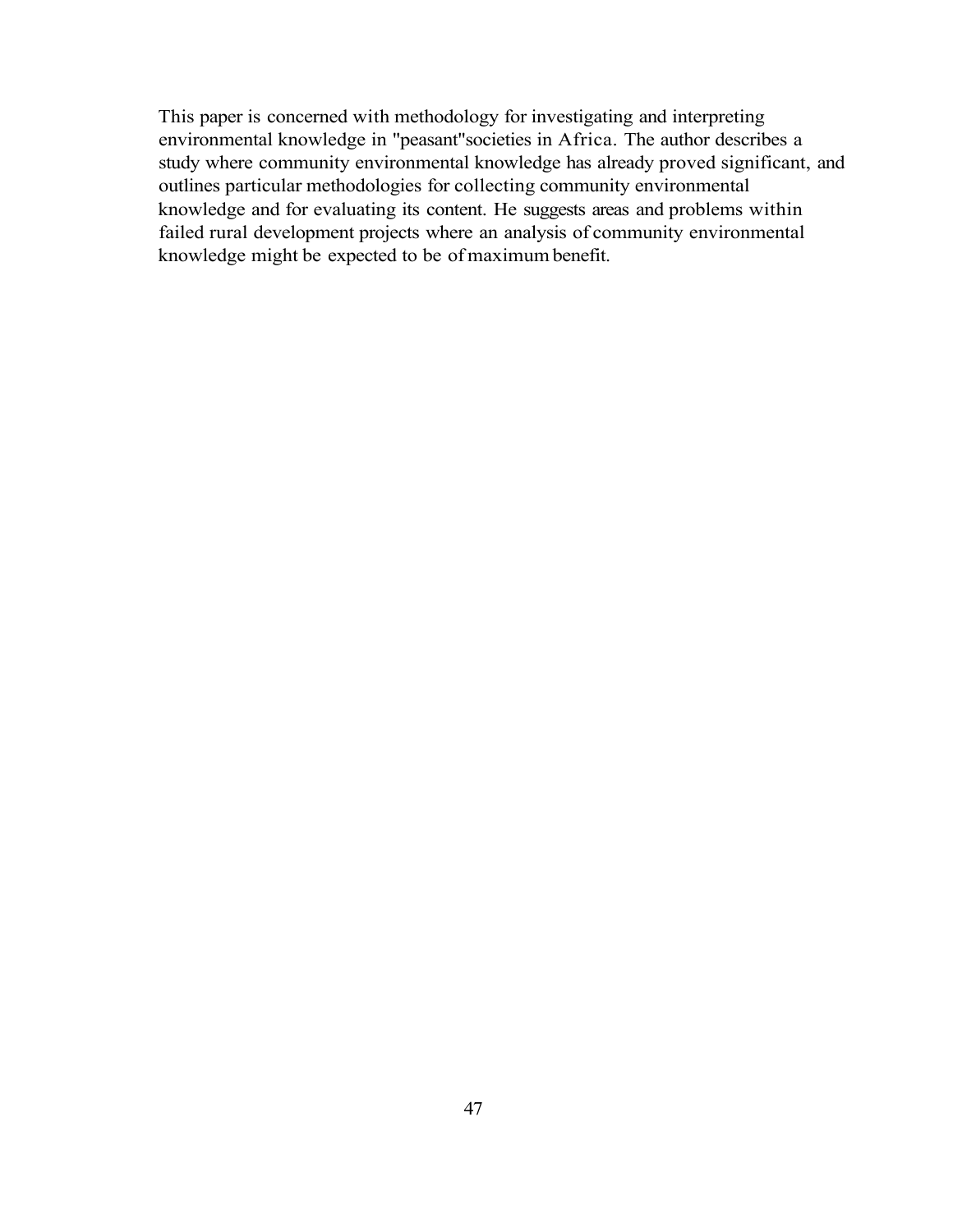This paper is concerned with methodology for investigating and interpreting environmental knowledge in "peasant"societies in Africa. The author describes a study where community environmental knowledge has already proved significant, and outlines particular methodologies for collecting community environmental knowledge and for evaluating its content. He suggests areas and problems within failed rural development projects where an analysis of community environmental knowledge might be expected to be of maximum benefit.